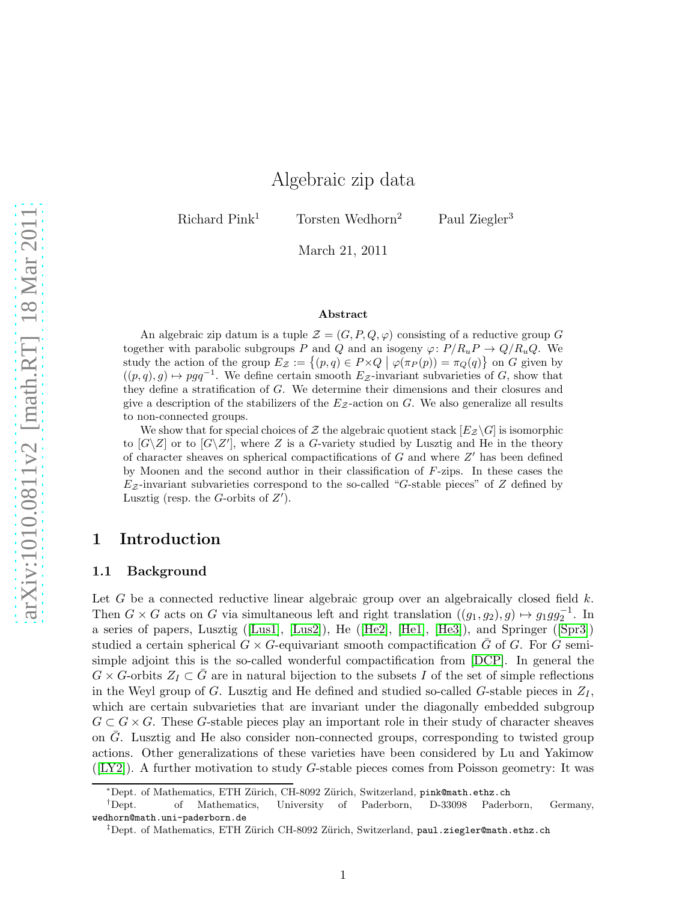# Algebraic zip data

Richard Pink[1] Torsten Wedhorn[2] Paul Ziegler[3]

March 21, 2011

### Abstract

An algebraic zip datum is a tuple $\mathcal{Z} = (G, P, Q, \varphi)$ consisting of a reductive group $G$ together with parabolic subgroups $P$ and $Q$ and an isogeny $\varphi\colon P/R_uP \to Q/R_uQ$. We study the action of the group $E_{\mathcal{Z}} := \{(p,q) \in P \times Q \mid \varphi(\pi_P(p)) = \pi_Q(q)\}$ on $G$ given by $((p,q),g) \mapsto pgq^{-1}$. We define certain smooth $E_{\mathcal{Z}}$-invariant subvarieties of $G$, show that they define a stratification of $G$. We determine their dimensions and their closures and give a description of the stabilizers of the $E_{\mathcal{Z}}$-action on $G$. We also generalize all results to non-connected groups.

We show that for special choices of $\mathcal{Z}$ the algebraic quotient stack $[E_{\mathcal{Z}}\backslash G]$ is isomorphic to $[G\backslash Z]$ or to $[G\backslash Z']$, where $Z$ is a $G$-variety studied by Lusztig and He in the theory of character sheaves on spherical compactifications of $G$ and where $Z'$ has been defined by Moonen and the second author in their classification of $F$-zips. In these cases the $E_{\mathcal{Z}}$-invariant subvarieties correspond to the so-called "$G$-stable pieces" of $Z$ defined by Lusztig (resp. the $G$-orbits of $Z'$).

## 1 Introduction

### 1.1 Background

Let $G$ be a connected reductive linear algebraic group over an algebraically closed field $k$. Then $G \times G$ acts on $G$ via simultaneous left and right translation $((g_1, g_2), g) \mapsto g_1 g g_2^{-1}$. In a series of papers, Lusztig ([Lus1], [Lus2]), He ([He2], [He1], [He3]), and Springer ([Spr3]) studied a certain spherical $G \times G$-equivariant smooth compactification $\bar{G}$ of $G$. For $G$ semi-simple adjoint this is the so-called wonderful compactification from [DCP]. In general the $G \times G$-orbits $Z_I \subset \bar{G}$ are in natural bijection to the subsets $I$ of the set of simple reflections in the Weyl group of $G$. Lusztig and He defined and studied so-called $G$-stable pieces in $Z_I$, which are certain subvarieties that are invariant under the diagonally embedded subgroup $G \subset G \times G$. These $G$-stable pieces play an important role in their study of character sheaves on $\bar{G}$. Lusztig and He also consider non-connected groups, corresponding to twisted group actions. Other generalizations of these varieties have been considered by Lu and Yakimow ([LY2]). A further motivation to study $G$-stable pieces comes from Poisson geometry: It was

[1] Dept. of Mathematics, ETH Zürich, CH-8092 Zürich, Switzerland, pink@math.ethz.ch

[2] Dept. of Mathematics, University of Paderborn, D-33098 Paderborn, Germany, wedhorn@math.uni-paderborn.de

[3] Dept. of Mathematics, ETH Zürich CH-8092 Zürich, Switzerland, paul.ziegler@math.ethz.ch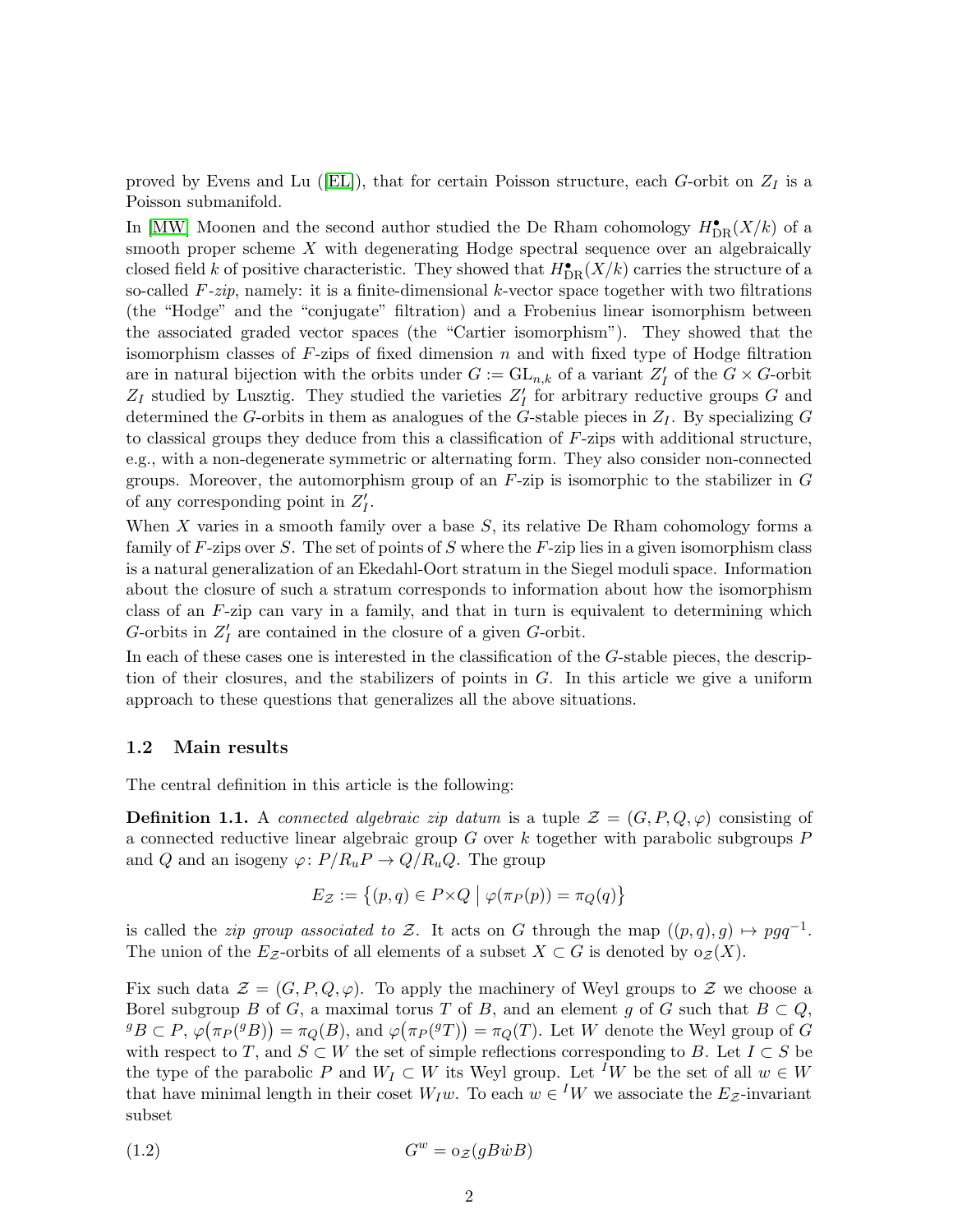proved by Evens and Lu ([EL]), that for certain Poisson structure, each $G$-orbit on $Z_I$ is a Poisson submanifold.

In [MW] Moonen and the second author studied the De Rham cohomology $H^\bullet_{\rm DR}(X/k)$ of a smooth proper scheme $X$ with degenerating Hodge spectral sequence over an algebraically closed field $k$ of positive characteristic. They showed that $H^\bullet_{\rm DR}(X/k)$ carries the structure of a so-called *$F$-zip*, namely: it is a finite-dimensional $k$-vector space together with two filtrations (the "Hodge" and the "conjugate" filtration) and a Frobenius linear isomorphism between the associated graded vector spaces (the "Cartier isomorphism"). They showed that the isomorphism classes of $F$-zips of fixed dimension $n$ and with fixed type of Hodge filtration are in natural bijection with the orbits under $G := \mathrm{GL}_{n,k}$ of a variant $Z'_I$ of the $G\times G$-orbit $Z_I$ studied by Lusztig. They studied the varieties $Z'_I$ for arbitrary reductive groups $G$ and determined the $G$-orbits in them as analogues of the $G$-stable pieces in $Z_I$. By specializing $G$ to classical groups they deduce from this a classification of $F$-zips with additional structure, e.g., with a non-degenerate symmetric or alternating form. They also consider non-connected groups. Moreover, the automorphism group of an $F$-zip is isomorphic to the stabilizer in $G$ of any corresponding point in $Z'_I$.

When $X$ varies in a smooth family over a base $S$, its relative De Rham cohomology forms a family of $F$-zips over $S$. The set of points of $S$ where the $F$-zip lies in a given isomorphism class is a natural generalization of an Ekedahl-Oort stratum in the Siegel moduli space. Information about the closure of such a stratum corresponds to information about how the isomorphism class of an $F$-zip can vary in a family, and that in turn is equivalent to determining which $G$-orbits in $Z'_I$ are contained in the closure of a given $G$-orbit.

In each of these cases one is interested in the classification of the $G$-stable pieces, the description of their closures, and the stabilizers of points in $G$. In this article we give a uniform approach to these questions that generalizes all the above situations.

## 1.2 Main results

The central definition in this article is the following:

**Definition 1.1.** A *connected algebraic zip datum* is a tuple $\mathcal{Z} = (G, P, Q, \varphi)$ consisting of a connected reductive linear algebraic group $G$ over $k$ together with parabolic subgroups $P$ and $Q$ and an isogeny $\varphi\colon P/R_uP \to Q/R_uQ$. The group

$$E_{\mathcal{Z}} := \big\{(p,q) \in P{\times}Q \;\big|\; \varphi(\pi_P(p)) = \pi_Q(q)\big\}$$

is called the *zip group associated to* $\mathcal{Z}$. It acts on $G$ through the map $((p,q),g) \mapsto pgq^{-1}$. The union of the $E_{\mathcal{Z}}$-orbits of all elements of a subset $X \subset G$ is denoted by $\mathrm{o}_{\mathcal{Z}}(X)$.

Fix such data $\mathcal{Z} = (G, P, Q, \varphi)$. To apply the machinery of Weyl groups to $\mathcal{Z}$ we choose a Borel subgroup $B$ of $G$, a maximal torus $T$ of $B$, and an element $g$ of $G$ such that $B \subset Q$, ${}^gB \subset P$, $\varphi\big(\pi_P({}^gB)\big) = \pi_Q(B)$, and $\varphi\big(\pi_P({}^gT)\big) = \pi_Q(T)$. Let $W$ denote the Weyl group of $G$ with respect to $T$, and $S \subset W$ the set of simple reflections corresponding to $B$. Let $I \subset S$ be the type of the parabolic $P$ and $W_I \subset W$ its Weyl group. Let ${}^IW$ be the set of all $w \in W$ that have minimal length in their coset $W_Iw$. To each $w \in {}^IW$ we associate the $E_{\mathcal{Z}}$-invariant subset

$$G^w = \mathrm{o}_{\mathcal{Z}}(gB\dot{w}B) \tag{1.2}$$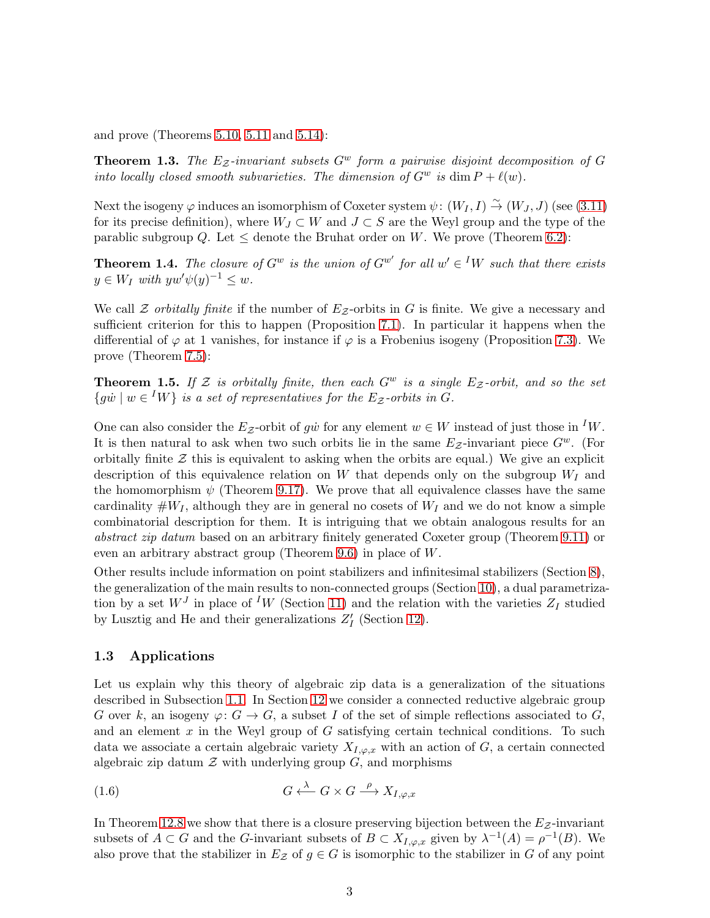and prove (Theorems 5.10, 5.11 and 5.14):

**Theorem 1.3.** *The $E_{\mathcal{Z}}$-invariant subsets $G^w$ form a pairwise disjoint decomposition of $G$ into locally closed smooth subvarieties. The dimension of $G^w$ is $\dim P + \ell(w)$.*

Next the isogeny $\varphi$ induces an isomorphism of Coxeter system $\psi\colon (W_I, I) \xrightarrow{\sim} (W_J, J)$ (see (3.11) for its precise definition), where $W_J \subset W$ and $J \subset S$ are the Weyl group and the type of the parablic subgroup $Q$. Let $\leq$ denote the Bruhat order on $W$. We prove (Theorem 6.2):

**Theorem 1.4.** *The closure of $G^w$ is the union of $G^{w'}$ for all $w' \in {}^IW$ such that there exists $y \in W_I$ with $yw'\psi(y)^{-1} \leq w$.*

We call $\mathcal{Z}$ *orbitally finite* if the number of $E_{\mathcal{Z}}$-orbits in $G$ is finite. We give a necessary and sufficient criterion for this to happen (Proposition 7.1). In particular it happens when the differential of $\varphi$ at 1 vanishes, for instance if $\varphi$ is a Frobenius isogeny (Proposition 7.3). We prove (Theorem 7.5):

**Theorem 1.5.** *If $\mathcal{Z}$ is orbitally finite, then each $G^w$ is a single $E_{\mathcal{Z}}$-orbit, and so the set $\{g\dot{w} \mid w \in {}^IW\}$ is a set of representatives for the $E_{\mathcal{Z}}$-orbits in $G$.*

One can also consider the $E_{\mathcal{Z}}$-orbit of $g\dot{w}$ for any element $w \in W$ instead of just those in ${}^IW$. It is then natural to ask when two such orbits lie in the same $E_{\mathcal{Z}}$-invariant piece $G^w$. (For orbitally finite $\mathcal{Z}$ this is equivalent to asking when the orbits are equal.) We give an explicit description of this equivalence relation on $W$ that depends only on the subgroup $W_I$ and the homomorphism $\psi$ (Theorem 9.17). We prove that all equivalence classes have the same cardinality $\#W_I$, although they are in general no cosets of $W_I$ and we do not know a simple combinatorial description for them. It is intriguing that we obtain analogous results for an *abstract zip datum* based on an arbitrary finitely generated Coxeter group (Theorem 9.11) or even an arbitrary abstract group (Theorem 9.6) in place of $W$.

Other results include information on point stabilizers and infinitesimal stabilizers (Section 8), the generalization of the main results to non-connected groups (Section 10), a dual parametrization by a set $W^J$ in place of ${}^IW$ (Section 11) and the relation with the varieties $Z_I$ studied by Lusztig and He and their generalizations $Z'_I$ (Section 12).

### 1.3 Applications

Let us explain why this theory of algebraic zip data is a generalization of the situations described in Subsection 1.1. In Section 12 we consider a connected reductive algebraic group $G$ over $k$, an isogeny $\varphi\colon G \to G$, a subset $I$ of the set of simple reflections associated to $G$, and an element $x$ in the Weyl group of $G$ satisfying certain technical conditions. To such data we associate a certain algebraic variety $X_{I,\varphi,x}$ with an action of $G$, a certain connected algebraic zip datum $\mathcal{Z}$ with underlying group $G$, and morphisms

$$G \xleftarrow{\lambda} G \times G \xrightarrow{\rho} X_{I,\varphi,x} \tag{1.6}$$

In Theorem 12.8 we show that there is a closure preserving bijection between the $E_{\mathcal{Z}}$-invariant subsets of $A \subset G$ and the $G$-invariant subsets of $B \subset X_{I,\varphi,x}$ given by $\lambda^{-1}(A) = \rho^{-1}(B)$. We also prove that the stabilizer in $E_{\mathcal{Z}}$ of $g \in G$ is isomorphic to the stabilizer in $G$ of any point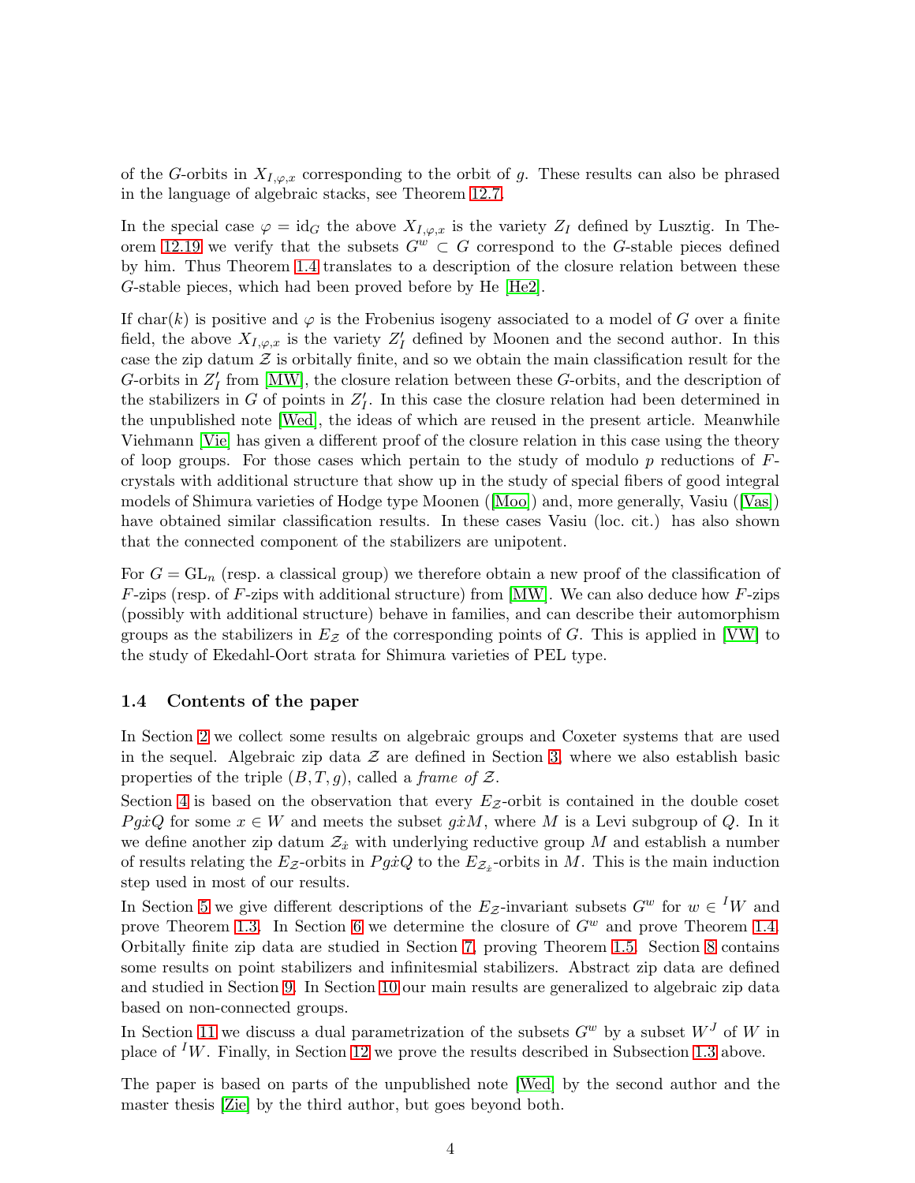of the $G$-orbits in $X_{I,\varphi,x}$ corresponding to the orbit of $g$. These results can also be phrased in the language of algebraic stacks, see Theorem 12.7.

In the special case $\varphi = \mathrm{id}_G$ the above $X_{I,\varphi,x}$ is the variety $Z_I$ defined by Lusztig. In Theorem 12.19 we verify that the subsets $G^w \subset G$ correspond to the $G$-stable pieces defined by him. Thus Theorem 1.4 translates to a description of the closure relation between these $G$-stable pieces, which had been proved before by He [He2].

If $\mathrm{char}(k)$ is positive and $\varphi$ is the Frobenius isogeny associated to a model of $G$ over a finite field, the above $X_{I,\varphi,x}$ is the variety $Z'_I$ defined by Moonen and the second author. In this case the zip datum $\mathcal{Z}$ is orbitally finite, and so we obtain the main classification result for the $G$-orbits in $Z'_I$ from [MW], the closure relation between these $G$-orbits, and the description of the stabilizers in $G$ of points in $Z'_I$. In this case the closure relation had been determined in the unpublished note [Wed], the ideas of which are reused in the present article. Meanwhile Viehmann [Vie] has given a different proof of the closure relation in this case using the theory of loop groups. For those cases which pertain to the study of modulo $p$ reductions of $F$-crystals with additional structure that show up in the study of special fibers of good integral models of Shimura varieties of Hodge type Moonen ([Moo]) and, more generally, Vasiu ([Vas]) have obtained similar classification results. In these cases Vasiu (loc. cit.) has also shown that the connected component of the stabilizers are unipotent.

For $G = \mathrm{GL}_n$ (resp. a classical group) we therefore obtain a new proof of the classification of $F$-zips (resp. of $F$-zips with additional structure) from [MW]. We can also deduce how $F$-zips (possibly with additional structure) behave in families, and can describe their automorphism groups as the stabilizers in $E_{\mathcal{Z}}$ of the corresponding points of $G$. This is applied in [VW] to the study of Ekedahl-Oort strata for Shimura varieties of PEL type.

### 1.4 Contents of the paper

In Section 2 we collect some results on algebraic groups and Coxeter systems that are used in the sequel. Algebraic zip data $\mathcal{Z}$ are defined in Section 3, where we also establish basic properties of the triple $(B, T, g)$, called a *frame of* $\mathcal{Z}$.

Section 4 is based on the observation that every $E_{\mathcal{Z}}$-orbit is contained in the double coset $Pg\dot{x}Q$ for some $x \in W$ and meets the subset $g\dot{x}M$, where $M$ is a Levi subgroup of $Q$. In it we define another zip datum $\mathcal{Z}_{\dot{x}}$ with underlying reductive group $M$ and establish a number of results relating the $E_{\mathcal{Z}}$-orbits in $Pg\dot{x}Q$ to the $E_{\mathcal{Z}_{\dot{x}}}$-orbits in $M$. This is the main induction step used in most of our results.

In Section 5 we give different descriptions of the $E_{\mathcal{Z}}$-invariant subsets $G^w$ for $w \in {}^IW$ and prove Theorem 1.3. In Section 6 we determine the closure of $G^w$ and prove Theorem 1.4. Orbitally finite zip data are studied in Section 7, proving Theorem 1.5. Section 8 contains some results on point stabilizers and infinitesmial stabilizers. Abstract zip data are defined and studied in Section 9. In Section 10 our main results are generalized to algebraic zip data based on non-connected groups.

In Section 11 we discuss a dual parametrization of the subsets $G^w$ by a subset $W^J$ of $W$ in place of ${}^IW$. Finally, in Section 12 we prove the results described in Subsection 1.3 above.

The paper is based on parts of the unpublished note [Wed] by the second author and the master thesis [Zie] by the third author, but goes beyond both.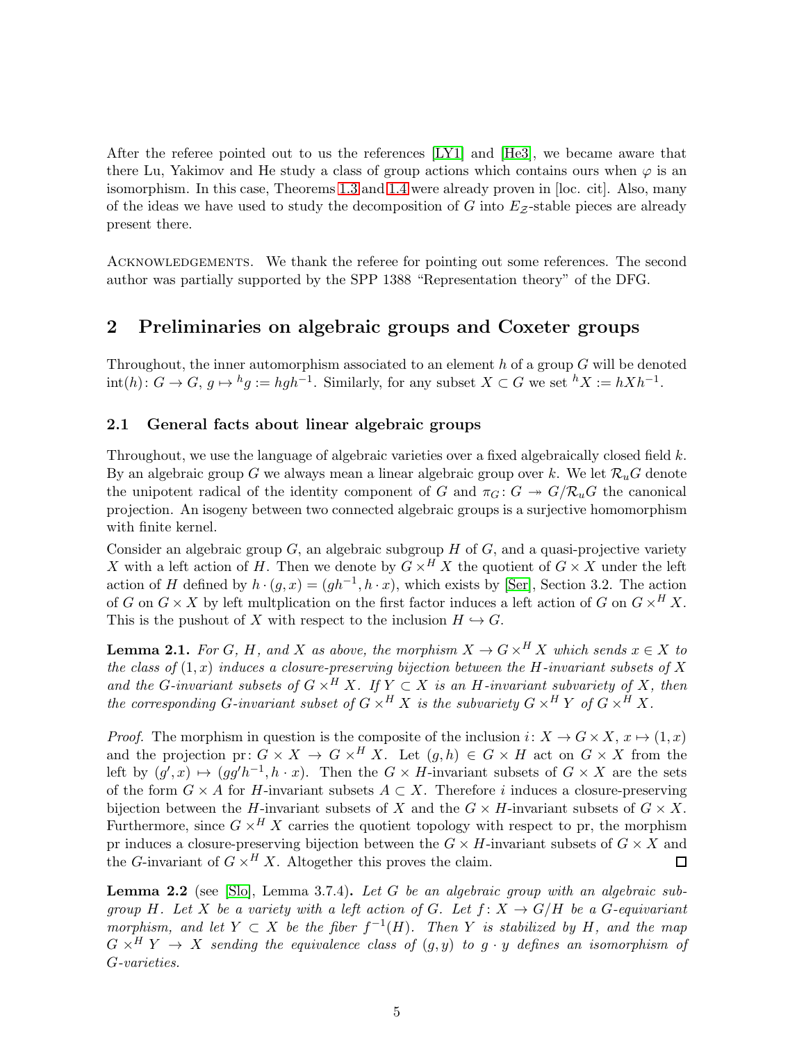After the referee pointed out to us the references [LY1] and [He3], we became aware that there Lu, Yakimov and He study a class of group actions which contains ours when $\varphi$ is an isomorphism. In this case, Theorems 1.3 and 1.4 were already proven in [loc. cit]. Also, many of the ideas we have used to study the decomposition of $G$ into $E_{\mathcal{Z}}$-stable pieces are already present there.

Acknowledgements. We thank the referee for pointing out some references. The second author was partially supported by the SPP 1388 "Representation theory" of the DFG.

## 2 Preliminaries on algebraic groups and Coxeter groups

Throughout, the inner automorphism associated to an element $h$ of a group $G$ will be denoted $\mathrm{int}(h)\colon G \to G$, $g \mapsto {}^h g := hgh^{-1}$. Similarly, for any subset $X \subset G$ we set ${}^h X := hXh^{-1}$.

### 2.1 General facts about linear algebraic groups

Throughout, we use the language of algebraic varieties over a fixed algebraically closed field $k$. By an algebraic group $G$ we always mean a linear algebraic group over $k$. We let $\mathcal{R}_u G$ denote the unipotent radical of the identity component of $G$ and $\pi_G\colon G \twoheadrightarrow G/\mathcal{R}_u G$ the canonical projection. An isogeny between two connected algebraic groups is a surjective homomorphism with finite kernel.

Consider an algebraic group $G$, an algebraic subgroup $H$ of $G$, and a quasi-projective variety $X$ with a left action of $H$. Then we denote by $G \times^H X$ the quotient of $G \times X$ under the left action of $H$ defined by $h \cdot (g, x) = (gh^{-1}, h \cdot x)$, which exists by [Ser], Section 3.2. The action of $G$ on $G \times X$ by left multplication on the first factor induces a left action of $G$ on $G \times^H X$. This is the pushout of $X$ with respect to the inclusion $H \hookrightarrow G$.

**Lemma 2.1.** *For $G$, $H$, and $X$ as above, the morphism $X \to G \times^H X$ which sends $x \in X$ to the class of $(1, x)$ induces a closure-preserving bijection between the $H$-invariant subsets of $X$ and the $G$-invariant subsets of $G \times^H X$. If $Y \subset X$ is an $H$-invariant subvariety of $X$, then the corresponding $G$-invariant subset of $G \times^H X$ is the subvariety $G \times^H Y$ of $G \times^H X$.*

*Proof.* The morphism in question is the composite of the inclusion $i\colon X \to G \times X$, $x \mapsto (1, x)$ and the projection $\mathrm{pr}\colon G \times X \to G \times^H X$. Let $(g, h) \in G \times H$ act on $G \times X$ from the left by $(g', x) \mapsto (gg'h^{-1}, h \cdot x)$. Then the $G \times H$-invariant subsets of $G \times X$ are the sets of the form $G \times A$ for $H$-invariant subsets $A \subset X$. Therefore $i$ induces a closure-preserving bijection between the $H$-invariant subsets of $X$ and the $G \times H$-invariant subsets of $G \times X$. Furthermore, since $G \times^H X$ carries the quotient topology with respect to pr, the morphism pr induces a closure-preserving bijection between the $G \times H$-invariant subsets of $G \times X$ and the $G$-invariant of $G \times^H X$. Altogether this proves the claim. $\square$

**Lemma 2.2** (see [Slo], Lemma 3.7.4)**.** *Let $G$ be an algebraic group with an algebraic subgroup $H$. Let $X$ be a variety with a left action of $G$. Let $f\colon X \to G/H$ be a $G$-equivariant morphism, and let $Y \subset X$ be the fiber $f^{-1}(H)$. Then $Y$ is stabilized by $H$, and the map $G \times^H Y \to X$ sending the equivalence class of $(g, y)$ to $g \cdot y$ defines an isomorphism of $G$-varieties.*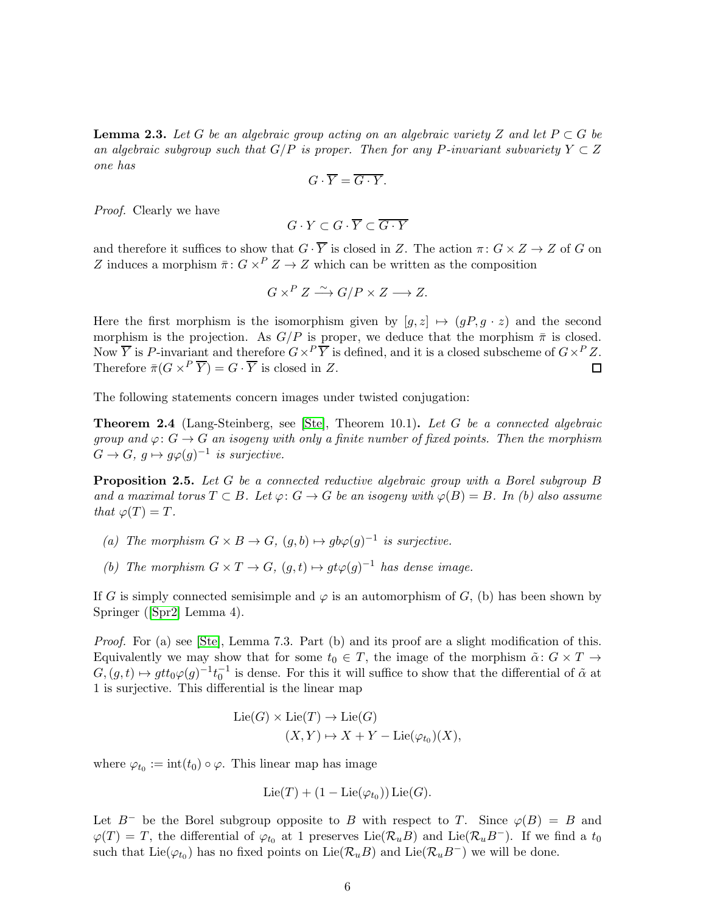**Lemma 2.3.** *Let $G$ be an algebraic group acting on an algebraic variety $Z$ and let $P \subset G$ be an algebraic subgroup such that $G/P$ is proper. Then for any $P$-invariant subvariety $Y \subset Z$ one has*

$$G \cdot \overline{Y} = \overline{G \cdot Y}.$$

*Proof.* Clearly we have

$$G \cdot Y \subset G \cdot \overline{Y} \subset \overline{G \cdot Y}$$

and therefore it suffices to show that $G \cdot \overline{Y}$ is closed in $Z$. The action $\pi \colon G \times Z \to Z$ of $G$ on $Z$ induces a morphism $\bar{\pi} \colon G \times^P Z \to Z$ which can be written as the composition

$$G \times^P Z \xrightarrow{\sim} G/P \times Z \longrightarrow Z.$$

Here the first morphism is the isomorphism given by $[g, z] \mapsto (gP, g \cdot z)$ and the second morphism is the projection. As $G/P$ is proper, we deduce that the morphism $\bar{\pi}$ is closed. Now $\overline{Y}$ is $P$-invariant and therefore $G \times^P \overline{Y}$ is defined, and it is a closed subscheme of $G \times^P Z$. Therefore $\bar{\pi}(G \times^P \overline{Y}) = G \cdot \overline{Y}$ is closed in $Z$. $\square$

The following statements concern images under twisted conjugation:

**Theorem 2.4** (Lang-Steinberg, see [Ste], Theorem 10.1)**.** *Let $G$ be a connected algebraic group and $\varphi \colon G \to G$ an isogeny with only a finite number of fixed points. Then the morphism $G \to G$, $g \mapsto g\varphi(g)^{-1}$ is surjective.*

**Proposition 2.5.** *Let $G$ be a connected reductive algebraic group with a Borel subgroup $B$ and a maximal torus $T \subset B$. Let $\varphi \colon G \to G$ be an isogeny with $\varphi(B) = B$. In (b) also assume that $\varphi(T) = T$.*

*(a) The morphism $G \times B \to G$, $(g, b) \mapsto gb\varphi(g)^{-1}$ is surjective.*

*(b) The morphism $G \times T \to G$, $(g, t) \mapsto gt\varphi(g)^{-1}$ has dense image.*

If $G$ is simply connected semisimple and $\varphi$ is an automorphism of $G$, (b) has been shown by Springer ([Spr2] Lemma 4).

*Proof.* For (a) see [Ste], Lemma 7.3. Part (b) and its proof are a slight modification of this. Equivalently we may show that for some $t_0 \in T$, the image of the morphism $\tilde{\alpha} \colon G \times T \to G, (g, t) \mapsto gtt_0\varphi(g)^{-1}t_0^{-1}$ is dense. For this it will suffice to show that the differential of $\tilde{\alpha}$ at 1 is surjective. This differential is the linear map

$$\begin{aligned} \operatorname{Lie}(G) \times \operatorname{Lie}(T) &\to \operatorname{Lie}(G) \\ (X, Y) &\mapsto X + Y - \operatorname{Lie}(\varphi_{t_0})(X), \end{aligned}$$

where $\varphi_{t_0} := \operatorname{int}(t_0) \circ \varphi$. This linear map has image

$$\operatorname{Lie}(T) + (1 - \operatorname{Lie}(\varphi_{t_0})) \operatorname{Lie}(G).$$

Let $B^-$ be the Borel subgroup opposite to $B$ with respect to $T$. Since $\varphi(B) = B$ and $\varphi(T) = T$, the differential of $\varphi_{t_0}$ at 1 preserves $\operatorname{Lie}(\mathcal{R}_u B)$ and $\operatorname{Lie}(\mathcal{R}_u B^-)$. If we find a $t_0$ such that $\operatorname{Lie}(\varphi_{t_0})$ has no fixed points on $\operatorname{Lie}(\mathcal{R}_u B)$ and $\operatorname{Lie}(\mathcal{R}_u B^-)$ we will be done.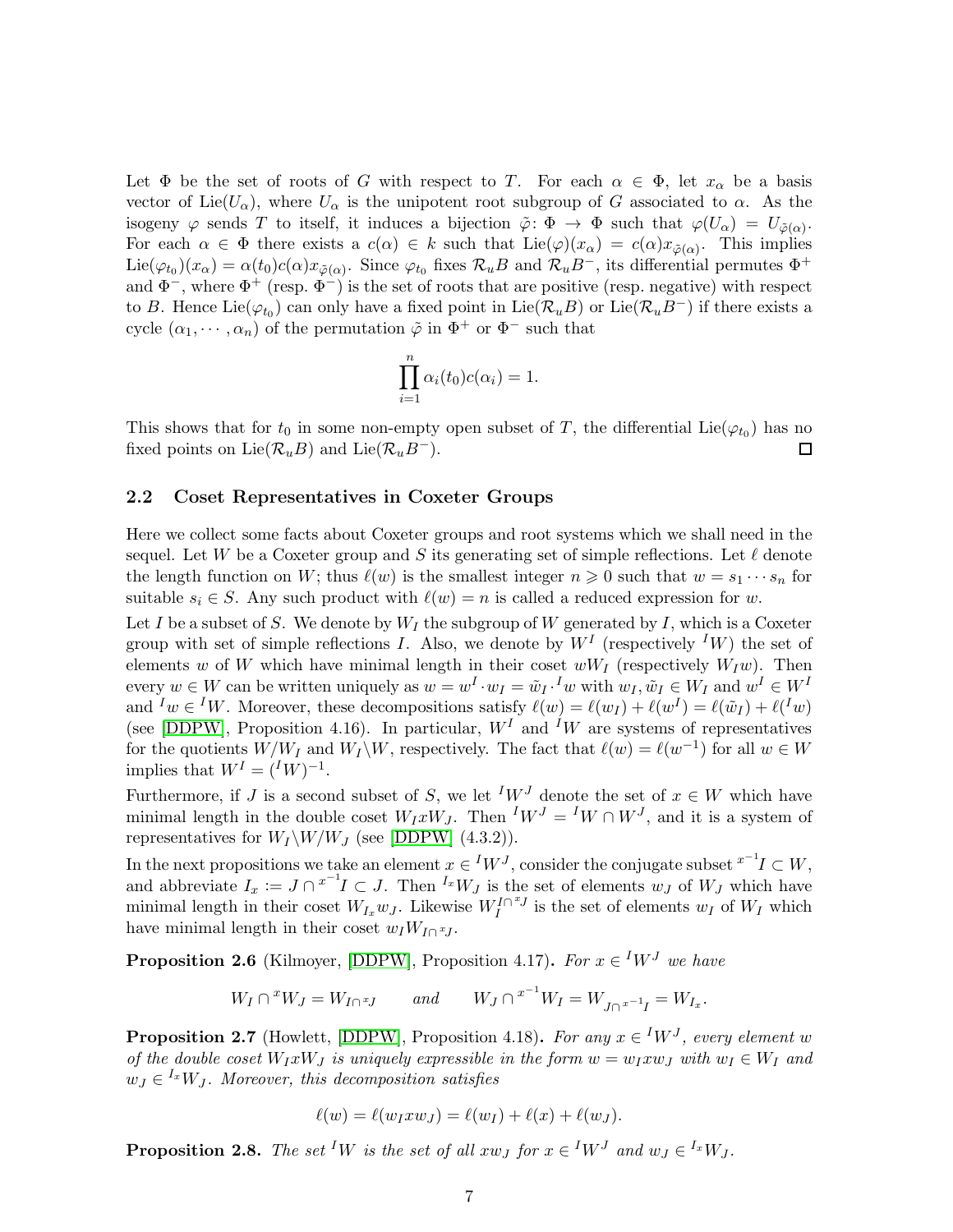Let $\Phi$ be the set of roots of $G$ with respect to $T$. For each $\alpha \in \Phi$, let $x_\alpha$ be a basis vector of $\mathrm{Lie}(U_\alpha)$, where $U_\alpha$ is the unipotent root subgroup of $G$ associated to $\alpha$. As the isogeny $\varphi$ sends $T$ to itself, it induces a bijection $\tilde{\varphi}\colon \Phi \to \Phi$ such that $\varphi(U_\alpha) = U_{\tilde{\varphi}(\alpha)}$. For each $\alpha \in \Phi$ there exists a $c(\alpha) \in k$ such that $\mathrm{Lie}(\varphi)(x_\alpha) = c(\alpha) x_{\tilde{\varphi}(\alpha)}$. This implies $\mathrm{Lie}(\varphi_{t_0})(x_\alpha) = \alpha(t_0) c(\alpha) x_{\tilde{\varphi}(\alpha)}$. Since $\varphi_{t_0}$ fixes $\mathcal{R}_u B$ and $\mathcal{R}_u B^-$, its differential permutes $\Phi^+$ and $\Phi^-$, where $\Phi^+$ (resp. $\Phi^-$) is the set of roots that are positive (resp. negative) with respect to $B$. Hence $\mathrm{Lie}(\varphi_{t_0})$ can only have a fixed point in $\mathrm{Lie}(\mathcal{R}_u B)$ or $\mathrm{Lie}(\mathcal{R}_u B^-)$ if there exists a cycle $(\alpha_1, \cdots, \alpha_n)$ of the permutation $\tilde{\varphi}$ in $\Phi^+$ or $\Phi^-$ such that

$$\prod_{i=1}^{n} \alpha_i(t_0) c(\alpha_i) = 1.$$

This shows that for $t_0$ in some non-empty open subset of $T$, the differential $\mathrm{Lie}(\varphi_{t_0})$ has no fixed points on $\mathrm{Lie}(\mathcal{R}_u B)$ and $\mathrm{Lie}(\mathcal{R}_u B^-)$. $\square$

## 2.2 Coset Representatives in Coxeter Groups

Here we collect some facts about Coxeter groups and root systems which we shall need in the sequel. Let $W$ be a Coxeter group and $S$ its generating set of simple reflections. Let $\ell$ denote the length function on $W$; thus $\ell(w)$ is the smallest integer $n \geqslant 0$ such that $w = s_1 \cdots s_n$ for suitable $s_i \in S$. Any such product with $\ell(w) = n$ is called a reduced expression for $w$.

Let $I$ be a subset of $S$. We denote by $W_I$ the subgroup of $W$ generated by $I$, which is a Coxeter group with set of simple reflections $I$. Also, we denote by $W^I$ (respectively ${}^I W$) the set of elements $w$ of $W$ which have minimal length in their coset $wW_I$ (respectively $W_I w$). Then every $w \in W$ can be written uniquely as $w = w^I \cdot w_I = \tilde{w}_I \cdot {}^I w$ with $w_I, \tilde{w}_I \in W_I$ and $w^I \in W^I$ and ${}^I w \in {}^I W$. Moreover, these decompositions satisfy $\ell(w) = \ell(w_I) + \ell(w^I) = \ell(\tilde{w}_I) + \ell({}^I w)$ (see [DDPW], Proposition 4.16). In particular, $W^I$ and ${}^I W$ are systems of representatives for the quotients $W/W_I$ and $W_I \backslash W$, respectively. The fact that $\ell(w) = \ell(w^{-1})$ for all $w \in W$ implies that $W^I = ({}^I W)^{-1}$.

Furthermore, if $J$ is a second subset of $S$, we let ${}^I W^J$ denote the set of $x \in W$ which have minimal length in the double coset $W_I x W_J$. Then ${}^I W^J = {}^I W \cap W^J$, and it is a system of representatives for $W_I \backslash W / W_J$ (see [DDPW] (4.3.2)).

In the next propositions we take an element $x \in {}^I W^J$, consider the conjugate subset ${}^{x^{-1}}I \subset W$, and abbreviate $I_x := J \cap {}^{x^{-1}}I \subset J$. Then ${}^{I_x}W_J$ is the set of elements $w_J$ of $W_J$ which have minimal length in their coset $W_{I_x} w_J$. Likewise $W_I^{I \cap {}^x J}$ is the set of elements $w_I$ of $W_I$ which have minimal length in their coset $w_I W_{I \cap {}^x J}$.

**Proposition 2.6** (Kilmoyer, [DDPW], Proposition 4.17)**.** *For $x \in {}^I W^J$ we have*

$$W_I \cap {}^x W_J = W_{I \cap {}^x J} \qquad \textit{and} \qquad W_J \cap {}^{x^{-1}} W_I = W_{J \cap {}^{x^{-1}} I} = W_{I_x}.$$

**Proposition 2.7** (Howlett, [DDPW], Proposition 4.18)**.** *For any $x \in {}^I W^J$, every element $w$ of the double coset $W_I x W_J$ is uniquely expressible in the form $w = w_I x w_J$ with $w_I \in W_I$ and $w_J \in {}^{I_x} W_J$. Moreover, this decomposition satisfies*

$$\ell(w) = \ell(w_I x w_J) = \ell(w_I) + \ell(x) + \ell(w_J).$$

**Proposition 2.8.** *The set ${}^I W$ is the set of all $x w_J$ for $x \in {}^I W^J$ and $w_J \in {}^{I_x} W_J$.*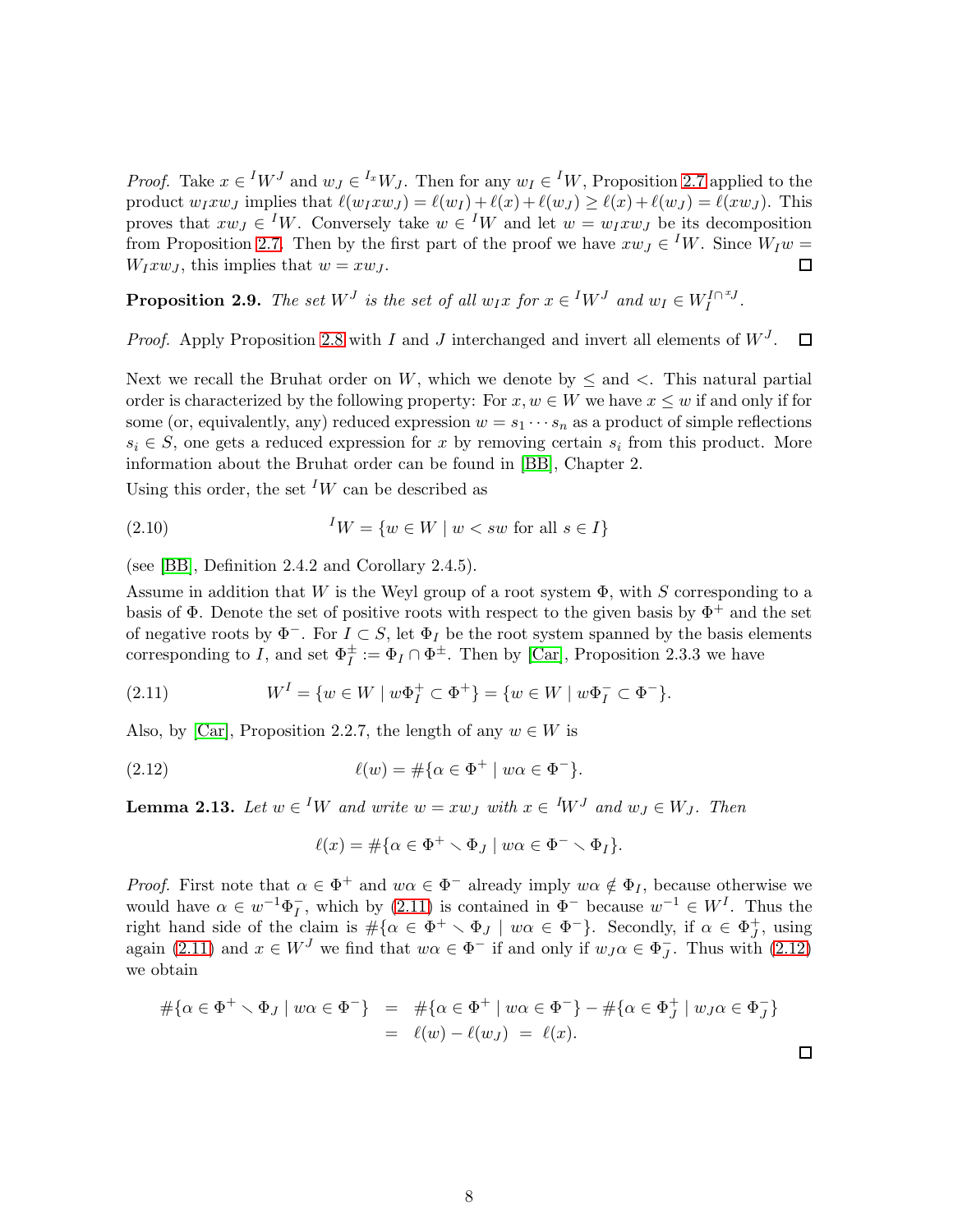*Proof.* Take $x \in {}^I W^J$ and $w_J \in {}^{I_x} W_J$. Then for any $w_I \in {}^I W$, Proposition 2.7 applied to the product $w_I x w_J$ implies that $\ell(w_I x w_J) = \ell(w_I) + \ell(x) + \ell(w_J) \geq \ell(x) + \ell(w_J) = \ell(x w_J)$. This proves that $x w_J \in {}^I W$. Conversely take $w \in {}^I W$ and let $w = w_I x w_J$ be its decomposition from Proposition 2.7. Then by the first part of the proof we have $x w_J \in {}^I W$. Since $W_I w = W_I x w_J$, this implies that $w = x w_J$. □

**Proposition 2.9.** *The set $W^J$ is the set of all $w_I x$ for $x \in {}^I W^J$ and $w_I \in W_I^{I \cap {}^x J}$.*

*Proof.* Apply Proposition 2.8 with $I$ and $J$ interchanged and invert all elements of $W^J$. □

Next we recall the Bruhat order on $W$, which we denote by $\leq$ and $<$. This natural partial order is characterized by the following property: For $x, w \in W$ we have $x \leq w$ if and only if for some (or, equivalently, any) reduced expression $w = s_1 \cdots s_n$ as a product of simple reflections $s_i \in S$, one gets a reduced expression for $x$ by removing certain $s_i$ from this product. More information about the Bruhat order can be found in [BB], Chapter 2.

Using this order, the set ${}^I W$ can be described as

$$
{}^I W = \{ w \in W \mid w < sw \text{ for all } s \in I \} \tag{2.10}
$$

(see [BB], Definition 2.4.2 and Corollary 2.4.5).

Assume in addition that $W$ is the Weyl group of a root system $\Phi$, with $S$ corresponding to a basis of $\Phi$. Denote the set of positive roots with respect to the given basis by $\Phi^+$ and the set of negative roots by $\Phi^-$. For $I \subset S$, let $\Phi_I$ be the root system spanned by the basis elements corresponding to $I$, and set $\Phi_I^\pm := \Phi_I \cap \Phi^\pm$. Then by [Car], Proposition 2.3.3 we have

$$
W^I = \{ w \in W \mid w \Phi_I^+ \subset \Phi^+ \} = \{ w \in W \mid w \Phi_I^- \subset \Phi^- \}. \tag{2.11}
$$

Also, by [Car], Proposition 2.2.7, the length of any $w \in W$ is

$$
\ell(w) = \#\{ \alpha \in \Phi^+ \mid w\alpha \in \Phi^- \}. \tag{2.12}
$$

**Lemma 2.13.** *Let $w \in {}^I W$ and write $w = x w_J$ with $x \in {}^I W^J$ and $w_J \in W_J$. Then*

$$
\ell(x) = \#\{ \alpha \in \Phi^+ \smallsetminus \Phi_J \mid w\alpha \in \Phi^- \smallsetminus \Phi_I \}.
$$

*Proof.* First note that $\alpha \in \Phi^+$ and $w\alpha \in \Phi^-$ already imply $w\alpha \notin \Phi_I$, because otherwise we would have $\alpha \in w^{-1}\Phi_I^-$, which by (2.11) is contained in $\Phi^-$ because $w^{-1} \in W^I$. Thus the right hand side of the claim is $\#\{ \alpha \in \Phi^+ \smallsetminus \Phi_J \mid w\alpha \in \Phi^- \}$. Secondly, if $\alpha \in \Phi_J^+$, using again (2.11) and $x \in W^J$ we find that $w\alpha \in \Phi^-$ if and only if $w_J \alpha \in \Phi_J^-$. Thus with (2.12) we obtain

$$
\begin{aligned}
\#\{ \alpha \in \Phi^+ \smallsetminus \Phi_J \mid w\alpha \in \Phi^- \} &= \#\{ \alpha \in \Phi^+ \mid w\alpha \in \Phi^- \} - \#\{ \alpha \in \Phi_J^+ \mid w_J \alpha \in \Phi_J^- \} \\
&= \ell(w) - \ell(w_J) \;=\; \ell(x).
\end{aligned}
$$

□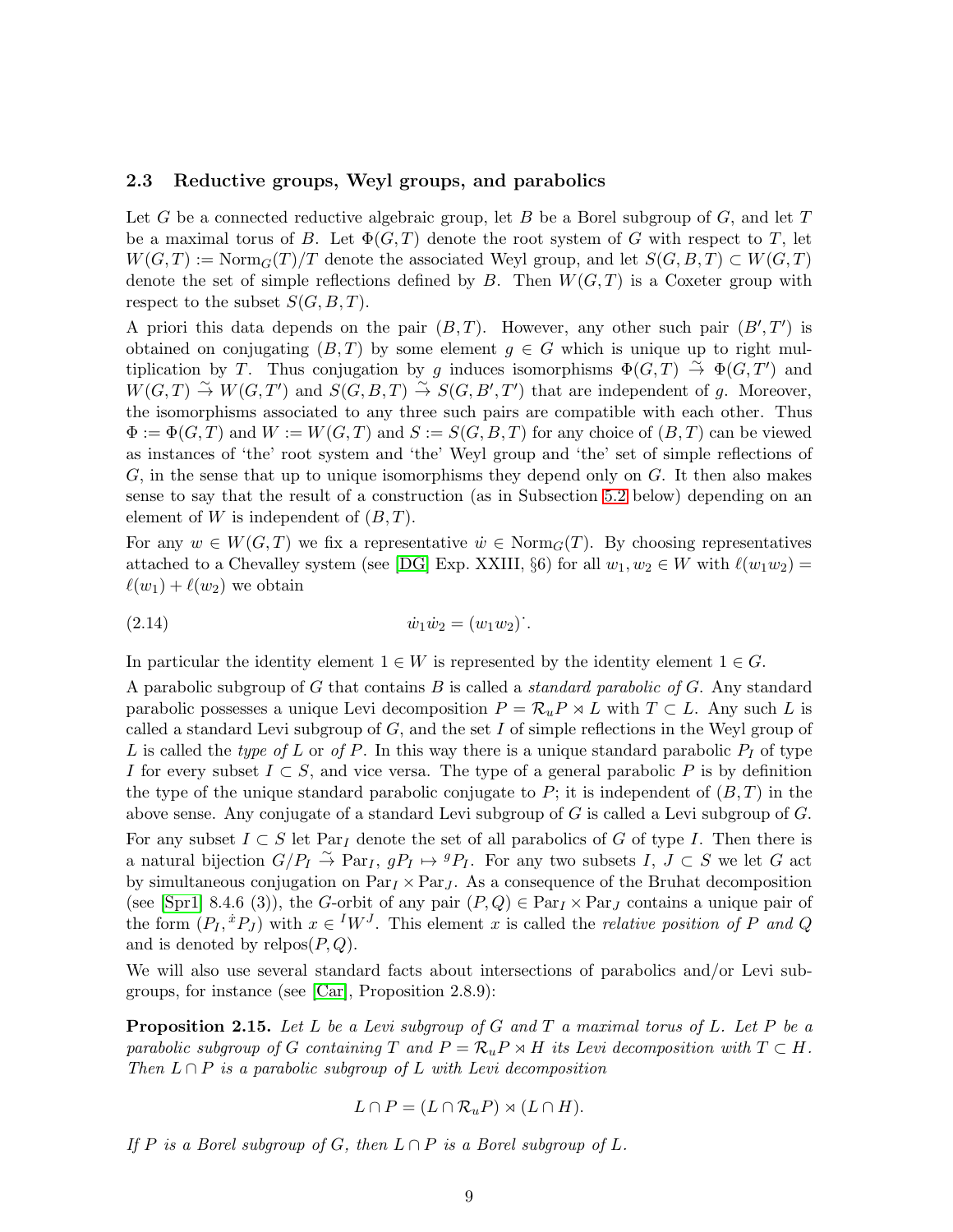### 2.3 Reductive groups, Weyl groups, and parabolics

Let $G$ be a connected reductive algebraic group, let $B$ be a Borel subgroup of $G$, and let $T$ be a maximal torus of $B$. Let $\Phi(G,T)$ denote the root system of $G$ with respect to $T$, let $W(G,T) := \mathrm{Norm}_G(T)/T$ denote the associated Weyl group, and let $S(G,B,T) \subset W(G,T)$ denote the set of simple reflections defined by $B$. Then $W(G,T)$ is a Coxeter group with respect to the subset $S(G,B,T)$.

A priori this data depends on the pair $(B,T)$. However, any other such pair $(B',T')$ is obtained on conjugating $(B,T)$ by some element $g \in G$ which is unique up to right multiplication by $T$. Thus conjugation by $g$ induces isomorphisms $\Phi(G,T) \overset{\sim}{\to} \Phi(G,T')$ and $W(G,T) \overset{\sim}{\to} W(G,T')$ and $S(G,B,T) \overset{\sim}{\to} S(G,B',T')$ that are independent of $g$. Moreover, the isomorphisms associated to any three such pairs are compatible with each other. Thus $\Phi := \Phi(G,T)$ and $W := W(G,T)$ and $S := S(G,B,T)$ for any choice of $(B,T)$ can be viewed as instances of 'the' root system and 'the' Weyl group and 'the' set of simple reflections of $G$, in the sense that up to unique isomorphisms they depend only on $G$. It then also makes sense to say that the result of a construction (as in Subsection 5.2 below) depending on an element of $W$ is independent of $(B,T)$.

For any $w \in W(G,T)$ we fix a representative $\dot{w} \in \mathrm{Norm}_G(T)$. By choosing representatives attached to a Chevalley system (see [DG] Exp. XXIII, §6) for all $w_1, w_2 \in W$ with $\ell(w_1w_2) = \ell(w_1) + \ell(w_2)$ we obtain

$$\dot{w}_1\dot{w}_2 = (w_1w_2)^{\cdot}. \tag{2.14}$$

In particular the identity element $1 \in W$ is represented by the identity element $1 \in G$.

A parabolic subgroup of $G$ that contains $B$ is called a *standard parabolic of* $G$. Any standard parabolic possesses a unique Levi decomposition $P = \mathcal{R}_uP \rtimes L$ with $T \subset L$. Any such $L$ is called a standard Levi subgroup of $G$, and the set $I$ of simple reflections in the Weyl group of $L$ is called the *type of* $L$ or *of* $P$. In this way there is a unique standard parabolic $P_I$ of type $I$ for every subset $I \subset S$, and vice versa. The type of a general parabolic $P$ is by definition the type of the unique standard parabolic conjugate to $P$; it is independent of $(B,T)$ in the above sense. Any conjugate of a standard Levi subgroup of $G$ is called a Levi subgroup of $G$.

For any subset $I \subset S$ let $\mathrm{Par}_I$ denote the set of all parabolics of $G$ of type $I$. Then there is a natural bijection $G/P_I \overset{\sim}{\to} \mathrm{Par}_I$, $gP_I \mapsto {}^gP_I$. For any two subsets $I$, $J \subset S$ we let $G$ act by simultaneous conjugation on $\mathrm{Par}_I \times \mathrm{Par}_J$. As a consequence of the Bruhat decomposition (see [Spr1] 8.4.6 (3)), the $G$-orbit of any pair $(P,Q) \in \mathrm{Par}_I \times \mathrm{Par}_J$ contains a unique pair of the form $(P_I, {}^{\dot{x}}P_J)$ with $x \in {}^IW^J$. This element $x$ is called the *relative position of* $P$ *and* $Q$ and is denoted by $\mathrm{relpos}(P,Q)$.

We will also use several standard facts about intersections of parabolics and/or Levi subgroups, for instance (see [Car], Proposition 2.8.9):

**Proposition 2.15.** *Let $L$ be a Levi subgroup of $G$ and $T$ a maximal torus of $L$. Let $P$ be a parabolic subgroup of $G$ containing $T$ and $P = \mathcal{R}_uP \rtimes H$ its Levi decomposition with $T \subset H$. Then $L \cap P$ is a parabolic subgroup of $L$ with Levi decomposition*

$$L \cap P = (L \cap \mathcal{R}_uP) \rtimes (L \cap H).$$

*If $P$ is a Borel subgroup of $G$, then $L \cap P$ is a Borel subgroup of $L$.*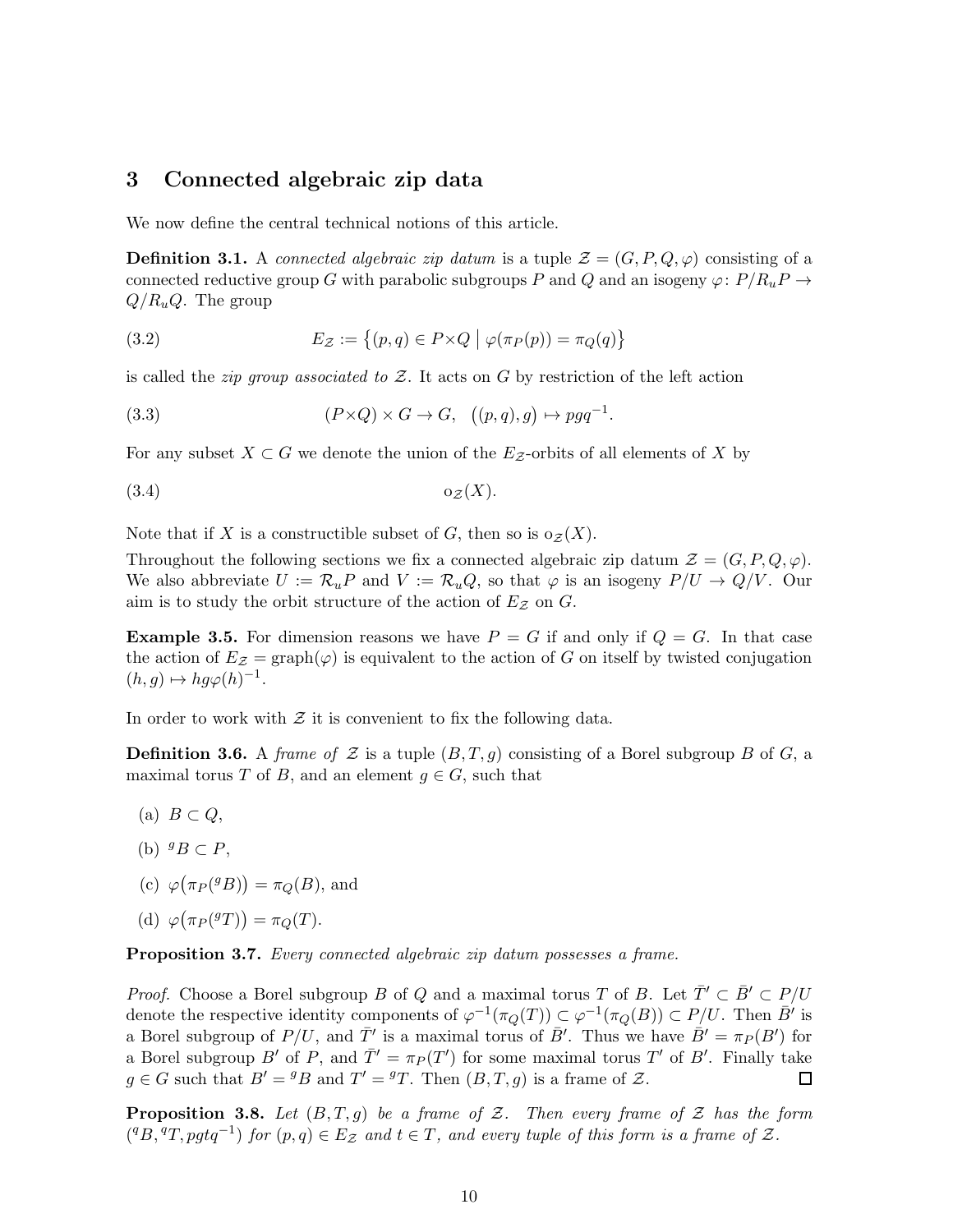## 3 Connected algebraic zip data

We now define the central technical notions of this article.

**Definition 3.1.** A *connected algebraic zip datum* is a tuple $\mathcal{Z} = (G, P, Q, \varphi)$ consisting of a connected reductive group $G$ with parabolic subgroups $P$ and $Q$ and an isogeny $\varphi\colon P/R_uP \to Q/R_uQ$. The group

$$E_{\mathcal{Z}} := \big\{(p,q) \in P{\times}Q \;\big|\; \varphi(\pi_P(p)) = \pi_Q(q)\big\} \tag{3.2}$$

is called the *zip group associated to* $\mathcal{Z}$. It acts on $G$ by restriction of the left action

$$(P{\times}Q) \times G \to G, \quad \big((p,q),g\big) \mapsto pgq^{-1}. \tag{3.3}$$

For any subset $X \subset G$ we denote the union of the $E_{\mathcal{Z}}$-orbits of all elements of $X$ by

$$\mathrm{o}_{\mathcal{Z}}(X). \tag{3.4}$$

Note that if $X$ is a constructible subset of $G$, then so is $\mathrm{o}_{\mathcal{Z}}(X)$.

Throughout the following sections we fix a connected algebraic zip datum $\mathcal{Z} = (G, P, Q, \varphi)$. We also abbreviate $U := \mathcal{R}_uP$ and $V := \mathcal{R}_uQ$, so that $\varphi$ is an isogeny $P/U \to Q/V$. Our aim is to study the orbit structure of the action of $E_{\mathcal{Z}}$ on $G$.

**Example 3.5.** For dimension reasons we have $P = G$ if and only if $Q = G$. In that case the action of $E_{\mathcal{Z}} = \mathrm{graph}(\varphi)$ is equivalent to the action of $G$ on itself by twisted conjugation $(h, g) \mapsto hg\varphi(h)^{-1}$.

In order to work with $\mathcal{Z}$ it is convenient to fix the following data.

**Definition 3.6.** A *frame of* $\mathcal{Z}$ is a tuple $(B, T, g)$ consisting of a Borel subgroup $B$ of $G$, a maximal torus $T$ of $B$, and an element $g \in G$, such that

(a) $B \subset Q$,

(b) ${}^gB \subset P$,

(c) $\varphi\big(\pi_P({}^gB)\big) = \pi_Q(B)$, and

(d) $\varphi\big(\pi_P({}^gT)\big) = \pi_Q(T)$.

**Proposition 3.7.** *Every connected algebraic zip datum possesses a frame.*

*Proof.* Choose a Borel subgroup $B$ of $Q$ and a maximal torus $T$ of $B$. Let $\bar{T}' \subset \bar{B}' \subset P/U$ denote the respective identity components of $\varphi^{-1}(\pi_Q(T)) \subset \varphi^{-1}(\pi_Q(B)) \subset P/U$. Then $\bar{B}'$ is a Borel subgroup of $P/U$, and $\bar{T}'$ is a maximal torus of $\bar{B}'$. Thus we have $\bar{B}' = \pi_P(B')$ for a Borel subgroup $B'$ of $P$, and $\bar{T}' = \pi_P(T')$ for some maximal torus $T'$ of $B'$. Finally take $g \in G$ such that $B' = {}^gB$ and $T' = {}^gT$. Then $(B, T, g)$ is a frame of $\mathcal{Z}$. $\square$

**Proposition 3.8.** *Let $(B, T, g)$ be a frame of $\mathcal{Z}$. Then every frame of $\mathcal{Z}$ has the form $({}^qB, {}^qT, pgtq^{-1})$ for $(p, q) \in E_{\mathcal{Z}}$ and $t \in T$, and every tuple of this form is a frame of $\mathcal{Z}$.*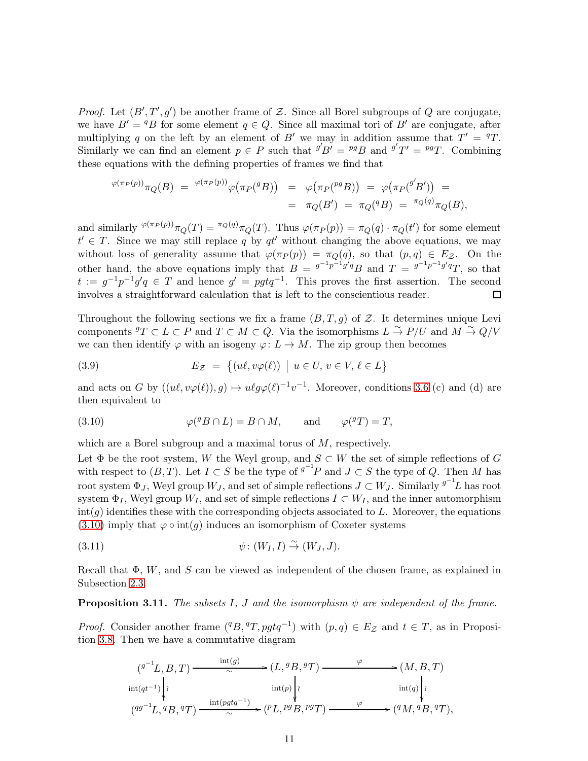*Proof.* Let $(B', T', g')$ be another frame of $\mathcal{Z}$. Since all Borel subgroups of $Q$ are conjugate, we have $B' = {}^qB$ for some element $q \in Q$. Since all maximal tori of $B'$ are conjugate, after multiplying $q$ on the left by an element of $B'$ we may in addition assume that $T' = {}^qT$. Similarly we can find an element $p \in P$ such that ${}^{g'}B' = {}^{pg}B$ and ${}^{g'}T' = {}^{pg}T$. Combining these equations with the defining properties of frames we find that

$$\begin{aligned} {}^{\varphi(\pi_P(p))}\pi_Q(B) \;=\; {}^{\varphi(\pi_P(p))}\varphi\big(\pi_P({}^gB)\big) \;&=\; \varphi\big(\pi_P({}^{pg}B)\big) \;=\; \varphi\big(\pi_P({}^{g'}B')\big) \;= \\ &=\; \pi_Q(B') \;=\; \pi_Q({}^qB) \;=\; {}^{\pi_Q(q)}\pi_Q(B), \end{aligned}$$

and similarly ${}^{\varphi(\pi_P(p))}\pi_Q(T) = {}^{\pi_Q(q)}\pi_Q(T)$. Thus $\varphi(\pi_P(p)) = \pi_Q(q)\cdot\pi_Q(t')$ for some element $t' \in T$. Since we may still replace $q$ by $qt'$ without changing the above equations, we may without loss of generality assume that $\varphi(\pi_P(p)) = \pi_Q(q)$, so that $(p,q) \in E_{\mathcal{Z}}$. On the other hand, the above equations imply that $B = {}^{g^{-1}p^{-1}g'q}B$ and $T = {}^{g^{-1}p^{-1}g'q}T$, so that $t := g^{-1}p^{-1}g'q \in T$ and hence $g' = pgtq^{-1}$. This proves the first assertion. The second involves a straightforward calculation that is left to the conscientious reader. $\square$

Throughout the following sections we fix a frame $(B,T,g)$ of $\mathcal{Z}$. It determines unique Levi components ${}^gT \subset L \subset P$ and $T \subset M \subset Q$. Via the isomorphisms $L \xrightarrow{\sim} P/U$ and $M \xrightarrow{\sim} Q/V$ we can then identify $\varphi$ with an isogeny $\varphi\colon L \to M$. The zip group then becomes

$$E_{\mathcal{Z}} \;=\; \big\{(u\ell, v\varphi(\ell)) \;\big|\; u \in U,\, v \in V,\, \ell \in L\big\} \tag{3.9}$$

and acts on $G$ by $((u\ell, v\varphi(\ell)), g) \mapsto u\ell g\varphi(\ell)^{-1}v^{-1}$. Moreover, conditions 3.6 (c) and (d) are then equivalent to

$$\varphi({}^gB \cap L) = B \cap M, \qquad \text{and} \qquad \varphi({}^gT) = T, \tag{3.10}$$

which are a Borel subgroup and a maximal torus of $M$, respectively.

Let $\Phi$ be the root system, $W$ the Weyl group, and $S \subset W$ the set of simple reflections of $G$ with respect to $(B,T)$. Let $I \subset S$ be the type of ${}^{g^{-1}}P$ and $J \subset S$ the type of $Q$. Then $M$ has root system $\Phi_J$, Weyl group $W_J$, and set of simple reflections $J \subset W_J$. Similarly ${}^{g^{-1}}L$ has root system $\Phi_I$, Weyl group $W_I$, and set of simple reflections $I \subset W_I$, and the inner automorphism $\mathrm{int}(g)$ identifies these with the corresponding objects associated to $L$. Moreover, the equations (3.10) imply that $\varphi \circ \mathrm{int}(g)$ induces an isomorphism of Coxeter systems

$$\psi\colon (W_I, I) \xrightarrow{\sim} (W_J, J). \tag{3.11}$$

Recall that $\Phi$, $W$, and $S$ can be viewed as independent of the chosen frame, as explained in Subsection 2.3.

**Proposition 3.11.** *The subsets $I$, $J$ and the isomorphism $\psi$ are independent of the frame.*

*Proof.* Consider another frame $({}^qB, {}^qT, pgtq^{-1})$ with $(p,q) \in E_{\mathcal{Z}}$ and $t \in T$, as in Proposition 3.8. Then we have a commutative diagram

$$\begin{array}{ccccc} ({}^{g^{-1}}L, B, T) & \xrightarrow[\sim]{\mathrm{int}(g)} & (L, {}^gB, {}^gT) & \xrightarrow{\varphi} & (M, B, T) \\ \Big\downarrow{\scriptstyle \mathrm{int}(qt^{-1})}\,\wr & & \Big\downarrow{\scriptstyle \mathrm{int}(p)}\,\wr & & \Big\downarrow{\scriptstyle \mathrm{int}(q)}\,\wr \\ ({}^{qg^{-1}}L, {}^qB, {}^qT) & \xrightarrow[\sim]{\mathrm{int}(pgtq^{-1})} & ({}^pL, {}^{pg}B, {}^{pg}T) & \xrightarrow{\varphi} & ({}^qM, {}^qB, {}^qT), \end{array}$$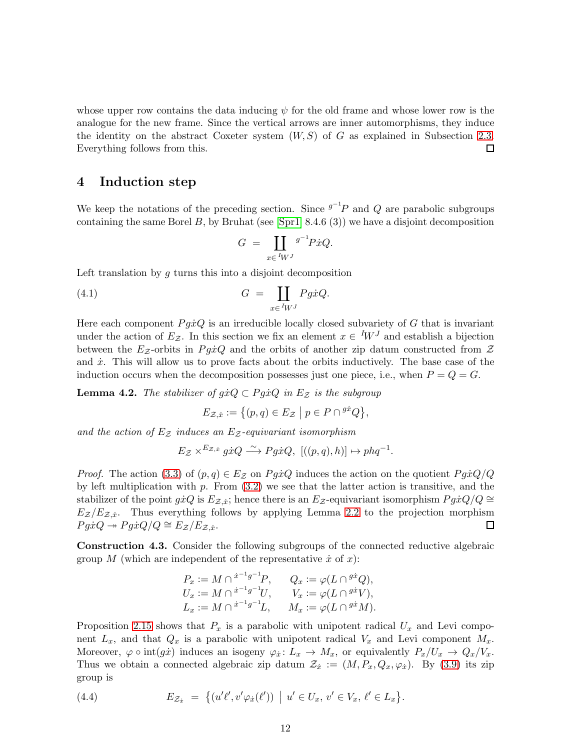whose upper row contains the data inducing $\psi$ for the old frame and whose lower row is the analogue for the new frame. Since the vertical arrows are inner automorphisms, they induce the identity on the abstract Coxeter system $(W, S)$ of $G$ as explained in Subsection 2.3. Everything follows from this. $\square$

## 4 Induction step

We keep the notations of the preceding section. Since ${}^{g^{-1}}P$ and $Q$ are parabolic subgroups containing the same Borel $B$, by Bruhat (see [Spr1] 8.4.6 (3)) we have a disjoint decomposition

$$G \;=\; \coprod_{x \in {}^I W^J} {}^{g^{-1}}P\dot{x}Q.$$

Left translation by $g$ turns this into a disjoint decomposition

$$G \;=\; \coprod_{x \in {}^I W^J} Pg\dot{x}Q. \tag{4.1}$$

Here each component $Pg\dot{x}Q$ is an irreducible locally closed subvariety of $G$ that is invariant under the action of $E_{\mathcal{Z}}$. In this section we fix an element $x \in {}^I W^J$ and establish a bijection between the $E_{\mathcal{Z}}$-orbits in $Pg\dot{x}Q$ and the orbits of another zip datum constructed from $\mathcal{Z}$ and $\dot{x}$. This will allow us to prove facts about the orbits inductively. The base case of the induction occurs when the decomposition possesses just one piece, i.e., when $P = Q = G$.

**Lemma 4.2.** *The stabilizer of $g\dot{x}Q \subset Pg\dot{x}Q$ in $E_{\mathcal{Z}}$ is the subgroup*

$$E_{\mathcal{Z},\dot{x}} := \big\{(p,q) \in E_{\mathcal{Z}} \;\big|\; p \in P \cap {}^{g\dot{x}}Q\big\},$$

*and the action of $E_{\mathcal{Z}}$ induces an $E_{\mathcal{Z}}$-equivariant isomorphism*

$$E_{\mathcal{Z}} \times^{E_{\mathcal{Z},\dot{x}}} g\dot{x}Q \xrightarrow{\;\sim\;} Pg\dot{x}Q,\ [((p,q),h)] \mapsto phq^{-1}.$$

*Proof.* The action (3.3) of $(p,q) \in E_{\mathcal{Z}}$ on $Pg\dot{x}Q$ induces the action on the quotient $Pg\dot{x}Q/Q$ by left multiplication with $p$. From (3.2) we see that the latter action is transitive, and the stabilizer of the point $g\dot{x}Q$ is $E_{\mathcal{Z},\dot{x}}$; hence there is an $E_{\mathcal{Z}}$-equivariant isomorphism $Pg\dot{x}Q/Q \cong E_{\mathcal{Z}}/E_{\mathcal{Z},\dot{x}}$. Thus everything follows by applying Lemma 2.2 to the projection morphism $Pg\dot{x}Q \twoheadrightarrow Pg\dot{x}Q/Q \cong E_{\mathcal{Z}}/E_{\mathcal{Z},\dot{x}}$. $\square$

**Construction 4.3.** Consider the following subgroups of the connected reductive algebraic group $M$ (which are independent of the representative $\dot{x}$ of $x$):

$$\begin{aligned}
P_x &:= M \cap {}^{\dot{x}^{-1}g^{-1}}P, &\quad Q_x &:= \varphi(L \cap {}^{g\dot{x}}Q),\\
U_x &:= M \cap {}^{\dot{x}^{-1}g^{-1}}U, &\quad V_x &:= \varphi(L \cap {}^{g\dot{x}}V),\\
L_x &:= M \cap {}^{\dot{x}^{-1}g^{-1}}L, &\quad M_x &:= \varphi(L \cap {}^{g\dot{x}}M).
\end{aligned}$$

Proposition 2.15 shows that $P_x$ is a parabolic with unipotent radical $U_x$ and Levi component $L_x$, and that $Q_x$ is a parabolic with unipotent radical $V_x$ and Levi component $M_x$. Moreover, $\varphi \circ \mathrm{int}(g\dot{x})$ induces an isogeny $\varphi_{\dot{x}} \colon L_x \to M_x$, or equivalently $P_x/U_x \to Q_x/V_x$. Thus we obtain a connected algebraic zip datum $\mathcal{Z}_{\dot{x}} := (M, P_x, Q_x, \varphi_{\dot{x}})$. By (3.9) its zip group is

$$E_{\mathcal{Z}_{\dot{x}}} \;=\; \big\{(u'\ell', v'\varphi_{\dot{x}}(\ell')) \;\big|\; u' \in U_x,\, v' \in V_x,\, \ell' \in L_x\big\}. \tag{4.4}$$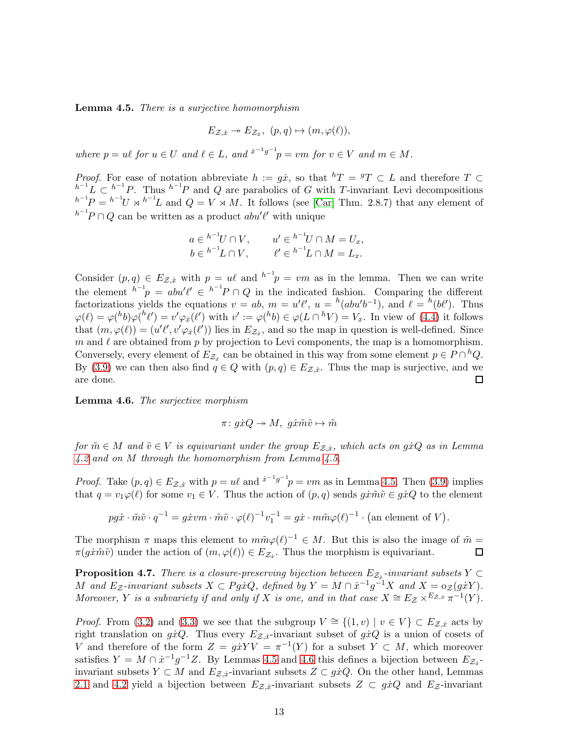**Lemma 4.5.** *There is a surjective homomorphism*

$$E_{\mathcal{Z},\dot{x}} \twoheadrightarrow E_{\mathcal{Z}_{\dot{x}}},\ (p,q) \mapsto (m, \varphi(\ell)),$$

*where $p = u\ell$ for $u \in U$ and $\ell \in L$, and ${}^{\dot{x}^{-1}g^{-1}}p = vm$ for $v \in V$ and $m \in M$.*

*Proof.* For ease of notation abbreviate $h := g\dot{x}$, so that ${}^hT = {}^gT \subset L$ and therefore $T \subset {}^{h^{-1}}L \subset {}^{h^{-1}}P$. Thus ${}^{h^{-1}}P$ and $Q$ are parabolics of $G$ with $T$-invariant Levi decompositions ${}^{h^{-1}}P = {}^{h^{-1}}U \rtimes {}^{h^{-1}}L$ and $Q = V \rtimes M$. It follows (see [Car] Thm. 2.8.7) that any element of ${}^{h^{-1}}P \cap Q$ can be written as a product $abu'\ell'$ with unique

$$\begin{aligned} a &\in {}^{h^{-1}}U \cap V, \qquad & u' &\in {}^{h^{-1}}U \cap M = U_x, \\ b &\in {}^{h^{-1}}L \cap V, \qquad & \ell' &\in {}^{h^{-1}}L \cap M = L_x. \end{aligned}$$

Consider $(p,q) \in E_{\mathcal{Z},\dot{x}}$ with $p = u\ell$ and ${}^{h^{-1}}p = vm$ as in the lemma. Then we can write the element ${}^{h^{-1}}p = abu'\ell' \in {}^{h^{-1}}P \cap Q$ in the indicated fashion. Comparing the different factorizations yields the equations $v = ab$, $m = u'\ell'$, $u = {}^h(abu'b^{-1})$, and $\ell = {}^h(b\ell')$. Thus $\varphi(\ell) = \varphi({}^hb)\varphi({}^h\ell') = v'\varphi_{\dot{x}}(\ell')$ with $v' := \varphi({}^hb) \in \varphi(L \cap {}^hV) = V_x$. In view of (4.4) it follows that $(m, \varphi(\ell)) = (u'\ell', v'\varphi_{\dot{x}}(\ell'))$ lies in $E_{\mathcal{Z}_{\dot{x}}}$, and so the map in question is well-defined. Since $m$ and $\ell$ are obtained from $p$ by projection to Levi components, the map is a homomorphism. Conversely, every element of $E_{\mathcal{Z}_{\dot{x}}}$ can be obtained in this way from some element $p \in P \cap {}^hQ$. By (3.9) we can then also find $q \in Q$ with $(p,q) \in E_{\mathcal{Z},\dot{x}}$. Thus the map is surjective, and we are done. $\square$

**Lemma 4.6.** *The surjective morphism*

$$\pi \colon g\dot{x}Q \twoheadrightarrow M,\ g\dot{x}\tilde{m}\tilde{v} \mapsto \tilde{m}$$

*for $\tilde{m} \in M$ and $\tilde{v} \in V$ is equivariant under the group $E_{\mathcal{Z},\dot{x}}$, which acts on $g\dot{x}Q$ as in Lemma 4.2 and on $M$ through the homomorphism from Lemma 4.5.*

*Proof.* Take $(p,q) \in E_{\mathcal{Z},\dot{x}}$ with $p = u\ell$ and ${}^{\dot{x}^{-1}g^{-1}}p = vm$ as in Lemma 4.5. Then (3.9) implies that $q = v_1\varphi(\ell)$ for some $v_1 \in V$. Thus the action of $(p,q)$ sends $g\dot{x}\tilde{m}\tilde{v} \in g\dot{x}Q$ to the element

$$pg\dot{x} \cdot \tilde{m}\tilde{v} \cdot q^{-1} = g\dot{x}vm \cdot \tilde{m}\tilde{v} \cdot \varphi(\ell)^{-1}v_1^{-1} = g\dot{x} \cdot m\tilde{m}\varphi(\ell)^{-1} \cdot \big(\text{an element of } V\big).$$

The morphism $\pi$ maps this element to $m\tilde{m}\varphi(\ell)^{-1} \in M$. But this is also the image of $\tilde{m} = \pi(g\dot{x}\tilde{m}\tilde{v})$ under the action of $(m, \varphi(\ell)) \in E_{\mathcal{Z}_{\dot{x}}}$. Thus the morphism is equivariant. $\square$

**Proposition 4.7.** *There is a closure-preserving bijection between $E_{\mathcal{Z}_{\dot{x}}}$-invariant subsets $Y \subset M$ and $E_{\mathcal{Z}}$-invariant subsets $X \subset Pg\dot{x}Q$, defined by $Y = M \cap \dot{x}^{-1}g^{-1}X$ and $X = \mathrm{o}_{\mathcal{Z}}(g\dot{x}Y)$. Moreover, $Y$ is a subvariety if and only if $X$ is one, and in that case $X \cong E_{\mathcal{Z}} \times^{E_{\mathcal{Z},\dot{x}}} \pi^{-1}(Y)$.*

*Proof.* From (3.2) and (3.3) we see that the subgroup $V \cong \{(1,v) \mid v \in V\} \subset E_{\mathcal{Z},\dot{x}}$ acts by right translation on $g\dot{x}Q$. Thus every $E_{\mathcal{Z},\dot{x}}$-invariant subset of $g\dot{x}Q$ is a union of cosets of $V$ and therefore of the form $Z = g\dot{x}YV = \pi^{-1}(Y)$ for a subset $Y \subset M$, which moreover satisfies $Y = M \cap \dot{x}^{-1}g^{-1}Z$. By Lemmas 4.5 and 4.6 this defines a bijection between $E_{\mathcal{Z}_{\dot{x}}}$-invariant subsets $Y \subset M$ and $E_{\mathcal{Z},\dot{x}}$-invariant subsets $Z \subset g\dot{x}Q$. On the other hand, Lemmas 2.1 and 4.2 yield a bijection between $E_{\mathcal{Z},\dot{x}}$-invariant subsets $Z \subset g\dot{x}Q$ and $E_{\mathcal{Z}}$-invariant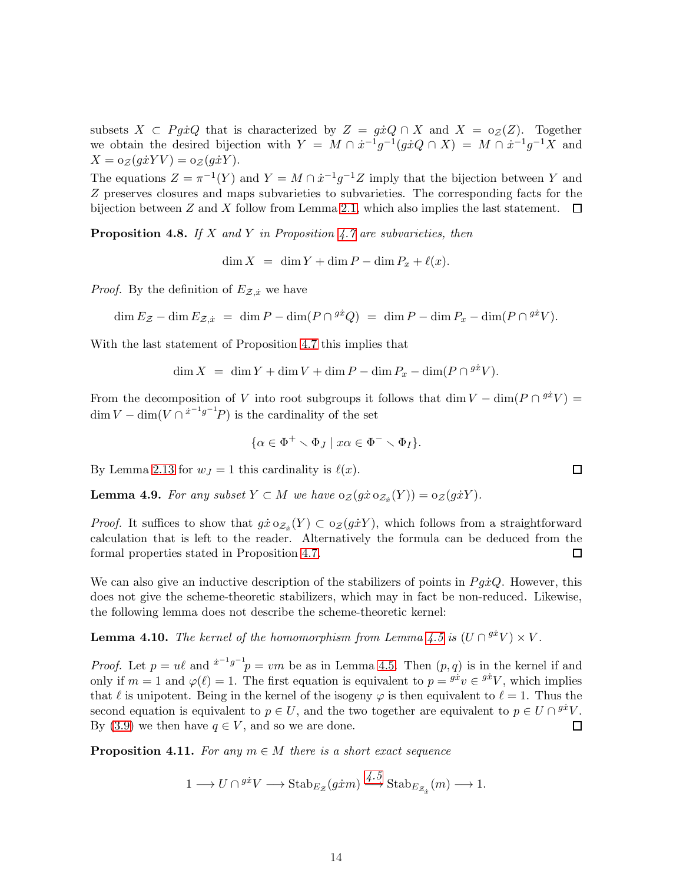subsets $X \subset Pg\dot{x}Q$ that is characterized by $Z = g\dot{x}Q \cap X$ and $X = \mathrm{o}_{\mathcal{Z}}(Z)$. Together we obtain the desired bijection with $Y = M \cap \dot{x}^{-1}g^{-1}(g\dot{x}Q \cap X) = M \cap \dot{x}^{-1}g^{-1}X$ and $X = \mathrm{o}_{\mathcal{Z}}(g\dot{x}YV) = \mathrm{o}_{\mathcal{Z}}(g\dot{x}Y)$.

The equations $Z = \pi^{-1}(Y)$ and $Y = M \cap \dot{x}^{-1}g^{-1}Z$ imply that the bijection between $Y$ and $Z$ preserves closures and maps subvarieties to subvarieties. The corresponding facts for the bijection between $Z$ and $X$ follow from Lemma 2.1, which also implies the last statement. $\square$

**Proposition 4.8.** *If $X$ and $Y$ in Proposition 4.7 are subvarieties, then*

$$\dim X \;=\; \dim Y + \dim P - \dim P_x + \ell(x).$$

*Proof.* By the definition of $E_{\mathcal{Z},\dot{x}}$ we have

$$\dim E_{\mathcal{Z}} - \dim E_{\mathcal{Z},\dot{x}} \;=\; \dim P - \dim(P \cap {}^{g\dot{x}}Q) \;=\; \dim P - \dim P_x - \dim(P \cap {}^{g\dot{x}}V).$$

With the last statement of Proposition 4.7 this implies that

$$\dim X \;=\; \dim Y + \dim V + \dim P - \dim P_x - \dim(P \cap {}^{g\dot{x}}V).$$

From the decomposition of $V$ into root subgroups it follows that $\dim V - \dim(P \cap {}^{g\dot{x}}V) = \dim V - \dim(V \cap {}^{\dot{x}^{-1}g^{-1}}P)$ is the cardinality of the set

$$\{\alpha \in \Phi^+ \smallsetminus \Phi_J \mid x\alpha \in \Phi^- \smallsetminus \Phi_I\}.$$

By Lemma 2.13 for $w_J = 1$ this cardinality is $\ell(x)$. $\square$

**Lemma 4.9.** *For any subset $Y \subset M$ we have $\mathrm{o}_{\mathcal{Z}}(g\dot{x}\,\mathrm{o}_{\mathcal{Z}_{\dot{x}}}(Y)) = \mathrm{o}_{\mathcal{Z}}(g\dot{x}Y)$.*

*Proof.* It suffices to show that $g\dot{x}\,\mathrm{o}_{\mathcal{Z}_{\dot{x}}}(Y) \subset \mathrm{o}_{\mathcal{Z}}(g\dot{x}Y)$, which follows from a straightforward calculation that is left to the reader. Alternatively the formula can be deduced from the formal properties stated in Proposition 4.7. $\square$

We can also give an inductive description of the stabilizers of points in $Pg\dot{x}Q$. However, this does not give the scheme-theoretic stabilizers, which may in fact be non-reduced. Likewise, the following lemma does not describe the scheme-theoretic kernel:

**Lemma 4.10.** *The kernel of the homomorphism from Lemma 4.5 is $(U \cap {}^{g\dot{x}}V) \times V$.*

*Proof.* Let $p = u\ell$ and ${}^{\dot{x}^{-1}g^{-1}}p = vm$ be as in Lemma 4.5. Then $(p, q)$ is in the kernel if and only if $m = 1$ and $\varphi(\ell) = 1$. The first equation is equivalent to $p = {}^{g\dot{x}}v \in {}^{g\dot{x}}V$, which implies that $\ell$ is unipotent. Being in the kernel of the isogeny $\varphi$ is then equivalent to $\ell = 1$. Thus the second equation is equivalent to $p \in U$, and the two together are equivalent to $p \in U \cap {}^{g\dot{x}}V$. By (3.9) we then have $q \in V$, and so we are done. $\square$

**Proposition 4.11.** *For any $m \in M$ there is a short exact sequence*

$$1 \longrightarrow U \cap {}^{g\dot{x}}V \longrightarrow \mathrm{Stab}_{E_{\mathcal{Z}}}(g\dot{x}m) \xrightarrow{\;4.5\;} \mathrm{Stab}_{E_{\mathcal{Z}_{\dot{x}}}}(m) \longrightarrow 1.$$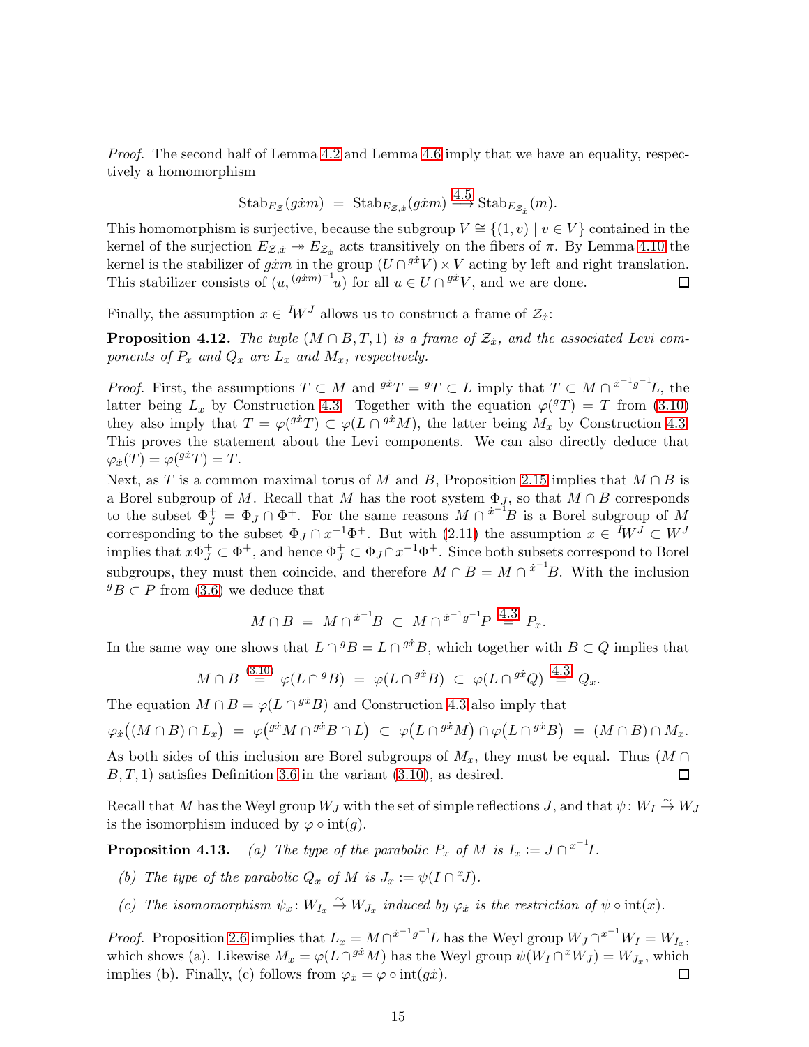*Proof.* The second half of Lemma 4.2 and Lemma 4.6 imply that we have an equality, respectively a homomorphism

$$\mathrm{Stab}_{E_{\mathcal{Z}}}(g\dot{x}m) \;=\; \mathrm{Stab}_{E_{\mathcal{Z},\dot{x}}}(g\dot{x}m) \xrightarrow{4.5} \mathrm{Stab}_{E_{\mathcal{Z}_{\dot{x}}}}(m).$$

This homomorphism is surjective, because the subgroup $V \cong \{(1,v) \mid v \in V\}$ contained in the kernel of the surjection $E_{\mathcal{Z},\dot{x}} \twoheadrightarrow E_{\mathcal{Z}_{\dot{x}}}$ acts transitively on the fibers of $\pi$. By Lemma 4.10 the kernel is the stabilizer of $g\dot{x}m$ in the group $(U \cap {}^{g\dot{x}}V) \times V$ acting by left and right translation. This stabilizer consists of $(u, {}^{(g\dot{x}m)^{-1}}u)$ for all $u \in U \cap {}^{g\dot{x}}V$, and we are done. □

Finally, the assumption $x \in {}^{I}W^{J}$ allows us to construct a frame of $\mathcal{Z}_{\dot{x}}$:

**Proposition 4.12.** *The tuple $(M \cap B, T, 1)$ is a frame of $\mathcal{Z}_{\dot{x}}$, and the associated Levi components of $P_x$ and $Q_x$ are $L_x$ and $M_x$, respectively.*

*Proof.* First, the assumptions $T \subset M$ and ${}^{g\dot{x}}T = {}^{g}T \subset L$ imply that $T \subset M \cap {}^{\dot{x}^{-1}g^{-1}}L$, the latter being $L_x$ by Construction 4.3. Together with the equation $\varphi({}^{g}T) = T$ from (3.10) they also imply that $T = \varphi({}^{g\dot{x}}T) \subset \varphi(L \cap {}^{g\dot{x}}M)$, the latter being $M_x$ by Construction 4.3. This proves the statement about the Levi components. We can also directly deduce that $\varphi_{\dot{x}}(T) = \varphi({}^{g\dot{x}}T) = T$.

Next, as $T$ is a common maximal torus of $M$ and $B$, Proposition 2.15 implies that $M \cap B$ is a Borel subgroup of $M$. Recall that $M$ has the root system $\Phi_J$, so that $M \cap B$ corresponds to the subset $\Phi_J^+ = \Phi_J \cap \Phi^+$. For the same reasons $M \cap {}^{\dot{x}^{-1}}B$ is a Borel subgroup of $M$ corresponding to the subset $\Phi_J \cap x^{-1}\Phi^+$. But with (2.11) the assumption $x \in {}^{I}W^{J} \subset W^{J}$ implies that $x\Phi_J^+ \subset \Phi^+$, and hence $\Phi_J^+ \subset \Phi_J \cap x^{-1}\Phi^+$. Since both subsets correspond to Borel subgroups, they must then coincide, and therefore $M \cap B = M \cap {}^{\dot{x}^{-1}}B$. With the inclusion ${}^{g}B \subset P$ from (3.6) we deduce that

$$M \cap B \;=\; M \cap {}^{\dot{x}^{-1}}B \;\subset\; M \cap {}^{\dot{x}^{-1}g^{-1}}P \overset{4.3}{=} P_x.$$

In the same way one shows that $L \cap {}^{g}B = L \cap {}^{g\dot{x}}B$, which together with $B \subset Q$ implies that

$$M \cap B \overset{(3.10)}{=} \varphi(L \cap {}^{g}B) \;=\; \varphi(L \cap {}^{g\dot{x}}B) \;\subset\; \varphi(L \cap {}^{g\dot{x}}Q) \overset{4.3}{=} Q_x.$$

The equation $M \cap B = \varphi(L \cap {}^{g\dot{x}}B)$ and Construction 4.3 also imply that

$$\varphi_{\dot{x}}\big((M \cap B) \cap L_x\big) \;=\; \varphi\big({}^{g\dot{x}}M \cap {}^{g\dot{x}}B \cap L\big) \;\subset\; \varphi\big(L \cap {}^{g\dot{x}}M\big) \cap \varphi\big(L \cap {}^{g\dot{x}}B\big) \;=\; (M \cap B) \cap M_x.$$

As both sides of this inclusion are Borel subgroups of $M_x$, they must be equal. Thus $(M \cap B, T, 1)$ satisfies Definition 3.6 in the variant (3.10), as desired. □

Recall that $M$ has the Weyl group $W_J$ with the set of simple reflections $J$, and that $\psi \colon W_I \xrightarrow{\sim} W_J$ is the isomorphism induced by $\varphi \circ \mathrm{int}(g)$.

**Proposition 4.13.** *(a) The type of the parabolic $P_x$ of $M$ is $I_x := J \cap {}^{x^{-1}}I$.*

*(b) The type of the parabolic $Q_x$ of $M$ is $J_x := \psi(I \cap {}^{x}J)$.*

*(c) The isomorphism $\psi_x \colon W_{I_x} \xrightarrow{\sim} W_{J_x}$ induced by $\varphi_{\dot{x}}$ is the restriction of $\psi \circ \mathrm{int}(x)$.*

*Proof.* Proposition 2.6 implies that $L_x = M \cap {}^{\dot{x}^{-1}g^{-1}}L$ has the Weyl group $W_J \cap {}^{x^{-1}}W_I = W_{I_x}$, which shows (a). Likewise $M_x = \varphi(L \cap {}^{g\dot{x}}M)$ has the Weyl group $\psi(W_I \cap {}^{x}W_J) = W_{J_x}$, which implies (b). Finally, (c) follows from $\varphi_{\dot{x}} = \varphi \circ \mathrm{int}(g\dot{x})$. □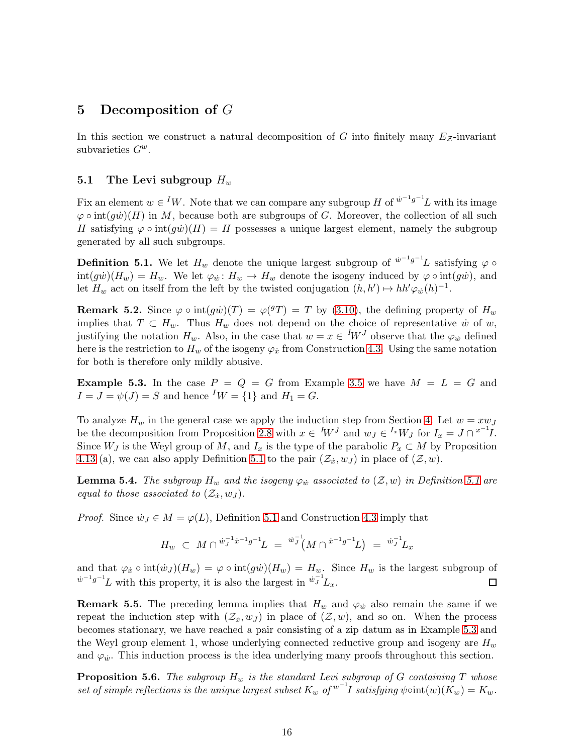# 5 Decomposition of $G$

In this section we construct a natural decomposition of $G$ into finitely many $E_{\mathcal{Z}}$-invariant subvarieties $G^w$.

## 5.1 The Levi subgroup $H_w$

Fix an element $w \in {}^I W$. Note that we can compare any subgroup $H$ of ${}^{\dot{w}^{-1}g^{-1}}L$ with its image $\varphi \circ \mathrm{int}(g\dot{w})(H)$ in $M$, because both are subgroups of $G$. Moreover, the collection of all such $H$ satisfying $\varphi \circ \mathrm{int}(g\dot{w})(H) = H$ possesses a unique largest element, namely the subgroup generated by all such subgroups.

**Definition 5.1.** We let $H_w$ denote the unique largest subgroup of ${}^{\dot{w}^{-1}g^{-1}}L$ satisfying $\varphi \circ \mathrm{int}(g\dot{w})(H_w) = H_w$. We let $\varphi_{\dot{w}} \colon H_w \to H_w$ denote the isogeny induced by $\varphi \circ \mathrm{int}(g\dot{w})$, and let $H_w$ act on itself from the left by the twisted conjugation $(h, h') \mapsto hh'\varphi_{\dot{w}}(h)^{-1}$.

**Remark 5.2.** Since $\varphi \circ \mathrm{int}(g\dot{w})(T) = \varphi({}^gT) = T$ by (3.10), the defining property of $H_w$ implies that $T \subset H_w$. Thus $H_w$ does not depend on the choice of representative $\dot{w}$ of $w$, justifying the notation $H_w$. Also, in the case that $w = x \in {}^I W^J$ observe that the $\varphi_{\dot{w}}$ defined here is the restriction to $H_w$ of the isogeny $\varphi_{\dot{x}}$ from Construction 4.3. Using the same notation for both is therefore only mildly abusive.

**Example 5.3.** In the case $P = Q = G$ from Example 3.5 we have $M = L = G$ and $I = J = \psi(J) = S$ and hence ${}^I W = \{1\}$ and $H_1 = G$.

To analyze $H_w$ in the general case we apply the induction step from Section 4. Let $w = xw_J$ be the decomposition from Proposition 2.8 with $x \in {}^I W^J$ and $w_J \in {}^{I_x}W_J$ for $I_x = J \cap {}^{x^{-1}}I$. Since $W_J$ is the Weyl group of $M$, and $I_x$ is the type of the parabolic $P_x \subset M$ by Proposition 4.13 (a), we can also apply Definition 5.1 to the pair $(\mathcal{Z}_{\dot{x}}, w_J)$ in place of $(\mathcal{Z}, w)$.

**Lemma 5.4.** *The subgroup $H_w$ and the isogeny $\varphi_{\dot{w}}$ associated to $(\mathcal{Z}, w)$ in Definition 5.1 are equal to those associated to $(\mathcal{Z}_{\dot{x}}, w_J)$.*

*Proof.* Since $\dot{w}_J \in M = \varphi(L)$, Definition 5.1 and Construction 4.3 imply that

$$H_w \;\subset\; M \cap {}^{\dot{w}_J^{-1}\dot{x}^{-1}g^{-1}}L \;=\; {}^{\dot{w}_J^{-1}}\big(M \cap {}^{\dot{x}^{-1}g^{-1}}L\big) \;=\; {}^{\dot{w}_J^{-1}}L_x$$

and that $\varphi_{\dot{x}} \circ \mathrm{int}(\dot{w}_J)(H_w) = \varphi \circ \mathrm{int}(g\dot{w})(H_w) = H_w$. Since $H_w$ is the largest subgroup of ${}^{\dot{w}^{-1}g^{-1}}L$ with this property, it is also the largest in ${}^{\dot{w}_J^{-1}}L_{\dot{x}}$. $\square$

**Remark 5.5.** The preceding lemma implies that $H_w$ and $\varphi_{\dot{w}}$ also remain the same if we repeat the induction step with $(\mathcal{Z}_{\dot{x}}, w_J)$ in place of $(\mathcal{Z}, w)$, and so on. When the process becomes stationary, we have reached a pair consisting of a zip datum as in Example 5.3 and the Weyl group element 1, whose underlying connected reductive group and isogeny are $H_w$ and $\varphi_{\dot{w}}$. This induction process is the idea underlying many proofs throughout this section.

**Proposition 5.6.** *The subgroup $H_w$ is the standard Levi subgroup of $G$ containing $T$ whose set of simple reflections is the unique largest subset $K_w$ of ${}^{w^{-1}}I$ satisfying $\psi \circ \mathrm{int}(w)(K_w) = K_w$.*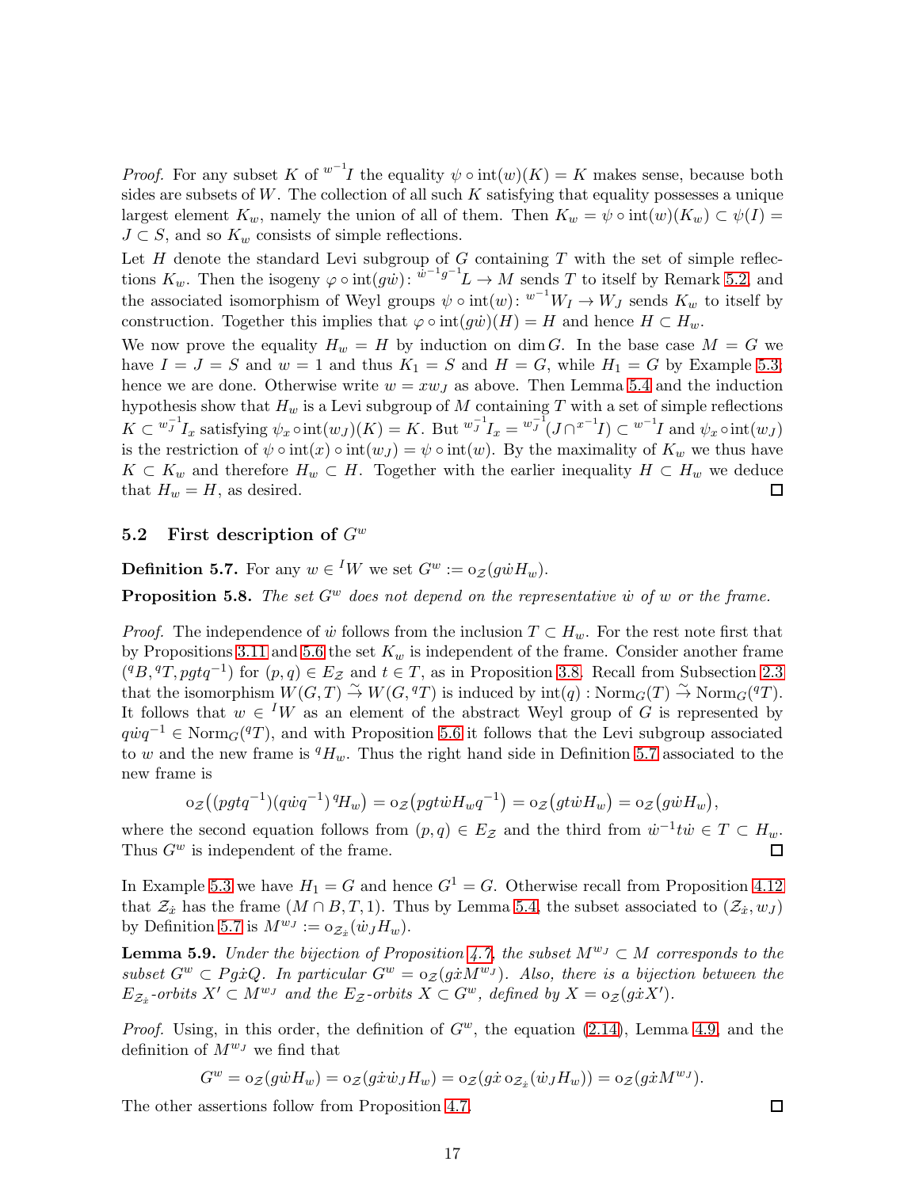*Proof.* For any subset $K$ of ${}^{w^{-1}}I$ the equality $\psi \circ \mathrm{int}(w)(K) = K$ makes sense, because both sides are subsets of $W$. The collection of all such $K$ satisfying that equality possesses a unique largest element $K_w$, namely the union of all of them. Then $K_w = \psi \circ \mathrm{int}(w)(K_w) \subset \psi(I) = J \subset S$, and so $K_w$ consists of simple reflections.

Let $H$ denote the standard Levi subgroup of $G$ containing $T$ with the set of simple reflections $K_w$. Then the isogeny $\varphi \circ \mathrm{int}(g\dot{w})\colon {}^{\dot{w}^{-1}g^{-1}}L \to M$ sends $T$ to itself by Remark 5.2, and the associated isomorphism of Weyl groups $\psi \circ \mathrm{int}(w)\colon {}^{w^{-1}}W_I \to W_J$ sends $K_w$ to itself by construction. Together this implies that $\varphi \circ \mathrm{int}(g\dot{w})(H) = H$ and hence $H \subset H_w$.

We now prove the equality $H_w = H$ by induction on $\dim G$. In the base case $M = G$ we have $I = J = S$ and $w = 1$ and thus $K_1 = S$ and $H = G$, while $H_1 = G$ by Example 5.3; hence we are done. Otherwise write $w = xw_J$ as above. Then Lemma 5.4 and the induction hypothesis show that $H_w$ is a Levi subgroup of $M$ containing $T$ with a set of simple reflections $K \subset {}^{w_J^{-1}}I_x$ satisfying $\psi_x \circ \mathrm{int}(w_J)(K) = K$. But ${}^{w_J^{-1}}I_x = {}^{w_J^{-1}}(J \cap {}^{x^{-1}}I) \subset {}^{w^{-1}}I$ and $\psi_x \circ \mathrm{int}(w_J)$ is the restriction of $\psi \circ \mathrm{int}(x) \circ \mathrm{int}(w_J) = \psi \circ \mathrm{int}(w)$. By the maximality of $K_w$ we thus have $K \subset K_w$ and therefore $H_w \subset H$. Together with the earlier inequality $H \subset H_w$ we deduce that $H_w = H$, as desired. $\square$

## 5.2 First description of $G^w$

**Definition 5.7.** For any $w \in {}^IW$ we set $G^w := \mathrm{o}_{\mathcal{Z}}(g\dot{w}H_w)$.

**Proposition 5.8.** *The set $G^w$ does not depend on the representative $\dot{w}$ of $w$ or the frame.*

*Proof.* The independence of $\dot{w}$ follows from the inclusion $T \subset H_w$. For the rest note first that by Propositions 3.11 and 5.6 the set $K_w$ is independent of the frame. Consider another frame $({}^qB, {}^qT, pgtq^{-1})$ for $(p,q) \in E_{\mathcal{Z}}$ and $t \in T$, as in Proposition 3.8. Recall from Subsection 2.3 that the isomorphism $W(G,T) \xrightarrow{\sim} W(G, {}^qT)$ is induced by $\mathrm{int}(q) : \mathrm{Norm}_G(T) \xrightarrow{\sim} \mathrm{Norm}_G({}^qT)$. It follows that $w \in {}^IW$ as an element of the abstract Weyl group of $G$ is represented by $q\dot{w}q^{-1} \in \mathrm{Norm}_G({}^qT)$, and with Proposition 5.6 it follows that the Levi subgroup associated to $w$ and the new frame is ${}^qH_w$. Thus the right hand side in Definition 5.7 associated to the new frame is

$$\mathrm{o}_{\mathcal{Z}}\big((pgtq^{-1})(q\dot{w}q^{-1})\,{}^qH_w\big) = \mathrm{o}_{\mathcal{Z}}\big(pgt\dot{w}H_wq^{-1}\big) = \mathrm{o}_{\mathcal{Z}}\big(gt\dot{w}H_w\big) = \mathrm{o}_{\mathcal{Z}}\big(g\dot{w}H_w\big),$$

where the second equation follows from $(p,q) \in E_{\mathcal{Z}}$ and the third from $\dot{w}^{-1}t\dot{w} \in T \subset H_w$. Thus $G^w$ is independent of the frame. $\square$

In Example 5.3 we have $H_1 = G$ and hence $G^1 = G$. Otherwise recall from Proposition 4.12 that $\mathcal{Z}_{\dot{x}}$ has the frame $(M \cap B, T, 1)$. Thus by Lemma 5.4, the subset associated to $(\mathcal{Z}_{\dot{x}}, w_J)$ by Definition 5.7 is $M^{w_J} := \mathrm{o}_{\mathcal{Z}_{\dot{x}}}(\dot{w}_JH_w)$.

**Lemma 5.9.** *Under the bijection of Proposition 4.7, the subset $M^{w_J} \subset M$ corresponds to the subset $G^w \subset Pg\dot{x}Q$. In particular $G^w = \mathrm{o}_{\mathcal{Z}}(g\dot{x}M^{w_J})$. Also, there is a bijection between the $E_{\mathcal{Z}_{\dot{x}}}$-orbits $X' \subset M^{w_J}$ and the $E_{\mathcal{Z}}$-orbits $X \subset G^w$, defined by $X = \mathrm{o}_{\mathcal{Z}}(g\dot{x}X')$.*

*Proof.* Using, in this order, the definition of $G^w$, the equation (2.14), Lemma 4.9, and the definition of $M^{w_J}$ we find that

$$G^w = \mathrm{o}_{\mathcal{Z}}(g\dot{w}H_w) = \mathrm{o}_{\mathcal{Z}}(g\dot{x}\dot{w}_JH_w) = \mathrm{o}_{\mathcal{Z}}(g\dot{x}\,\mathrm{o}_{\mathcal{Z}_{\dot{x}}}(\dot{w}_JH_w)) = \mathrm{o}_{\mathcal{Z}}(g\dot{x}M^{w_J}).$$

The other assertions follow from Proposition 4.7. $\square$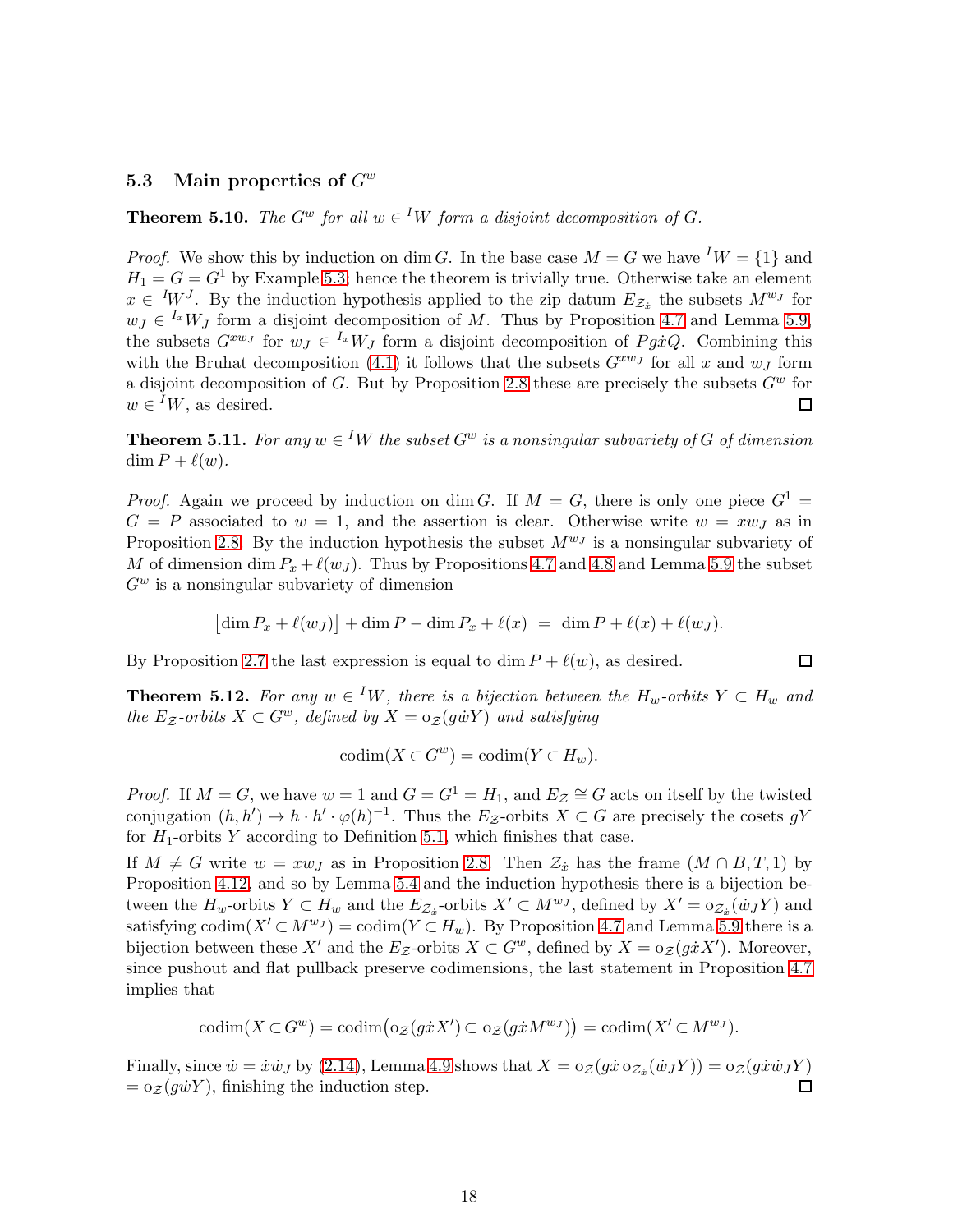### 5.3 Main properties of $G^w$

**Theorem 5.10.** *The $G^w$ for all $w \in {}^IW$ form a disjoint decomposition of $G$.*

*Proof.* We show this by induction on $\dim G$. In the base case $M = G$ we have ${}^IW = \{1\}$ and $H_1 = G = G^1$ by Example 5.3, hence the theorem is trivially true. Otherwise take an element $x \in {}^IW^J$. By the induction hypothesis applied to the zip datum $E_{\mathcal{Z}_{\dot{x}}}$ the subsets $M^{w_J}$ for $w_J \in {}^{I_x}W_J$ form a disjoint decomposition of $M$. Thus by Proposition 4.7 and Lemma 5.9, the subsets $G^{xw_J}$ for $w_J \in {}^{I_x}W_J$ form a disjoint decomposition of $Pg\dot{x}Q$. Combining this with the Bruhat decomposition (4.1) it follows that the subsets $G^{xw_J}$ for all $x$ and $w_J$ form a disjoint decomposition of $G$. But by Proposition 2.8 these are precisely the subsets $G^w$ for $w \in {}^IW$, as desired. ☐

**Theorem 5.11.** *For any $w \in {}^IW$ the subset $G^w$ is a nonsingular subvariety of $G$ of dimension $\dim P + \ell(w)$.*

*Proof.* Again we proceed by induction on $\dim G$. If $M = G$, there is only one piece $G^1 = G = P$ associated to $w = 1$, and the assertion is clear. Otherwise write $w = xw_J$ as in Proposition 2.8. By the induction hypothesis the subset $M^{w_J}$ is a nonsingular subvariety of $M$ of dimension $\dim P_x + \ell(w_J)$. Thus by Propositions 4.7 and 4.8 and Lemma 5.9 the subset $G^w$ is a nonsingular subvariety of dimension

$$\big[\dim P_x + \ell(w_J)\big] + \dim P - \dim P_x + \ell(x) \;=\; \dim P + \ell(x) + \ell(w_J).$$

By Proposition 2.7 the last expression is equal to $\dim P + \ell(w)$, as desired. ☐

**Theorem 5.12.** *For any $w \in {}^IW$, there is a bijection between the $H_w$-orbits $Y \subset H_w$ and the $E_{\mathcal{Z}}$-orbits $X \subset G^w$, defined by $X = \mathrm{o}_{\mathcal{Z}}(g\dot{w}Y)$ and satisfying*

$$\operatorname{codim}(X \subset G^w) = \operatorname{codim}(Y \subset H_w).$$

*Proof.* If $M = G$, we have $w = 1$ and $G = G^1 = H_1$, and $E_{\mathcal{Z}} \cong G$ acts on itself by the twisted conjugation $(h, h') \mapsto h \cdot h' \cdot \varphi(h)^{-1}$. Thus the $E_{\mathcal{Z}}$-orbits $X \subset G$ are precisely the cosets $gY$ for $H_1$-orbits $Y$ according to Definition 5.1, which finishes that case.

If $M \neq G$ write $w = xw_J$ as in Proposition 2.8. Then $\mathcal{Z}_{\dot{x}}$ has the frame $(M \cap B, T, 1)$ by Proposition 4.12, and so by Lemma 5.4 and the induction hypothesis there is a bijection between the $H_w$-orbits $Y \subset H_w$ and the $E_{\mathcal{Z}_{\dot{x}}}$-orbits $X' \subset M^{w_J}$, defined by $X' = \mathrm{o}_{\mathcal{Z}_{\dot{x}}}(\dot{w}_J Y)$ and satisfying $\operatorname{codim}(X' \subset M^{w_J}) = \operatorname{codim}(Y \subset H_w)$. By Proposition 4.7 and Lemma 5.9 there is a bijection between these $X'$ and the $E_{\mathcal{Z}}$-orbits $X \subset G^w$, defined by $X = \mathrm{o}_{\mathcal{Z}}(g\dot{x}X')$. Moreover, since pushout and flat pullback preserve codimensions, the last statement in Proposition 4.7 implies that

$$\operatorname{codim}(X \subset G^w) = \operatorname{codim}\big(\mathrm{o}_{\mathcal{Z}}(g\dot{x}X') \subset \mathrm{o}_{\mathcal{Z}}(g\dot{x}M^{w_J})\big) = \operatorname{codim}(X' \subset M^{w_J}).$$

Finally, since $\dot{w} = \dot{x}\dot{w}_J$ by (2.14), Lemma 4.9 shows that $X = \mathrm{o}_{\mathcal{Z}}(g\dot{x}\,\mathrm{o}_{\mathcal{Z}_{\dot{x}}}(\dot{w}_J Y)) = \mathrm{o}_{\mathcal{Z}}(g\dot{x}\dot{w}_J Y)$ $= \mathrm{o}_{\mathcal{Z}}(g\dot{w}Y)$, finishing the induction step. ☐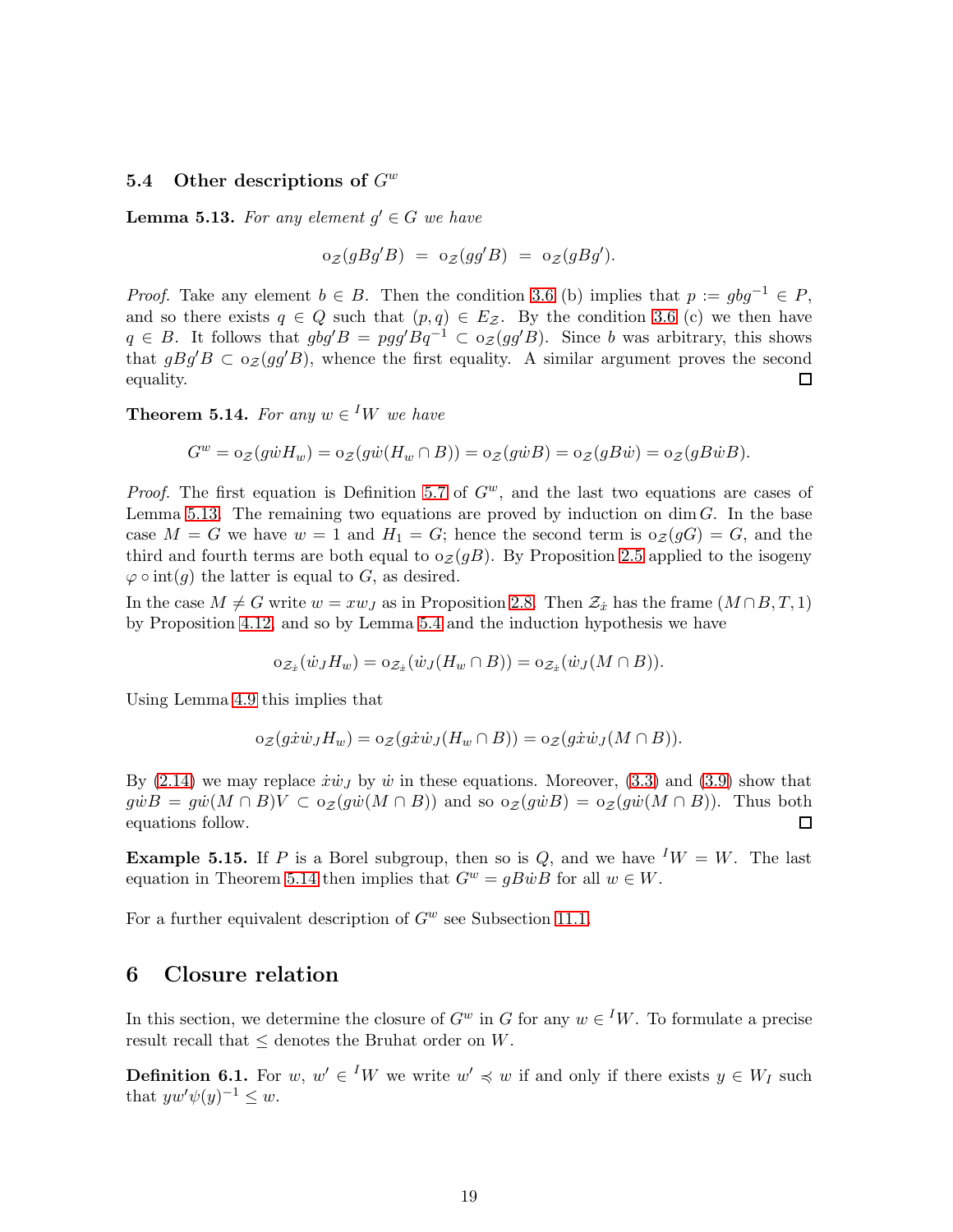### 5.4 Other descriptions of $G^w$

**Lemma 5.13.** *For any element $g' \in G$ we have*

$$\mathrm{o}_{\mathcal{Z}}(gBg'B) \;=\; \mathrm{o}_{\mathcal{Z}}(gg'B) \;=\; \mathrm{o}_{\mathcal{Z}}(gBg').$$

*Proof.* Take any element $b \in B$. Then the condition 3.6 (b) implies that $p := gbg^{-1} \in P$, and so there exists $q \in Q$ such that $(p, q) \in E_{\mathcal{Z}}$. By the condition 3.6 (c) we then have $q \in B$. It follows that $gbg'B = pgg'Bq^{-1} \subset \mathrm{o}_{\mathcal{Z}}(gg'B)$. Since $b$ was arbitrary, this shows that $gBg'B \subset \mathrm{o}_{\mathcal{Z}}(gg'B)$, whence the first equality. A similar argument proves the second equality. ◻

**Theorem 5.14.** *For any $w \in {}^I W$ we have*

$$G^w = \mathrm{o}_{\mathcal{Z}}(g\dot{w}H_w) = \mathrm{o}_{\mathcal{Z}}(g\dot{w}(H_w \cap B)) = \mathrm{o}_{\mathcal{Z}}(g\dot{w}B) = \mathrm{o}_{\mathcal{Z}}(gB\dot{w}) = \mathrm{o}_{\mathcal{Z}}(gB\dot{w}B).$$

*Proof.* The first equation is Definition 5.7 of $G^w$, and the last two equations are cases of Lemma 5.13. The remaining two equations are proved by induction on $\dim G$. In the base case $M = G$ we have $w = 1$ and $H_1 = G$; hence the second term is $\mathrm{o}_{\mathcal{Z}}(gG) = G$, and the third and fourth terms are both equal to $\mathrm{o}_{\mathcal{Z}}(gB)$. By Proposition 2.5 applied to the isogeny $\varphi \circ \mathrm{int}(g)$ the latter is equal to $G$, as desired.

In the case $M \neq G$ write $w = xw_J$ as in Proposition 2.8. Then $\mathcal{Z}_{\dot{x}}$ has the frame $(M \cap B, T, 1)$ by Proposition 4.12, and so by Lemma 5.4 and the induction hypothesis we have

$$\mathrm{o}_{\mathcal{Z}_{\dot{x}}}(\dot{w}_J H_w) = \mathrm{o}_{\mathcal{Z}_{\dot{x}}}(\dot{w}_J(H_w \cap B)) = \mathrm{o}_{\mathcal{Z}_{\dot{x}}}(\dot{w}_J(M \cap B)).$$

Using Lemma 4.9 this implies that

$$\mathrm{o}_{\mathcal{Z}}(g\dot{x}\dot{w}_J H_w) = \mathrm{o}_{\mathcal{Z}}(g\dot{x}\dot{w}_J(H_w \cap B)) = \mathrm{o}_{\mathcal{Z}}(g\dot{x}\dot{w}_J(M \cap B)).$$

By (2.14) we may replace $\dot{x}\dot{w}_J$ by $\dot{w}$ in these equations. Moreover, (3.3) and (3.9) show that $g\dot{w}B = g\dot{w}(M \cap B)V \subset \mathrm{o}_{\mathcal{Z}}(g\dot{w}(M \cap B))$ and so $\mathrm{o}_{\mathcal{Z}}(g\dot{w}B) = \mathrm{o}_{\mathcal{Z}}(g\dot{w}(M \cap B))$. Thus both equations follow. ◻

**Example 5.15.** If $P$ is a Borel subgroup, then so is $Q$, and we have ${}^I W = W$. The last equation in Theorem 5.14 then implies that $G^w = gB\dot{w}B$ for all $w \in W$.

For a further equivalent description of $G^w$ see Subsection 11.1.

## 6 Closure relation

In this section, we determine the closure of $G^w$ in $G$ for any $w \in {}^I W$. To formulate a precise result recall that $\leq$ denotes the Bruhat order on $W$.

**Definition 6.1.** For $w$, $w' \in {}^I W$ we write $w' \preccurlyeq w$ if and only if there exists $y \in W_I$ such that $yw'\psi(y)^{-1} \leq w$.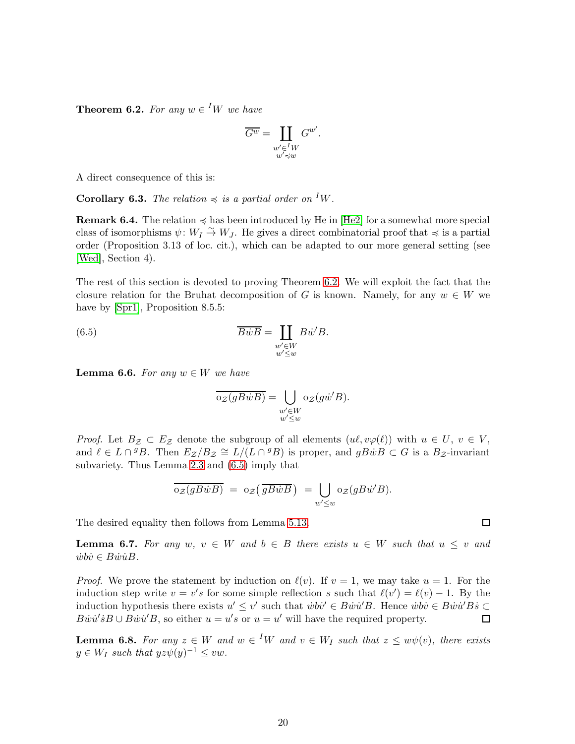**Theorem 6.2.** *For any $w \in {}^I W$ we have*

$$\overline{G^w} = \coprod_{\substack{w' \in {}^I W \\ w' \preccurlyeq w}} G^{w'}.$$

A direct consequence of this is:

**Corollary 6.3.** *The relation $\preccurlyeq$ is a partial order on ${}^I W$.*

**Remark 6.4.** The relation $\preccurlyeq$ has been introduced by He in [He2] for a somewhat more special class of isomorphisms $\psi \colon W_I \xrightarrow{\sim} W_J$. He gives a direct combinatorial proof that $\preccurlyeq$ is a partial order (Proposition 3.13 of loc. cit.), which can be adapted to our more general setting (see [Wed], Section 4).

The rest of this section is devoted to proving Theorem 6.2. We will exploit the fact that the closure relation for the Bruhat decomposition of $G$ is known. Namely, for any $w \in W$ we have by [Spr1], Proposition 8.5.5:

$$\overline{B\dot{w}B} = \coprod_{\substack{w' \in W \\ w' \leq w}} B\dot{w}'B. \tag{6.5}$$

**Lemma 6.6.** *For any $w \in W$ we have*

$$\overline{\mathrm{o}_{\mathcal{Z}}(gB\dot{w}B)} = \bigcup_{\substack{w' \in W \\ w' \leq w}} \mathrm{o}_{\mathcal{Z}}(g\dot{w}'B).$$

*Proof.* Let $B_{\mathcal{Z}} \subset E_{\mathcal{Z}}$ denote the subgroup of all elements $(u\ell, v\varphi(\ell))$ with $u \in U$, $v \in V$, and $\ell \in L \cap {}^g B$. Then $E_{\mathcal{Z}}/B_{\mathcal{Z}} \cong L/(L \cap {}^g B)$ is proper, and $gB\dot{w}B \subset G$ is a $B_{\mathcal{Z}}$-invariant subvariety. Thus Lemma 2.3 and (6.5) imply that

$$\overline{\mathrm{o}_{\mathcal{Z}}(gB\dot{w}B)} \;=\; \mathrm{o}_{\mathcal{Z}}\big(\overline{gB\dot{w}B}\big) \;=\; \bigcup_{w' \leq w} \mathrm{o}_{\mathcal{Z}}(gB\dot{w}'B).$$

The desired equality then follows from Lemma 5.13. $\square$

**Lemma 6.7.** *For any $w$, $v \in W$ and $b \in B$ there exists $u \in W$ such that $u \leq v$ and $\dot{w}b\dot{v} \in B\dot{w}\dot{u}B$.*

*Proof.* We prove the statement by induction on $\ell(v)$. If $v = 1$, we may take $u = 1$. For the induction step write $v = v's$ for some simple reflection $s$ such that $\ell(v') = \ell(v) - 1$. By the induction hypothesis there exists $u' \leq v'$ such that $\dot{w}b\dot{v}' \in B\dot{w}\dot{u}'B$. Hence $\dot{w}b\dot{v} \in B\dot{w}\dot{u}'B\dot{s} \subset B\dot{w}\dot{u}'\dot{s}B \cup B\dot{w}\dot{u}'B$, so either $u = u's$ or $u = u'$ will have the required property. $\square$

**Lemma 6.8.** *For any $z \in W$ and $w \in {}^I W$ and $v \in W_I$ such that $z \leq w\psi(v)$, there exists $y \in W_I$ such that $yz\psi(y)^{-1} \leq vw$.*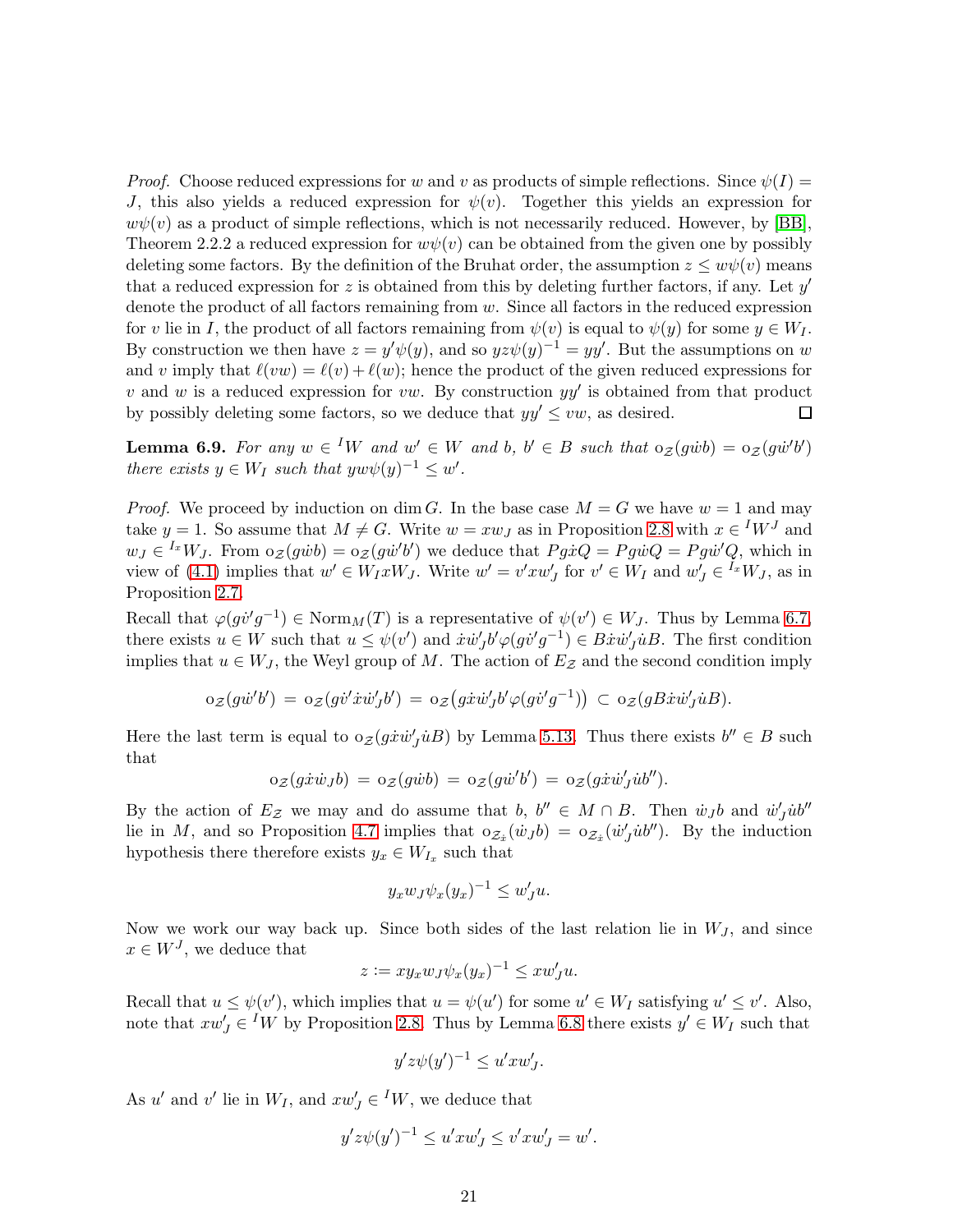*Proof.* Choose reduced expressions for $w$ and $v$ as products of simple reflections. Since $\psi(I) = J$, this also yields a reduced expression for $\psi(v)$. Together this yields an expression for $w\psi(v)$ as a product of simple reflections, which is not necessarily reduced. However, by [BB], Theorem 2.2.2 a reduced expression for $w\psi(v)$ can be obtained from the given one by possibly deleting some factors. By the definition of the Bruhat order, the assumption $z \leq w\psi(v)$ means that a reduced expression for $z$ is obtained from this by deleting further factors, if any. Let $y'$ denote the product of all factors remaining from $w$. Since all factors in the reduced expression for $v$ lie in $I$, the product of all factors remaining from $\psi(v)$ is equal to $\psi(y)$ for some $y \in W_I$. By construction we then have $z = y'\psi(y)$, and so $yz\psi(y)^{-1} = yy'$. But the assumptions on $w$ and $v$ imply that $\ell(vw) = \ell(v) + \ell(w)$; hence the product of the given reduced expressions for $v$ and $w$ is a reduced expression for $vw$. By construction $yy'$ is obtained from that product by possibly deleting some factors, so we deduce that $yy' \leq vw$, as desired. □

**Lemma 6.9.** *For any $w \in {}^I W$ and $w' \in W$ and $b, b' \in B$ such that $o_{\mathcal{Z}}(g\dot{w}b) = o_{\mathcal{Z}}(g\dot{w}'b')$ there exists $y \in W_I$ such that $yw\psi(y)^{-1} \leq w'$.*

*Proof.* We proceed by induction on $\dim G$. In the base case $M = G$ we have $w = 1$ and may take $y = 1$. So assume that $M \neq G$. Write $w = xw_J$ as in Proposition 2.8 with $x \in {}^I W^J$ and $w_J \in {}^{I_x} W_J$. From $o_{\mathcal{Z}}(g\dot{w}b) = o_{\mathcal{Z}}(g\dot{w}'b')$ we deduce that $Pg\dot{x}Q = Pg\dot{w}Q = Pg\dot{w}'Q$, which in view of (4.1) implies that $w' \in W_I x W_J$. Write $w' = v'xw'_J$ for $v' \in W_I$ and $w'_J \in {}^{I_x} W_J$, as in Proposition 2.7.

Recall that $\varphi(g\dot{v}'g^{-1}) \in \mathrm{Norm}_M(T)$ is a representative of $\psi(v') \in W_J$. Thus by Lemma 6.7, there exists $u \in W$ such that $u \leq \psi(v')$ and $\dot{x}\dot{w}'_J b' \varphi(g\dot{v}'g^{-1}) \in B\dot{x}\dot{w}'_J\dot{u}B$. The first condition implies that $u \in W_J$, the Weyl group of $M$. The action of $E_{\mathcal{Z}}$ and the second condition imply

$$o_{\mathcal{Z}}(g\dot{w}'b') = o_{\mathcal{Z}}(g\dot{v}'\dot{x}\dot{w}'_J b') = o_{\mathcal{Z}}\big(g\dot{x}\dot{w}'_J b' \varphi(g\dot{v}'g^{-1})\big) \subset o_{\mathcal{Z}}(gB\dot{x}\dot{w}'_J\dot{u}B).$$

Here the last term is equal to $o_{\mathcal{Z}}(g\dot{x}\dot{w}'_J\dot{u}B)$ by Lemma 5.13. Thus there exists $b'' \in B$ such that

$$o_{\mathcal{Z}}(g\dot{x}\dot{w}_J b) = o_{\mathcal{Z}}(g\dot{w}b) = o_{\mathcal{Z}}(g\dot{w}'b') = o_{\mathcal{Z}}(g\dot{x}\dot{w}'_J\dot{u}b'').$$

By the action of $E_{\mathcal{Z}}$ we may and do assume that $b, b'' \in M \cap B$. Then $\dot{w}_J b$ and $\dot{w}'_J\dot{u}b''$ lie in $M$, and so Proposition 4.7 implies that $o_{\mathcal{Z}_{\dot{x}}}(\dot{w}_J b) = o_{\mathcal{Z}_{\dot{x}}}(\dot{w}'_J\dot{u}b'')$. By the induction hypothesis there therefore exists $y_x \in W_{I_x}$ such that

$$y_x w_J \psi_x(y_x)^{-1} \leq w'_J u.$$

Now we work our way back up. Since both sides of the last relation lie in $W_J$, and since $x \in W^J$, we deduce that

$$z := xy_x w_J \psi_x(y_x)^{-1} \leq xw'_J u.$$

Recall that $u \leq \psi(v')$, which implies that $u = \psi(u')$ for some $u' \in W_I$ satisfying $u' \leq v'$. Also, note that $xw'_J \in {}^I W$ by Proposition 2.8. Thus by Lemma 6.8 there exists $y' \in W_I$ such that

$$y'z\psi(y')^{-1} \leq u'xw'_J.$$

As $u'$ and $v'$ lie in $W_I$, and $xw'_J \in {}^I W$, we deduce that

$$y'z\psi(y')^{-1} \leq u'xw'_J \leq v'xw'_J = w'.$$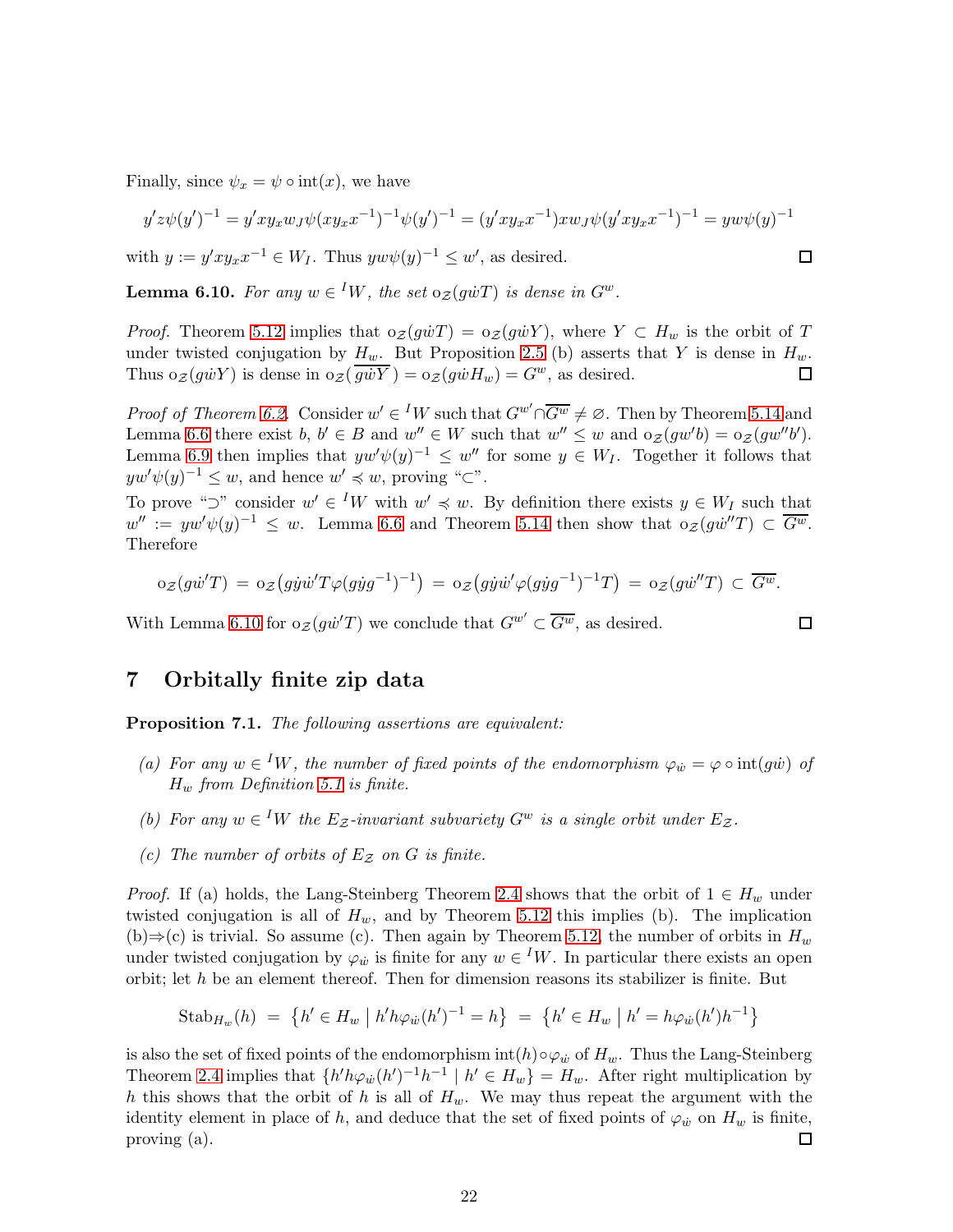Finally, since $\psi_x = \psi \circ \mathrm{int}(x)$, we have

$$y'z\psi(y')^{-1} = y'xy_x w_J \psi(xy_x x^{-1})^{-1}\psi(y')^{-1} = (y'xy_x x^{-1})xw_J\psi(y'xy_x x^{-1})^{-1} = yw\psi(y)^{-1}$$

with $y := y'xy_x x^{-1} \in W_I$. Thus $yw\psi(y)^{-1} \leq w'$, as desired. $\square$

**Lemma 6.10.** *For any $w \in {}^IW$, the set $\mathrm{o}_{\mathcal{Z}}(g\dot{w}T)$ is dense in $G^w$.*

*Proof.* Theorem 5.12 implies that $\mathrm{o}_{\mathcal{Z}}(g\dot{w}T) = \mathrm{o}_{\mathcal{Z}}(g\dot{w}Y)$, where $Y \subset H_w$ is the orbit of $T$ under twisted conjugation by $H_w$. But Proposition 2.5 (b) asserts that $Y$ is dense in $H_w$. Thus $\mathrm{o}_{\mathcal{Z}}(g\dot{w}Y)$ is dense in $\mathrm{o}_{\mathcal{Z}}(\overline{g\dot{w}Y}) = \mathrm{o}_{\mathcal{Z}}(g\dot{w}H_w) = G^w$, as desired. $\square$

*Proof of Theorem 6.2.* Consider $w' \in {}^IW$ such that $G^{w'} \cap \overline{G^w} \neq \varnothing$. Then by Theorem 5.14 and Lemma 6.6 there exist $b, b' \in B$ and $w'' \in W$ such that $w'' \leq w$ and $\mathrm{o}_{\mathcal{Z}}(gw'b) = \mathrm{o}_{\mathcal{Z}}(gw''b')$. Lemma 6.9 then implies that $yw'\psi(y)^{-1} \leq w''$ for some $y \in W_I$. Together it follows that $yw'\psi(y)^{-1} \leq w$, and hence $w' \preccurlyeq w$, proving "$\subset$".

To prove "$\supset$" consider $w' \in {}^IW$ with $w' \preccurlyeq w$. By definition there exists $y \in W_I$ such that $w'' := yw'\psi(y)^{-1} \leq w$. Lemma 6.6 and Theorem 5.14 then show that $\mathrm{o}_{\mathcal{Z}}(g\dot{w}''T) \subset \overline{G^w}$. Therefore

$$\mathrm{o}_{\mathcal{Z}}(g\dot{w}'T) = \mathrm{o}_{\mathcal{Z}}\big(g\dot{y}\dot{w}'T\varphi(g\dot{y}g^{-1})^{-1}\big) = \mathrm{o}_{\mathcal{Z}}\big(g\dot{y}\dot{w}'\varphi(g\dot{y}g^{-1})^{-1}T\big) = \mathrm{o}_{\mathcal{Z}}(g\dot{w}''T) \subset \overline{G^w}.$$

With Lemma 6.10 for $\mathrm{o}_{\mathcal{Z}}(g\dot{w}'T)$ we conclude that $G^{w'} \subset \overline{G^w}$, as desired. $\square$

## 7 Orbitally finite zip data

**Proposition 7.1.** *The following assertions are equivalent:*

*(a) For any $w \in {}^IW$, the number of fixed points of the endomorphism $\varphi_{\dot{w}} = \varphi \circ \mathrm{int}(g\dot{w})$ of $H_w$ from Definition 5.1 is finite.*

*(b) For any $w \in {}^IW$ the $E_{\mathcal{Z}}$-invariant subvariety $G^w$ is a single orbit under $E_{\mathcal{Z}}$.*

*(c) The number of orbits of $E_{\mathcal{Z}}$ on $G$ is finite.*

*Proof.* If (a) holds, the Lang-Steinberg Theorem 2.4 shows that the orbit of $1 \in H_w$ under twisted conjugation is all of $H_w$, and by Theorem 5.12 this implies (b). The implication (b)$\Rightarrow$(c) is trivial. So assume (c). Then again by Theorem 5.12, the number of orbits in $H_w$ under twisted conjugation by $\varphi_{\dot{w}}$ is finite for any $w \in {}^IW$. In particular there exists an open orbit; let $h$ be an element thereof. Then for dimension reasons its stabilizer is finite. But

$$\mathrm{Stab}_{H_w}(h) = \big\{h' \in H_w \bigm| h'h\varphi_{\dot{w}}(h')^{-1} = h\big\} = \big\{h' \in H_w \bigm| h' = h\varphi_{\dot{w}}(h')h^{-1}\big\}$$

is also the set of fixed points of the endomorphism $\mathrm{int}(h) \circ \varphi_{\dot{w}}$ of $H_w$. Thus the Lang-Steinberg Theorem 2.4 implies that $\{h'h\varphi_{\dot{w}}(h')^{-1}h^{-1} \mid h' \in H_w\} = H_w$. After right multiplication by $h$ this shows that the orbit of $h$ is all of $H_w$. We may thus repeat the argument with the identity element in place of $h$, and deduce that the set of fixed points of $\varphi_{\dot{w}}$ on $H_w$ is finite, proving (a). $\square$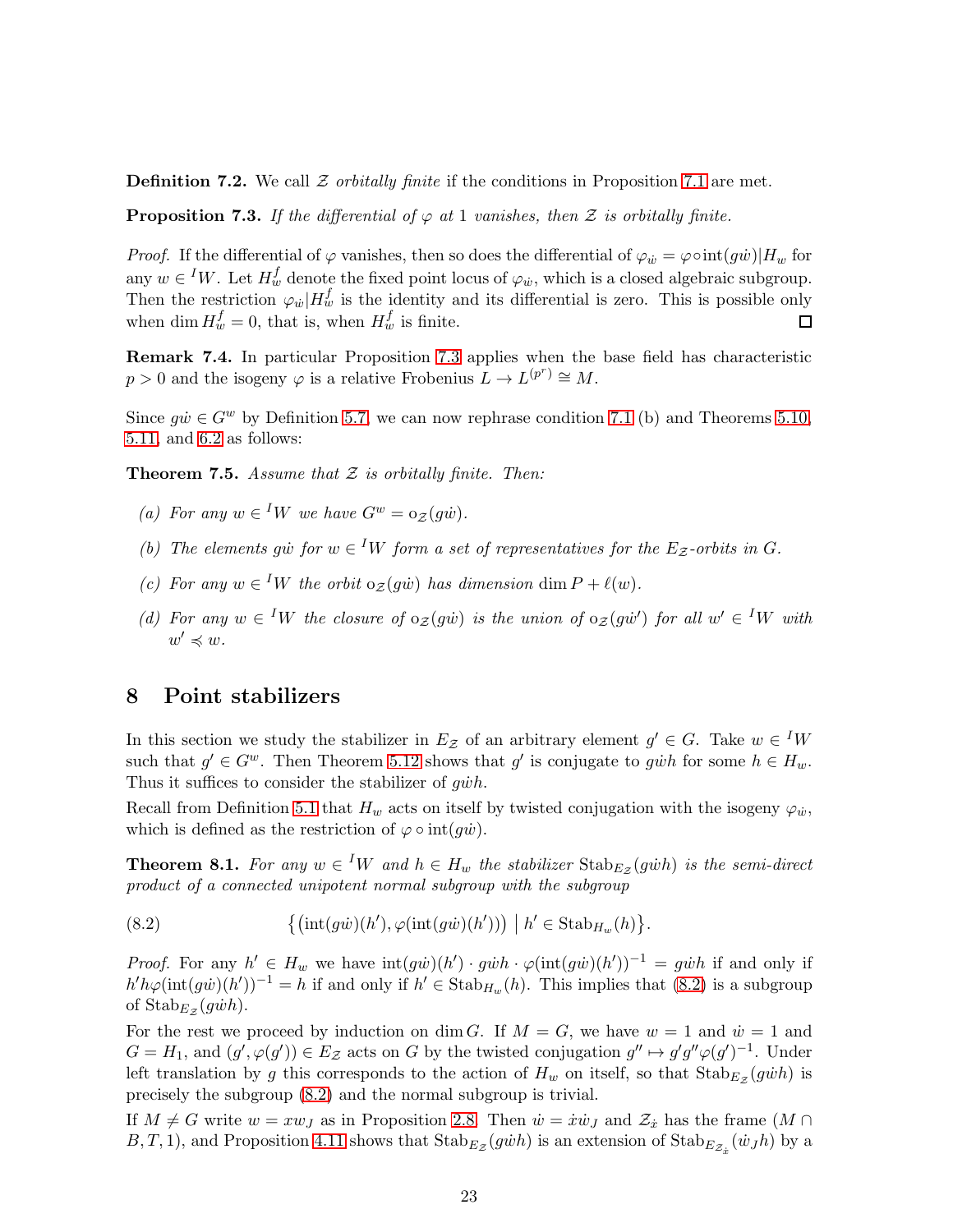**Definition 7.2.** We call $\mathcal{Z}$ *orbitally finite* if the conditions in Proposition 7.1 are met.

**Proposition 7.3.** *If the differential of $\varphi$ at 1 vanishes, then $\mathcal{Z}$ is orbitally finite.*

*Proof.* If the differential of $\varphi$ vanishes, then so does the differential of $\varphi_{\dot{w}} = \varphi \circ \mathrm{int}(g\dot{w})|H_w$ for any $w \in {}^IW$. Let $H_w^f$ denote the fixed point locus of $\varphi_{\dot{w}}$, which is a closed algebraic subgroup. Then the restriction $\varphi_{\dot{w}}|H_w^f$ is the identity and its differential is zero. This is possible only when $\dim H_w^f = 0$, that is, when $H_w^f$ is finite. □

**Remark 7.4.** In particular Proposition 7.3 applies when the base field has characteristic $p > 0$ and the isogeny $\varphi$ is a relative Frobenius $L \to L^{(p^r)} \cong M$.

Since $g\dot{w} \in G^w$ by Definition 5.7, we can now rephrase condition 7.1 (b) and Theorems 5.10, 5.11, and 6.2 as follows:

**Theorem 7.5.** *Assume that $\mathcal{Z}$ is orbitally finite. Then:*

*(a) For any $w \in {}^IW$ we have $G^w = \mathrm{o}_{\mathcal{Z}}(g\dot{w})$.*

*(b) The elements $g\dot{w}$ for $w \in {}^IW$ form a set of representatives for the $E_{\mathcal{Z}}$-orbits in $G$.*

*(c) For any $w \in {}^IW$ the orbit $\mathrm{o}_{\mathcal{Z}}(g\dot{w})$ has dimension $\dim P + \ell(w)$.*

*(d) For any $w \in {}^IW$ the closure of $\mathrm{o}_{\mathcal{Z}}(g\dot{w})$ is the union of $\mathrm{o}_{\mathcal{Z}}(g\dot{w}')$ for all $w' \in {}^IW$ with $w' \preccurlyeq w$.*

## 8 Point stabilizers

In this section we study the stabilizer in $E_{\mathcal{Z}}$ of an arbitrary element $g' \in G$. Take $w \in {}^IW$ such that $g' \in G^w$. Then Theorem 5.12 shows that $g'$ is conjugate to $g\dot{w}h$ for some $h \in H_w$. Thus it suffices to consider the stabilizer of $g\dot{w}h$.

Recall from Definition 5.1 that $H_w$ acts on itself by twisted conjugation with the isogeny $\varphi_{\dot{w}}$, which is defined as the restriction of $\varphi \circ \mathrm{int}(g\dot{w})$.

**Theorem 8.1.** *For any $w \in {}^IW$ and $h \in H_w$ the stabilizer $\mathrm{Stab}_{E_{\mathcal{Z}}}(g\dot{w}h)$ is the semi-direct product of a connected unipotent normal subgroup with the subgroup*

$$\big\{ \big(\mathrm{int}(g\dot{w})(h'), \varphi(\mathrm{int}(g\dot{w})(h'))\big) \;\big|\; h' \in \mathrm{Stab}_{H_w}(h) \big\}. \tag{8.2}$$

*Proof.* For any $h' \in H_w$ we have $\mathrm{int}(g\dot{w})(h') \cdot g\dot{w}h \cdot \varphi(\mathrm{int}(g\dot{w})(h'))^{-1} = g\dot{w}h$ if and only if $h'h\varphi(\mathrm{int}(g\dot{w})(h'))^{-1} = h$ if and only if $h' \in \mathrm{Stab}_{H_w}(h)$. This implies that (8.2) is a subgroup of $\mathrm{Stab}_{E_{\mathcal{Z}}}(g\dot{w}h)$.

For the rest we proceed by induction on $\dim G$. If $M = G$, we have $w = 1$ and $\dot{w} = 1$ and $G = H_1$, and $(g', \varphi(g')) \in E_{\mathcal{Z}}$ acts on $G$ by the twisted conjugation $g'' \mapsto g'g''\varphi(g')^{-1}$. Under left translation by $g$ this corresponds to the action of $H_w$ on itself, so that $\mathrm{Stab}_{E_{\mathcal{Z}}}(g\dot{w}h)$ is precisely the subgroup (8.2) and the normal subgroup is trivial.

If $M \neq G$ write $w = xw_J$ as in Proposition 2.8. Then $\dot{w} = \dot{x}\dot{w}_J$ and $\mathcal{Z}_{\dot{x}}$ has the frame $(M \cap B, T, 1)$, and Proposition 4.11 shows that $\mathrm{Stab}_{E_{\mathcal{Z}}}(g\dot{w}h)$ is an extension of $\mathrm{Stab}_{E_{\mathcal{Z}_{\dot{x}}}}(\dot{w}_Jh)$ by a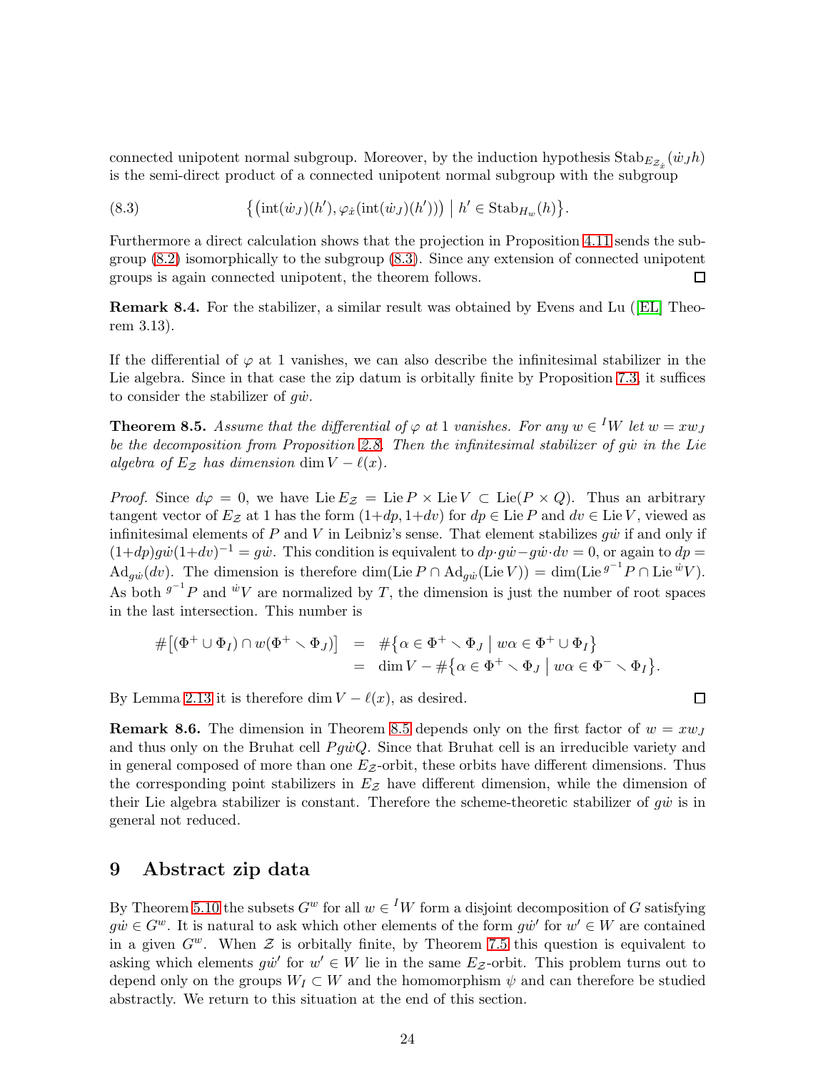connected unipotent normal subgroup. Moreover, by the induction hypothesis $\operatorname{Stab}_{E_{\mathcal{Z}_{\dot{x}}}}(\dot{w}_J h)$ is the semi-direct product of a connected unipotent normal subgroup with the subgroup

$$\big\{\big(\operatorname{int}(\dot{w}_J)(h'), \varphi_{\dot{x}}(\operatorname{int}(\dot{w}_J)(h'))\big) \bigm| h' \in \operatorname{Stab}_{H_w}(h)\big\}. \tag{8.3}$$

Furthermore a direct calculation shows that the projection in Proposition 4.11 sends the subgroup (8.2) isomorphically to the subgroup (8.3). Since any extension of connected unipotent groups is again connected unipotent, the theorem follows. $\square$

**Remark 8.4.** For the stabilizer, a similar result was obtained by Evens and Lu ([EL] Theorem 3.13).

If the differential of $\varphi$ at 1 vanishes, we can also describe the infinitesimal stabilizer in the Lie algebra. Since in that case the zip datum is orbitally finite by Proposition 7.3, it suffices to consider the stabilizer of $g\dot{w}$.

**Theorem 8.5.** *Assume that the differential of $\varphi$ at 1 vanishes. For any $w \in {}^I W$ let $w = xw_J$ be the decomposition from Proposition 2.8. Then the infinitesimal stabilizer of $g\dot{w}$ in the Lie algebra of $E_{\mathcal{Z}}$ has dimension $\dim V - \ell(x)$.*

*Proof.* Since $d\varphi = 0$, we have $\operatorname{Lie} E_{\mathcal{Z}} = \operatorname{Lie} P \times \operatorname{Lie} V \subset \operatorname{Lie}(P \times Q)$. Thus an arbitrary tangent vector of $E_{\mathcal{Z}}$ at 1 has the form $(1+dp, 1+dv)$ for $dp \in \operatorname{Lie} P$ and $dv \in \operatorname{Lie} V$, viewed as infinitesimal elements of $P$ and $V$ in Leibniz's sense. That element stabilizes $g\dot{w}$ if and only if $(1+dp)g\dot{w}(1+dv)^{-1} = g\dot{w}$. This condition is equivalent to $dp \cdot g\dot{w} - g\dot{w} \cdot dv = 0$, or again to $dp = \operatorname{Ad}_{g\dot{w}}(dv)$. The dimension is therefore $\dim(\operatorname{Lie} P \cap \operatorname{Ad}_{g\dot{w}}(\operatorname{Lie} V)) = \dim(\operatorname{Lie} {}^{g^{-1}}P \cap \operatorname{Lie} {}^{\dot{w}}V)$. As both ${}^{g^{-1}}P$ and ${}^{\dot{w}}V$ are normalized by $T$, the dimension is just the number of root spaces in the last intersection. This number is

$$\begin{aligned}
\#\big[(\Phi^+ \cup \Phi_I) \cap w(\Phi^+ \smallsetminus \Phi_J)\big] &= \#\big\{\alpha \in \Phi^+ \smallsetminus \Phi_J \bigm| w\alpha \in \Phi^+ \cup \Phi_I\big\} \\
&= \dim V - \#\big\{\alpha \in \Phi^+ \smallsetminus \Phi_J \bigm| w\alpha \in \Phi^- \smallsetminus \Phi_I\big\}.
\end{aligned}$$

By Lemma 2.13 it is therefore $\dim V - \ell(x)$, as desired. $\square$

**Remark 8.6.** The dimension in Theorem 8.5 depends only on the first factor of $w = xw_J$ and thus only on the Bruhat cell $Pg\dot{w}Q$. Since that Bruhat cell is an irreducible variety and in general composed of more than one $E_{\mathcal{Z}}$-orbit, these orbits have different dimensions. Thus the corresponding point stabilizers in $E_{\mathcal{Z}}$ have different dimension, while the dimension of their Lie algebra stabilizer is constant. Therefore the scheme-theoretic stabilizer of $g\dot{w}$ is in general not reduced.

# 9 Abstract zip data

By Theorem 5.10 the subsets $G^w$ for all $w \in {}^I W$ form a disjoint decomposition of $G$ satisfying $g\dot{w} \in G^w$. It is natural to ask which other elements of the form $g\dot{w}'$ for $w' \in W$ are contained in a given $G^w$. When $\mathcal{Z}$ is orbitally finite, by Theorem 7.5 this question is equivalent to asking which elements $g\dot{w}'$ for $w' \in W$ lie in the same $E_{\mathcal{Z}}$-orbit. This problem turns out to depend only on the groups $W_I \subset W$ and the homomorphism $\psi$ and can therefore be studied abstractly. We return to this situation at the end of this section.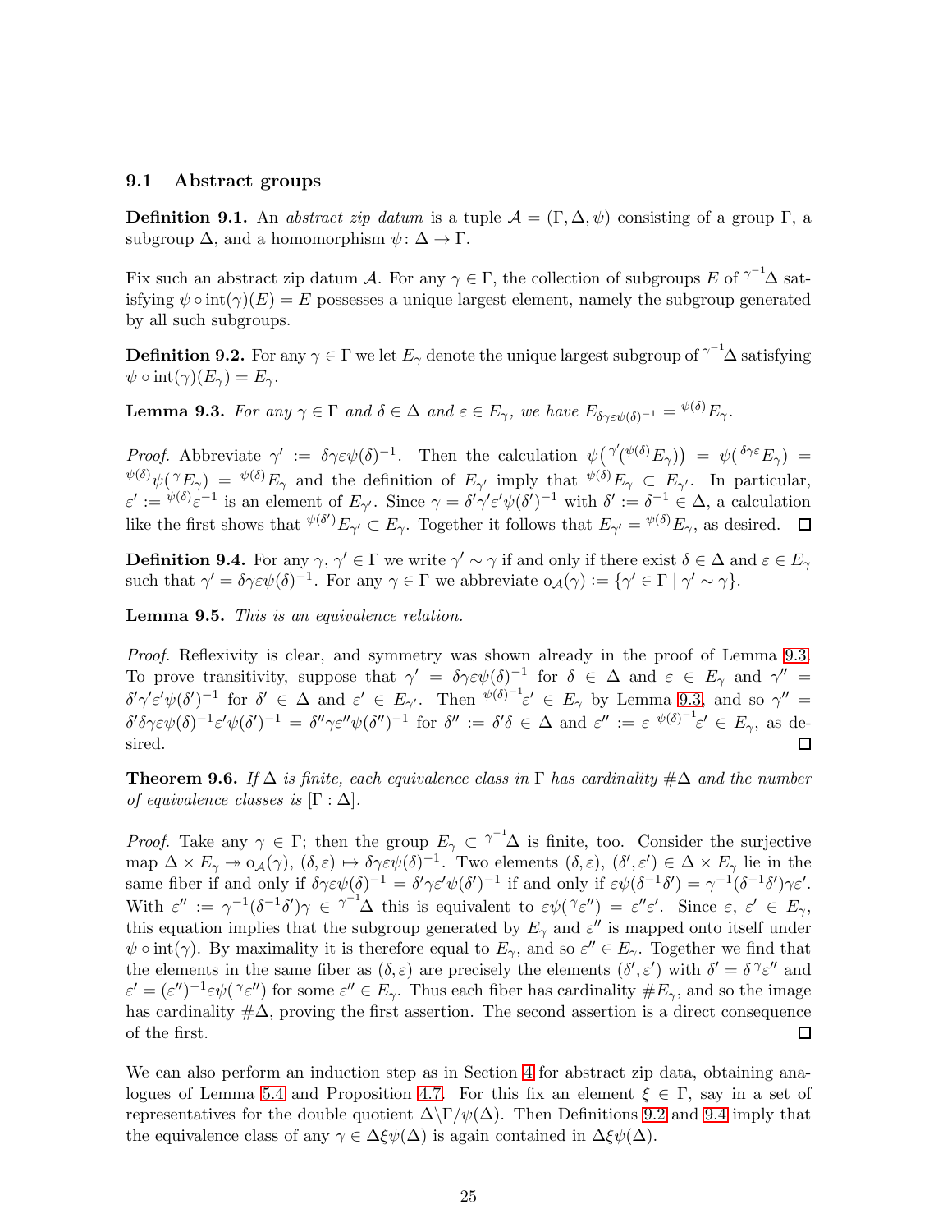### 9.1 Abstract groups

**Definition 9.1.** An *abstract zip datum* is a tuple $\mathcal{A} = (\Gamma, \Delta, \psi)$ consisting of a group $\Gamma$, a subgroup $\Delta$, and a homomorphism $\psi\colon \Delta \to \Gamma$.

Fix such an abstract zip datum $\mathcal{A}$. For any $\gamma \in \Gamma$, the collection of subgroups $E$ of ${}^{\gamma^{-1}}\!\Delta$ satisfying $\psi \circ \mathrm{int}(\gamma)(E) = E$ possesses a unique largest element, namely the subgroup generated by all such subgroups.

**Definition 9.2.** For any $\gamma \in \Gamma$ we let $E_\gamma$ denote the unique largest subgroup of ${}^{\gamma^{-1}}\!\Delta$ satisfying $\psi \circ \mathrm{int}(\gamma)(E_\gamma) = E_\gamma$.

**Lemma 9.3.** *For any $\gamma \in \Gamma$ and $\delta \in \Delta$ and $\varepsilon \in E_\gamma$, we have $E_{\delta\gamma\varepsilon\psi(\delta)^{-1}} = {}^{\psi(\delta)}E_\gamma$.*

*Proof.* Abbreviate $\gamma' := \delta\gamma\varepsilon\psi(\delta)^{-1}$. Then the calculation $\psi\big({}^{\gamma'}({}^{\psi(\delta)}E_\gamma)\big) = \psi({}^{\delta\gamma\varepsilon}E_\gamma) = {}^{\psi(\delta)}\psi({}^{\gamma}E_\gamma) = {}^{\psi(\delta)}E_\gamma$ and the definition of $E_{\gamma'}$ imply that ${}^{\psi(\delta)}E_\gamma \subset E_{\gamma'}$. In particular, $\varepsilon' := {}^{\psi(\delta)}\varepsilon^{-1}$ is an element of $E_{\gamma'}$. Since $\gamma = \delta'\gamma'\varepsilon'\psi(\delta')^{-1}$ with $\delta' := \delta^{-1} \in \Delta$, a calculation like the first shows that ${}^{\psi(\delta')}E_{\gamma'} \subset E_\gamma$. Together it follows that $E_{\gamma'} = {}^{\psi(\delta)}E_\gamma$, as desired. $\square$

**Definition 9.4.** For any $\gamma, \gamma' \in \Gamma$ we write $\gamma' \sim \gamma$ if and only if there exist $\delta \in \Delta$ and $\varepsilon \in E_\gamma$ such that $\gamma' = \delta\gamma\varepsilon\psi(\delta)^{-1}$. For any $\gamma \in \Gamma$ we abbreviate $\mathrm{o}_{\mathcal{A}}(\gamma) := \{\gamma' \in \Gamma \mid \gamma' \sim \gamma\}$.

**Lemma 9.5.** *This is an equivalence relation.*

*Proof.* Reflexivity is clear, and symmetry was shown already in the proof of Lemma 9.3. To prove transitivity, suppose that $\gamma' = \delta\gamma\varepsilon\psi(\delta)^{-1}$ for $\delta \in \Delta$ and $\varepsilon \in E_\gamma$ and $\gamma'' = \delta'\gamma'\varepsilon'\psi(\delta')^{-1}$ for $\delta' \in \Delta$ and $\varepsilon' \in E_{\gamma'}$. Then ${}^{\psi(\delta)^{-1}}\varepsilon' \in E_\gamma$ by Lemma 9.3, and so $\gamma'' = \delta'\delta\gamma\varepsilon\psi(\delta)^{-1}\varepsilon'\psi(\delta')^{-1} = \delta''\gamma\varepsilon''\psi(\delta'')^{-1}$ for $\delta'' := \delta'\delta \in \Delta$ and $\varepsilon'' := \varepsilon\, {}^{\psi(\delta)^{-1}}\varepsilon' \in E_\gamma$, as desired. $\square$

**Theorem 9.6.** *If $\Delta$ is finite, each equivalence class in $\Gamma$ has cardinality $\#\Delta$ and the number of equivalence classes is $[\Gamma : \Delta]$.*

*Proof.* Take any $\gamma \in \Gamma$; then the group $E_\gamma \subset {}^{\gamma^{-1}}\!\Delta$ is finite, too. Consider the surjective map $\Delta \times E_\gamma \twoheadrightarrow \mathrm{o}_{\mathcal{A}}(\gamma)$, $(\delta, \varepsilon) \mapsto \delta\gamma\varepsilon\psi(\delta)^{-1}$. Two elements $(\delta, \varepsilon)$, $(\delta', \varepsilon') \in \Delta \times E_\gamma$ lie in the same fiber if and only if $\delta\gamma\varepsilon\psi(\delta)^{-1} = \delta'\gamma\varepsilon'\psi(\delta')^{-1}$ if and only if $\varepsilon\psi(\delta^{-1}\delta') = \gamma^{-1}(\delta^{-1}\delta')\gamma\varepsilon'$. With $\varepsilon'' := \gamma^{-1}(\delta^{-1}\delta')\gamma \in {}^{\gamma^{-1}}\!\Delta$ this is equivalent to $\varepsilon\psi({}^{\gamma}\varepsilon'') = \varepsilon''\varepsilon'$. Since $\varepsilon$, $\varepsilon' \in E_\gamma$, this equation implies that the subgroup generated by $E_\gamma$ and $\varepsilon''$ is mapped onto itself under $\psi \circ \mathrm{int}(\gamma)$. By maximality it is therefore equal to $E_\gamma$, and so $\varepsilon'' \in E_\gamma$. Together we find that the elements in the same fiber as $(\delta, \varepsilon)$ are precisely the elements $(\delta', \varepsilon')$ with $\delta' = \delta\,{}^{\gamma}\varepsilon''$ and $\varepsilon' = (\varepsilon'')^{-1}\varepsilon\psi({}^{\gamma}\varepsilon'')$ for some $\varepsilon'' \in E_\gamma$. Thus each fiber has cardinality $\#E_\gamma$, and so the image has cardinality $\#\Delta$, proving the first assertion. The second assertion is a direct consequence of the first. $\square$

We can also perform an induction step as in Section 4 for abstract zip data, obtaining analogues of Lemma 5.4 and Proposition 4.7. For this fix an element $\xi \in \Gamma$, say in a set of representatives for the double quotient $\Delta\backslash\Gamma/\psi(\Delta)$. Then Definitions 9.2 and 9.4 imply that the equivalence class of any $\gamma \in \Delta\xi\psi(\Delta)$ is again contained in $\Delta\xi\psi(\Delta)$.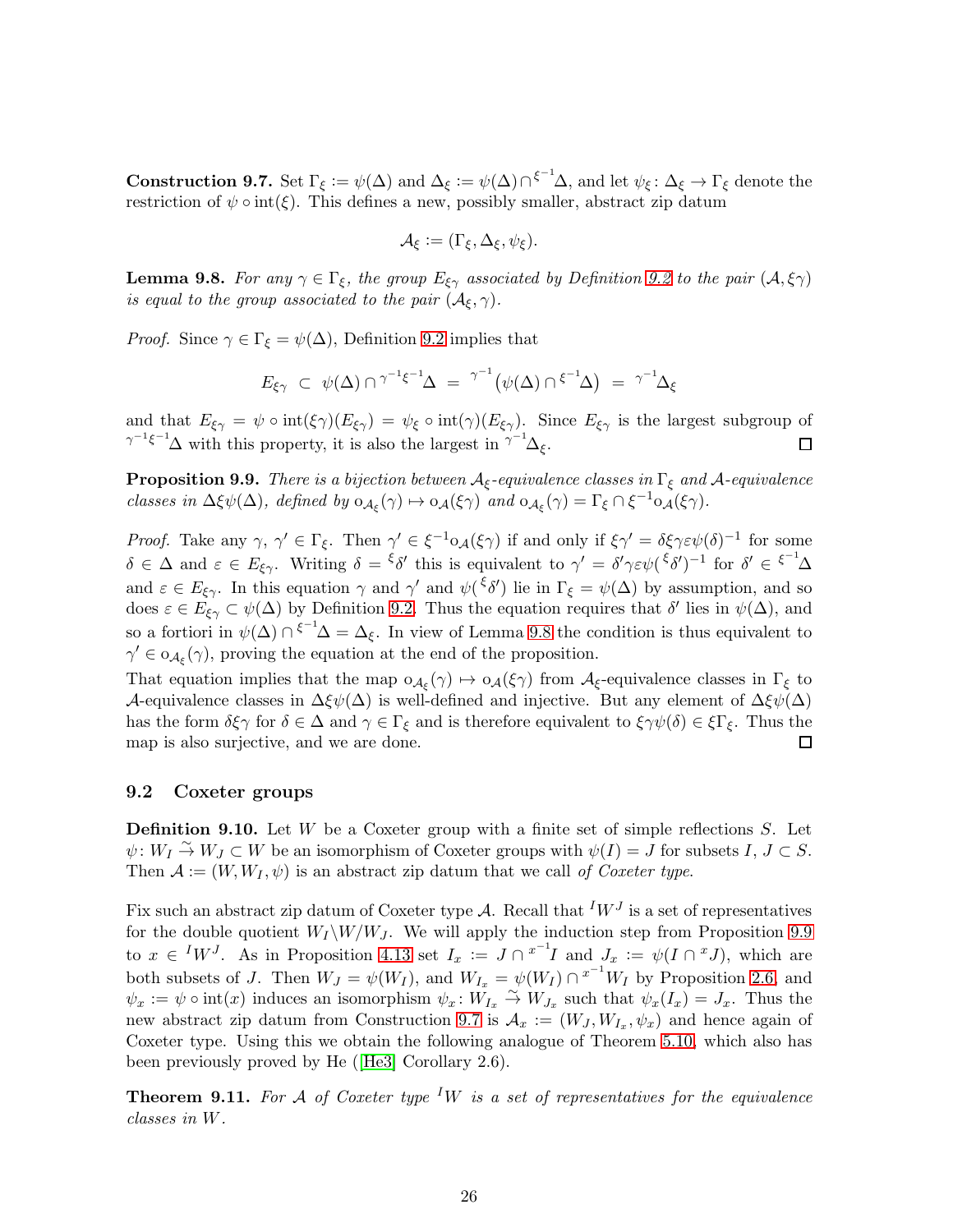**Construction 9.7.** Set $\Gamma_\xi := \psi(\Delta)$ and $\Delta_\xi := \psi(\Delta) \cap {}^{\xi^{-1}}\Delta$, and let $\psi_\xi \colon \Delta_\xi \to \Gamma_\xi$ denote the restriction of $\psi \circ \mathrm{int}(\xi)$. This defines a new, possibly smaller, abstract zip datum

$$\mathcal{A}_\xi := (\Gamma_\xi, \Delta_\xi, \psi_\xi).$$

**Lemma 9.8.** *For any $\gamma \in \Gamma_\xi$, the group $E_{\xi\gamma}$ associated by Definition 9.2 to the pair $(\mathcal{A}, \xi\gamma)$ is equal to the group associated to the pair $(\mathcal{A}_\xi, \gamma)$.*

*Proof.* Since $\gamma \in \Gamma_\xi = \psi(\Delta)$, Definition 9.2 implies that

$$E_{\xi\gamma} \subset \psi(\Delta) \cap {}^{\gamma^{-1}\xi^{-1}}\Delta = {}^{\gamma^{-1}}\big(\psi(\Delta) \cap {}^{\xi^{-1}}\Delta\big) = {}^{\gamma^{-1}}\Delta_\xi$$

and that $E_{\xi\gamma} = \psi \circ \mathrm{int}(\xi\gamma)(E_{\xi\gamma}) = \psi_\xi \circ \mathrm{int}(\gamma)(E_{\xi\gamma})$. Since $E_{\xi\gamma}$ is the largest subgroup of ${}^{\gamma^{-1}\xi^{-1}}\Delta$ with this property, it is also the largest in ${}^{\gamma^{-1}}\Delta_\xi$. $\square$

**Proposition 9.9.** *There is a bijection between $\mathcal{A}_\xi$-equivalence classes in $\Gamma_\xi$ and $\mathcal{A}$-equivalence classes in $\Delta\xi\psi(\Delta)$, defined by $\mathrm{o}_{\mathcal{A}_\xi}(\gamma) \mapsto \mathrm{o}_{\mathcal{A}}(\xi\gamma)$ and $\mathrm{o}_{\mathcal{A}_\xi}(\gamma) = \Gamma_\xi \cap \xi^{-1}\mathrm{o}_{\mathcal{A}}(\xi\gamma)$.*

*Proof.* Take any $\gamma$, $\gamma' \in \Gamma_\xi$. Then $\gamma' \in \xi^{-1}\mathrm{o}_{\mathcal{A}}(\xi\gamma)$ if and only if $\xi\gamma' = \delta\xi\gamma\varepsilon\psi(\delta)^{-1}$ for some $\delta \in \Delta$ and $\varepsilon \in E_{\xi\gamma}$. Writing $\delta = {}^{\xi}\delta'$ this is equivalent to $\gamma' = \delta'\gamma\varepsilon\psi({}^{\xi}\delta')^{-1}$ for $\delta' \in {}^{\xi^{-1}}\Delta$ and $\varepsilon \in E_{\xi\gamma}$. In this equation $\gamma$ and $\gamma'$ and $\psi({}^{\xi}\delta')$ lie in $\Gamma_\xi = \psi(\Delta)$ by assumption, and so does $\varepsilon \in E_{\xi\gamma} \subset \psi(\Delta)$ by Definition 9.2. Thus the equation requires that $\delta'$ lies in $\psi(\Delta)$, and so a fortiori in $\psi(\Delta) \cap {}^{\xi^{-1}}\Delta = \Delta_\xi$. In view of Lemma 9.8 the condition is thus equivalent to $\gamma' \in \mathrm{o}_{\mathcal{A}_\xi}(\gamma)$, proving the equation at the end of the proposition.

That equation implies that the map $\mathrm{o}_{\mathcal{A}_\xi}(\gamma) \mapsto \mathrm{o}_{\mathcal{A}}(\xi\gamma)$ from $\mathcal{A}_\xi$-equivalence classes in $\Gamma_\xi$ to $\mathcal{A}$-equivalence classes in $\Delta\xi\psi(\Delta)$ is well-defined and injective. But any element of $\Delta\xi\psi(\Delta)$ has the form $\delta\xi\gamma$ for $\delta \in \Delta$ and $\gamma \in \Gamma_\xi$ and is therefore equivalent to $\xi\gamma\psi(\delta) \in \xi\Gamma_\xi$. Thus the map is also surjective, and we are done. $\square$

### 9.2 Coxeter groups

**Definition 9.10.** Let $W$ be a Coxeter group with a finite set of simple reflections $S$. Let $\psi \colon W_I \xrightarrow{\sim} W_J \subset W$ be an isomorphism of Coxeter groups with $\psi(I) = J$ for subsets $I$, $J \subset S$. Then $\mathcal{A} := (W, W_I, \psi)$ is an abstract zip datum that we call *of Coxeter type.*

Fix such an abstract zip datum of Coxeter type $\mathcal{A}$. Recall that ${}^IW^J$ is a set of representatives for the double quotient $W_I \backslash W / W_J$. We will apply the induction step from Proposition 9.9 to $x \in {}^IW^J$. As in Proposition 4.13 set $I_x := J \cap {}^{x^{-1}}I$ and $J_x := \psi(I \cap {}^xJ)$, which are both subsets of $J$. Then $W_J = \psi(W_I)$, and $W_{I_x} = \psi(W_I) \cap {}^{x^{-1}}W_I$ by Proposition 2.6, and $\psi_x := \psi \circ \mathrm{int}(x)$ induces an isomorphism $\psi_x \colon W_{I_x} \xrightarrow{\sim} W_{J_x}$ such that $\psi_x(I_x) = J_x$. Thus the new abstract zip datum from Construction 9.7 is $\mathcal{A}_x := (W_J, W_{I_x}, \psi_x)$ and hence again of Coxeter type. Using this we obtain the following analogue of Theorem 5.10, which also has been previously proved by He ([He3] Corollary 2.6).

**Theorem 9.11.** *For $\mathcal{A}$ of Coxeter type ${}^IW$ is a set of representatives for the equivalence classes in $W$.*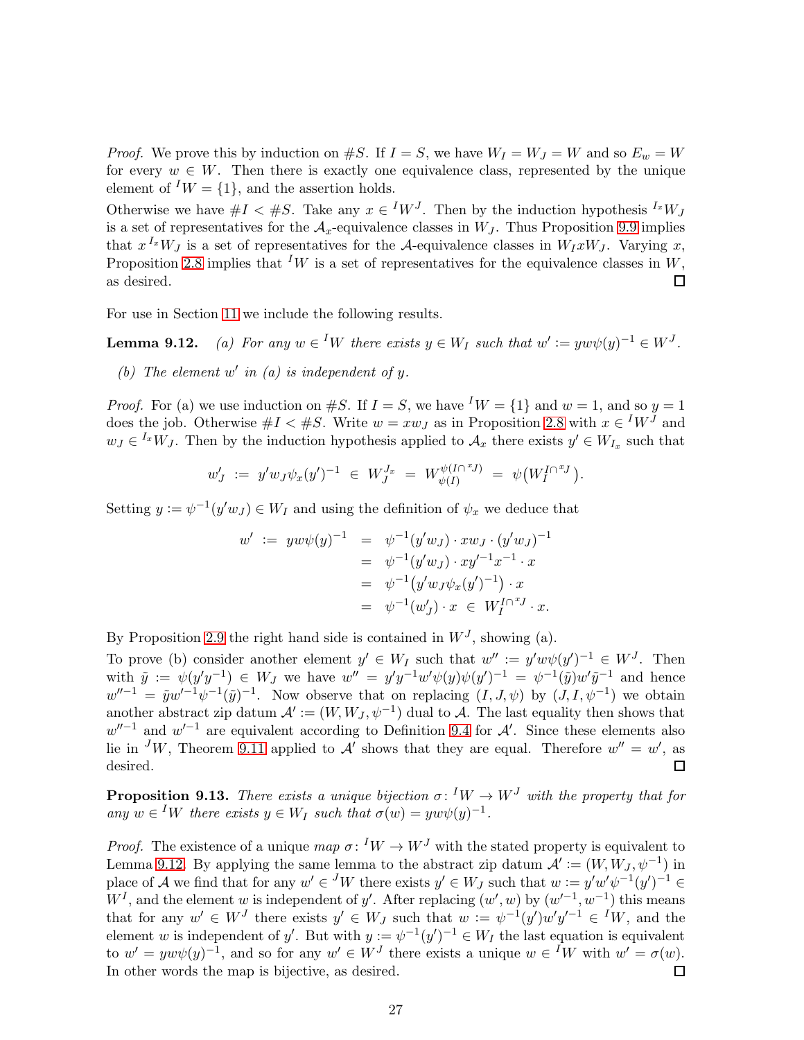*Proof.* We prove this by induction on $\#S$. If $I = S$, we have $W_I = W_J = W$ and so $E_w = W$ for every $w \in W$. Then there is exactly one equivalence class, represented by the unique element of ${}^IW = \{1\}$, and the assertion holds.

Otherwise we have $\#I < \#S$. Take any $x \in {}^IW^J$. Then by the induction hypothesis ${}^{I_x}W_J$ is a set of representatives for the $\mathcal{A}_x$-equivalence classes in $W_J$. Thus Proposition 9.9 implies that $x\,{}^{I_x}W_J$ is a set of representatives for the $\mathcal{A}$-equivalence classes in $W_IxW_J$. Varying $x$, Proposition 2.8 implies that ${}^IW$ is a set of representatives for the equivalence classes in $W$, as desired. ◻

For use in Section 11 we include the following results.

**Lemma 9.12.** *(a) For any $w \in {}^IW$ there exists $y \in W_I$ such that $w' := yw\psi(y)^{-1} \in W^J$.*

*(b) The element $w'$ in (a) is independent of $y$.*

*Proof.* For (a) we use induction on $\#S$. If $I = S$, we have ${}^IW = \{1\}$ and $w = 1$, and so $y = 1$ does the job. Otherwise $\#I < \#S$. Write $w = xw_J$ as in Proposition 2.8 with $x \in {}^IW^J$ and $w_J \in {}^{I_x}W_J$. Then by the induction hypothesis applied to $\mathcal{A}_x$ there exists $y' \in W_{I_x}$ such that

$$w'_J \;:=\; y'w_J\psi_x(y')^{-1} \;\in\; W_J^{J_x} \;=\; W_{\psi(I)}^{\psi(I\cap {}^xJ)} \;=\; \psi\big(W_I^{I\cap {}^xJ}\big).$$

Setting $y := \psi^{-1}(y'w_J) \in W_I$ and using the definition of $\psi_x$ we deduce that

$$\begin{aligned} w' \;:=\; yw\psi(y)^{-1} \;&=\; \psi^{-1}(y'w_J)\cdot xw_J\cdot(y'w_J)^{-1} \\ &=\; \psi^{-1}(y'w_J)\cdot xy'^{-1}x^{-1}\cdot x \\ &=\; \psi^{-1}\big(y'w_J\psi_x(y')^{-1}\big)\cdot x \\ &=\; \psi^{-1}(w'_J)\cdot x \;\in\; W_I^{I\cap {}^xJ}\cdot x. \end{aligned}$$

By Proposition 2.9 the right hand side is contained in $W^J$, showing (a).

To prove (b) consider another element $y' \in W_I$ such that $w'' := y'w\psi(y')^{-1} \in W^J$. Then with $\tilde{y} := \psi(y'y^{-1}) \in W_J$ we have $w'' = y'y^{-1}w'\psi(y)\psi(y')^{-1} = \psi^{-1}(\tilde{y})w'\tilde{y}^{-1}$ and hence $w''^{-1} = \tilde{y}w'^{-1}\psi^{-1}(\tilde{y})^{-1}$. Now observe that on replacing $(I, J, \psi)$ by $(J, I, \psi^{-1})$ we obtain another abstract zip datum $\mathcal{A}' := (W, W_J, \psi^{-1})$ dual to $\mathcal{A}$. The last equality then shows that $w''^{-1}$ and $w'^{-1}$ are equivalent according to Definition 9.4 for $\mathcal{A}'$. Since these elements also lie in ${}^JW$, Theorem 9.11 applied to $\mathcal{A}'$ shows that they are equal. Therefore $w'' = w'$, as desired. ◻

**Proposition 9.13.** *There exists a unique bijection $\sigma\colon {}^IW \to W^J$ with the property that for any $w \in {}^IW$ there exists $y \in W_I$ such that $\sigma(w) = yw\psi(y)^{-1}$.*

*Proof.* The existence of a unique *map* $\sigma\colon {}^IW \to W^J$ with the stated property is equivalent to Lemma 9.12. By applying the same lemma to the abstract zip datum $\mathcal{A}' := (W, W_J, \psi^{-1})$ in place of $\mathcal{A}$ we find that for any $w' \in {}^JW$ there exists $y' \in W_J$ such that $w := y'w'\psi^{-1}(y')^{-1} \in W^I$, and the element $w$ is independent of $y'$. After replacing $(w', w)$ by $(w'^{-1}, w^{-1})$ this means that for any $w' \in W^J$ there exists $y' \in W_J$ such that $w := \psi^{-1}(y')w'y'^{-1} \in {}^IW$, and the element $w$ is independent of $y'$. But with $y := \psi^{-1}(y')^{-1} \in W_I$ the last equation is equivalent to $w' = yw\psi(y)^{-1}$, and so for any $w' \in W^J$ there exists a unique $w \in {}^IW$ with $w' = \sigma(w)$. In other words the map is bijective, as desired. ◻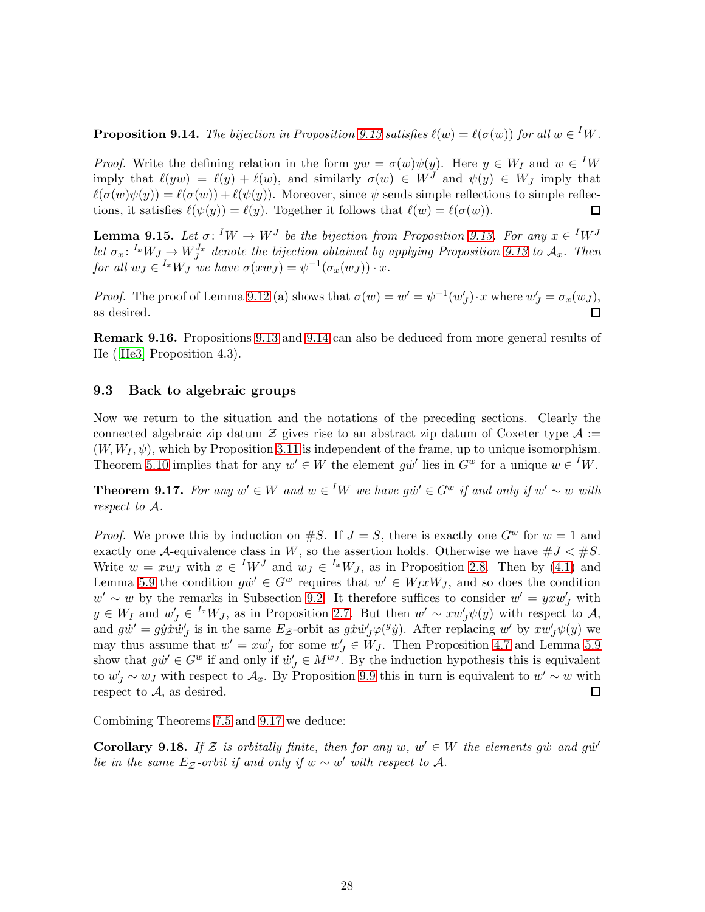**Proposition 9.14.** *The bijection in Proposition 9.13 satisfies $\ell(w) = \ell(\sigma(w))$ for all $w \in {}^IW$.*

*Proof.* Write the defining relation in the form $yw = \sigma(w)\psi(y)$. Here $y \in W_I$ and $w \in {}^IW$ imply that $\ell(yw) = \ell(y) + \ell(w)$, and similarly $\sigma(w) \in W^J$ and $\psi(y) \in W_J$ imply that $\ell(\sigma(w)\psi(y)) = \ell(\sigma(w)) + \ell(\psi(y))$. Moreover, since $\psi$ sends simple reflections to simple reflections, it satisfies $\ell(\psi(y)) = \ell(y)$. Together it follows that $\ell(w) = \ell(\sigma(w))$. $\square$

**Lemma 9.15.** *Let $\sigma\colon {}^IW \to W^J$ be the bijection from Proposition 9.13. For any $x \in {}^IW^J$ let $\sigma_x\colon {}^{I_x}W_J \to W_J^{J_x}$ denote the bijection obtained by applying Proposition 9.13 to $\mathcal{A}_x$. Then for all $w_J \in {}^{I_x}W_J$ we have $\sigma(xw_J) = \psi^{-1}(\sigma_x(w_J)) \cdot x$.*

*Proof.* The proof of Lemma 9.12 (a) shows that $\sigma(w) = w' = \psi^{-1}(w'_J) \cdot x$ where $w'_J = \sigma_x(w_J)$, as desired. $\square$

**Remark 9.16.** Propositions 9.13 and 9.14 can also be deduced from more general results of He ([He3] Proposition 4.3).

## 9.3 Back to algebraic groups

Now we return to the situation and the notations of the preceding sections. Clearly the connected algebraic zip datum $\mathcal{Z}$ gives rise to an abstract zip datum of Coxeter type $\mathcal{A} := (W, W_I, \psi)$, which by Proposition 3.11 is independent of the frame, up to unique isomorphism. Theorem 5.10 implies that for any $w' \in W$ the element $g\dot{w}'$ lies in $G^w$ for a unique $w \in {}^IW$.

**Theorem 9.17.** *For any $w' \in W$ and $w \in {}^IW$ we have $g\dot{w}' \in G^w$ if and only if $w' \sim w$ with respect to $\mathcal{A}$.*

*Proof.* We prove this by induction on $\#S$. If $J = S$, there is exactly one $G^w$ for $w = 1$ and exactly one $\mathcal{A}$-equivalence class in $W$, so the assertion holds. Otherwise we have $\#J < \#S$. Write $w = xw_J$ with $x \in {}^IW^J$ and $w_J \in {}^{I_x}W_J$, as in Proposition 2.8. Then by (4.1) and Lemma 5.9 the condition $g\dot{w}' \in G^w$ requires that $w' \in W_IxW_J$, and so does the condition $w' \sim w$ by the remarks in Subsection 9.2. It therefore suffices to consider $w' = yxw'_J$ with $y \in W_I$ and $w'_J \in {}^{I_x}W_J$, as in Proposition 2.7. But then $w' \sim xw'_J\psi(y)$ with respect to $\mathcal{A}$, and $g\dot{w}' = g\dot{y}\dot{x}\dot{w}'_J$ is in the same $E_{\mathcal{Z}}$-orbit as $g\dot{x}\dot{w}'_J\varphi({}^g\dot{y})$. After replacing $w'$ by $xw'_J\psi(y)$ we may thus assume that $w' = xw'_J$ for some $w'_J \in W_J$. Then Proposition 4.7 and Lemma 5.9 show that $g\dot{w}' \in G^w$ if and only if $\dot{w}'_J \in M^{w_J}$. By the induction hypothesis this is equivalent to $w'_J \sim w_J$ with respect to $\mathcal{A}_x$. By Proposition 9.9 this in turn is equivalent to $w' \sim w$ with respect to $\mathcal{A}$, as desired. $\square$

Combining Theorems 7.5 and 9.17 we deduce:

**Corollary 9.18.** *If $\mathcal{Z}$ is orbitally finite, then for any $w$, $w' \in W$ the elements $g\dot{w}$ and $g\dot{w}'$ lie in the same $E_{\mathcal{Z}}$-orbit if and only if $w \sim w'$ with respect to $\mathcal{A}$.*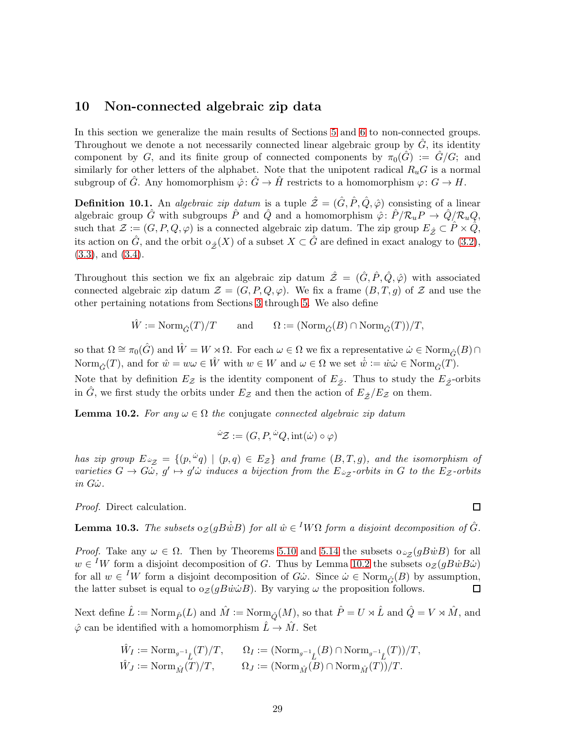## 10 Non-connected algebraic zip data

In this section we generalize the main results of Sections 5 and 6 to non-connected groups. Throughout we denote a not necessarily connected linear algebraic group by $\hat{G}$, its identity component by $G$, and its finite group of connected components by $\pi_0(\hat{G}) := \hat{G}/G$; and similarly for other letters of the alphabet. Note that the unipotent radical $R_uG$ is a normal subgroup of $\hat{G}$. Any homomorphism $\hat{\varphi}\colon \hat{G} \to \hat{H}$ restricts to a homomorphism $\varphi\colon G \to H$.

**Definition 10.1.** An *algebraic zip datum* is a tuple $\hat{\mathcal{Z}} = (\hat{G}, \hat{P}, \hat{Q}, \hat{\varphi})$ consisting of a linear algebraic group $\hat{G}$ with subgroups $\hat{P}$ and $\hat{Q}$ and a homomorphism $\hat{\varphi}\colon \hat{P}/\mathcal{R}_uP \to \hat{Q}/\mathcal{R}_uQ$, such that $\mathcal{Z} := (G, P, Q, \varphi)$ is a connected algebraic zip datum. The zip group $E_{\hat{\mathcal{Z}}} \subset \hat{P} \times \hat{Q}$, its action on $\hat{G}$, and the orbit $\mathrm{o}_{\hat{\mathcal{Z}}}(X)$ of a subset $X \subset \hat{G}$ are defined in exact analogy to (3.2), (3.3), and (3.4).

Throughout this section we fix an algebraic zip datum $\hat{\mathcal{Z}} = (\hat{G}, \hat{P}, \hat{Q}, \hat{\varphi})$ with associated connected algebraic zip datum $\mathcal{Z} = (G, P, Q, \varphi)$. We fix a frame $(B, T, g)$ of $\mathcal{Z}$ and use the other pertaining notations from Sections 3 through 5. We also define

$$\hat{W} := \mathrm{Norm}_{\hat{G}}(T)/T \qquad \text{and} \qquad \Omega := (\mathrm{Norm}_{\hat{G}}(B) \cap \mathrm{Norm}_{\hat{G}}(T))/T,$$

so that $\Omega \cong \pi_0(\hat{G})$ and $\hat{W} = W \rtimes \Omega$. For each $\omega \in \Omega$ we fix a representative $\dot{\omega} \in \mathrm{Norm}_{\hat{G}}(B) \cap \mathrm{Norm}_{\hat{G}}(T)$, and for $\hat{w} = w\omega \in \hat{W}$ with $w \in W$ and $\omega \in \Omega$ we set $\dot{\hat{w}} := \dot{w}\dot{\omega} \in \mathrm{Norm}_{\hat{G}}(T)$.

Note that by definition $E_{\mathcal{Z}}$ is the identity component of $E_{\hat{\mathcal{Z}}}$. Thus to study the $E_{\hat{\mathcal{Z}}}$-orbits in $\hat{G}$, we first study the orbits under $E_{\mathcal{Z}}$ and then the action of $E_{\hat{\mathcal{Z}}}/E_{\mathcal{Z}}$ on them.

**Lemma 10.2.** *For any $\omega \in \Omega$ the* conjugate *connected algebraic zip datum*

$${}^{\dot{\omega}}\mathcal{Z} := (G, P, {}^{\dot{\omega}}Q, \mathrm{int}(\dot{\omega}) \circ \varphi)$$

*has zip group $E_{{}^{\dot{\omega}}\mathcal{Z}} = \{(p, {}^{\dot{\omega}}q) \mid (p,q) \in E_{\mathcal{Z}}\}$ and frame $(B, T, g)$, and the isomorphism of varieties $G \to G\dot{\omega}$, $g' \mapsto g'\dot{\omega}$ induces a bijection from the $E_{{}^{\dot{\omega}}\mathcal{Z}}$-orbits in $G$ to the $E_{\mathcal{Z}}$-orbits in $G\dot{\omega}$.*

*Proof.* Direct calculation. $\square$

**Lemma 10.3.** *The subsets $\mathrm{o}_{\mathcal{Z}}(gB\dot{\hat{w}}B)$ for all $\hat{w} \in {}^IW\Omega$ form a disjoint decomposition of $\hat{G}$.*

*Proof.* Take any $\omega \in \Omega$. Then by Theorems 5.10 and 5.14 the subsets $\mathrm{o}_{{}^{\dot{\omega}}\mathcal{Z}}(gB\dot{w}B)$ for all $w \in {}^IW$ form a disjoint decomposition of $G$. Thus by Lemma 10.2 the subsets $\mathrm{o}_{\mathcal{Z}}(gB\dot{w}B\dot{\omega})$ for all $w \in {}^IW$ form a disjoint decomposition of $G\dot{\omega}$. Since $\dot{\omega} \in \mathrm{Norm}_{\hat{G}}(B)$ by assumption, the latter subset is equal to $\mathrm{o}_{\mathcal{Z}}(gB\dot{w}\dot{\omega}B)$. By varying $\omega$ the proposition follows. $\square$

Next define $\hat{L} := \mathrm{Norm}_{\hat{P}}(L)$ and $\hat{M} := \mathrm{Norm}_{\hat{Q}}(M)$, so that $\hat{P} = U \rtimes \hat{L}$ and $\hat{Q} = V \rtimes \hat{M}$, and $\hat{\varphi}$ can be identified with a homomorphism $\hat{L} \to \hat{M}$. Set

$$\begin{aligned}
\hat{W}_I &:= \mathrm{Norm}_{{}^{g^{-1}}\hat{L}}(T)/T, \qquad & \Omega_I &:= (\mathrm{Norm}_{{}^{g^{-1}}\hat{L}}(B) \cap \mathrm{Norm}_{{}^{g^{-1}}\hat{L}}(T))/T, \\
\hat{W}_J &:= \mathrm{Norm}_{\hat{M}}(T)/T, \qquad & \Omega_J &:= (\mathrm{Norm}_{\hat{M}}(B) \cap \mathrm{Norm}_{\hat{M}}(T))/T.
\end{aligned}$$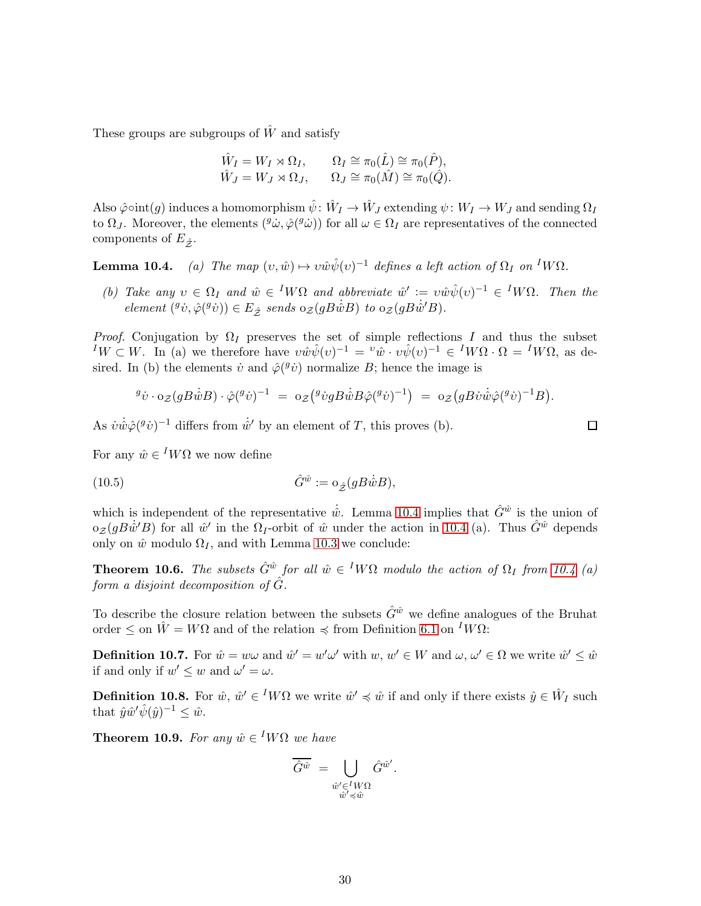These groups are subgroups of $\hat{W}$ and satisfy

$$\begin{aligned} \hat{W}_I &= W_I \rtimes \Omega_I, \qquad \Omega_I \cong \pi_0(\hat{L}) \cong \pi_0(\hat{P}), \\ \hat{W}_J &= W_J \rtimes \Omega_J, \qquad \Omega_J \cong \pi_0(\hat{M}) \cong \pi_0(\hat{Q}). \end{aligned}$$

Also $\hat{\varphi}\circ\mathrm{int}(g)$ induces a homomorphism $\hat{\psi}\colon \hat{W}_I \to \hat{W}_J$ extending $\psi\colon W_I \to W_J$ and sending $\Omega_I$ to $\Omega_J$. Moreover, the elements $({}^g\dot{\omega}, \hat{\varphi}({}^g\dot{\omega}))$ for all $\omega \in \Omega_I$ are representatives of the connected components of $E_{\hat{\mathcal{Z}}}$.

**Lemma 10.4.** *(a) The map $(\upsilon, \hat{w}) \mapsto \upsilon\hat{w}\hat{\psi}(\upsilon)^{-1}$ defines a left action of $\Omega_I$ on ${}^IW\Omega$.*

*(b) Take any $\upsilon \in \Omega_I$ and $\hat{w} \in {}^IW\Omega$ and abbreviate $\hat{w}' := \upsilon\hat{w}\hat{\psi}(\upsilon)^{-1} \in {}^IW\Omega$. Then the element $({}^g\dot{\upsilon}, \hat{\varphi}({}^g\dot{\upsilon})) \in E_{\hat{\mathcal{Z}}}$ sends $\mathrm{o}_{\mathcal{Z}}(gB\dot{\hat{w}}B)$ to $\mathrm{o}_{\mathcal{Z}}(gB\dot{\hat{w}}'B)$.*

*Proof.* Conjugation by $\Omega_I$ preserves the set of simple reflections $I$ and thus the subset ${}^IW \subset W$. In (a) we therefore have $\upsilon\hat{w}\hat{\psi}(\upsilon)^{-1} = {}^{\upsilon}\hat{w} \cdot \upsilon\hat{\psi}(\upsilon)^{-1} \in {}^IW\Omega \cdot \Omega = {}^IW\Omega$, as desired. In (b) the elements $\dot{\upsilon}$ and $\hat{\varphi}({}^g\dot{\upsilon})$ normalize $B$; hence the image is

$${}^g\dot{\upsilon} \cdot \mathrm{o}_{\mathcal{Z}}(gB\dot{\hat{w}}B) \cdot \hat{\varphi}({}^g\dot{\upsilon})^{-1} \;=\; \mathrm{o}_{\mathcal{Z}}\big({}^g\dot{\upsilon}gB\dot{\hat{w}}B\hat{\varphi}({}^g\dot{\upsilon})^{-1}\big) \;=\; \mathrm{o}_{\mathcal{Z}}\big(gB\dot{\upsilon}\dot{\hat{w}}\hat{\varphi}({}^g\dot{\upsilon})^{-1}B\big).$$

As $\dot{\upsilon}\dot{\hat{w}}\hat{\varphi}({}^g\dot{\upsilon})^{-1}$ differs from $\dot{\hat{w}}'$ by an element of $T$, this proves (b). $\square$

For any $\hat{w} \in {}^IW\Omega$ we now define

$$\hat{G}^{\hat{w}} := \mathrm{o}_{\hat{\mathcal{Z}}}(gB\dot{\hat{w}}B), \tag{10.5}$$

which is independent of the representative $\dot{\hat{w}}$. Lemma 10.4 implies that $\hat{G}^{\hat{w}}$ is the union of $\mathrm{o}_{\mathcal{Z}}(gB\dot{\hat{w}}'B)$ for all $\hat{w}'$ in the $\Omega_I$-orbit of $\hat{w}$ under the action in 10.4 (a). Thus $\hat{G}^{\hat{w}}$ depends only on $\hat{w}$ modulo $\Omega_I$, and with Lemma 10.3 we conclude:

**Theorem 10.6.** *The subsets $\hat{G}^{\hat{w}}$ for all $\hat{w} \in {}^IW\Omega$ modulo the action of $\Omega_I$ from 10.4 (a) form a disjoint decomposition of $\hat{G}$.*

To describe the closure relation between the subsets $\hat{G}^{\hat{w}}$ we define analogues of the Bruhat order $\leq$ on $\hat{W} = W\Omega$ and of the relation $\preccurlyeq$ from Definition 6.1 on ${}^IW\Omega$:

**Definition 10.7.** For $\hat{w} = w\omega$ and $\hat{w}' = w'\omega'$ with $w, w' \in W$ and $\omega, \omega' \in \Omega$ we write $\hat{w}' \leq \hat{w}$ if and only if $w' \leq w$ and $\omega' = \omega$.

**Definition 10.8.** For $\hat{w}, \hat{w}' \in {}^IW\Omega$ we write $\hat{w}' \preccurlyeq \hat{w}$ if and only if there exists $\hat{y} \in \hat{W}_I$ such that $\hat{y}\hat{w}'\hat{\psi}(\hat{y})^{-1} \leq \hat{w}$.

**Theorem 10.9.** *For any $\hat{w} \in {}^IW\Omega$ we have*

$$\overline{\hat{G}^{\hat{w}}} \;=\; \bigcup_{\substack{\hat{w}' \in {}^IW\Omega \\ \hat{w}' \preccurlyeq \hat{w}}} \hat{G}^{\hat{w}'}.$$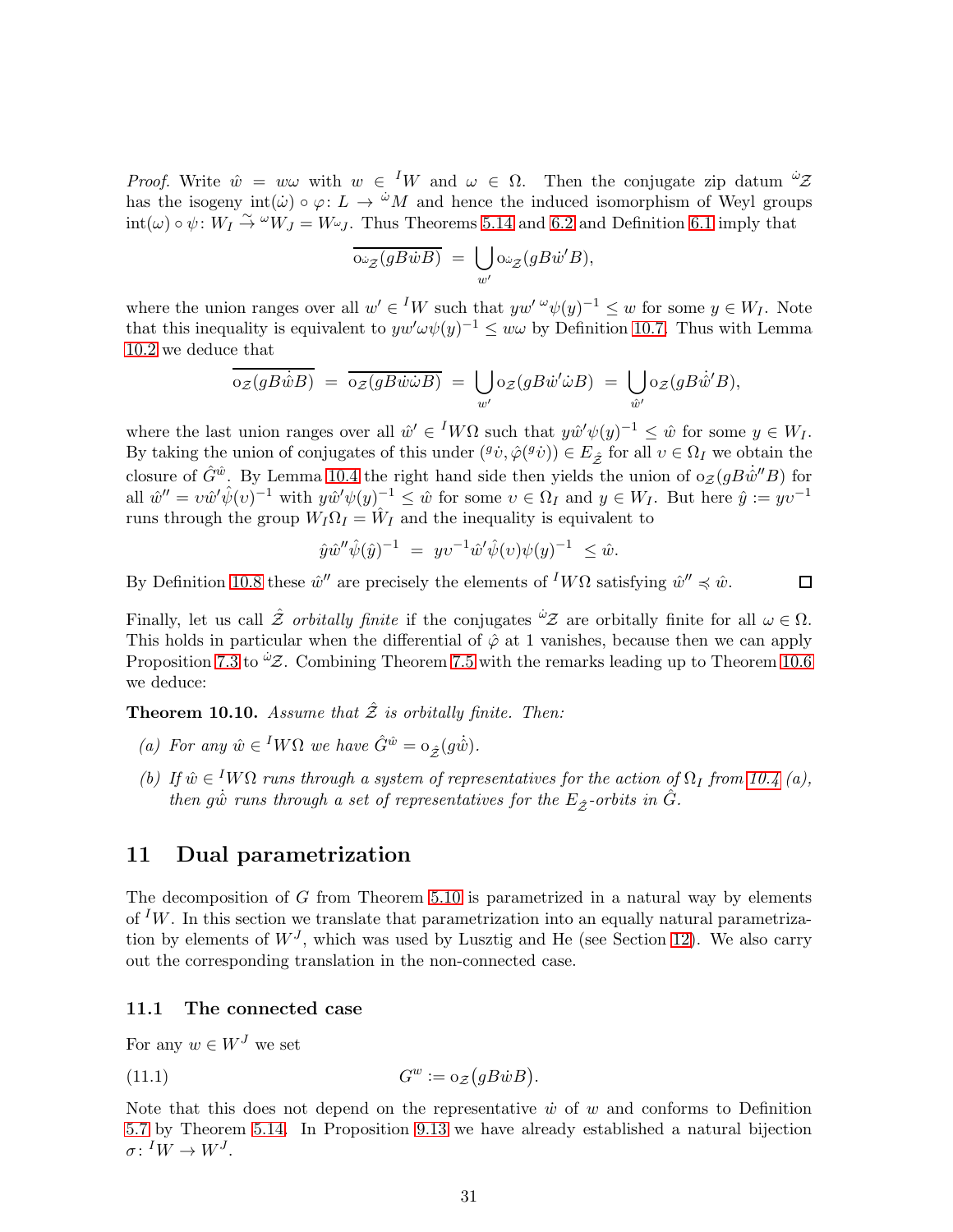*Proof.* Write $\hat{w} = w\omega$ with $w \in {}^I W$ and $\omega \in \Omega$. Then the conjugate zip datum ${}^{\dot\omega}\mathcal{Z}$ has the isogeny $\mathrm{int}(\dot\omega) \circ \varphi\colon L \to {}^{\dot\omega}M$ and hence the induced isomorphism of Weyl groups $\mathrm{int}(\omega) \circ \psi\colon W_I \xrightarrow{\sim} {}^{\omega}W_J = W_{{}^\omega J}$. Thus Theorems 5.14 and 6.2 and Definition 6.1 imply that

$$\overline{\mathrm{o}_{{}^{\dot\omega}\mathcal{Z}}(gB\dot{w}B)} \;=\; \bigcup_{w'} \mathrm{o}_{{}^{\dot\omega}\mathcal{Z}}(gB\dot{w}'B),$$

where the union ranges over all $w' \in {}^I W$ such that $yw'\,{}^{\omega}\psi(y)^{-1} \leq w$ for some $y \in W_I$. Note that this inequality is equivalent to $yw'\omega\psi(y)^{-1} \leq w\omega$ by Definition 10.7. Thus with Lemma 10.2 we deduce that

$$\overline{\mathrm{o}_{\mathcal{Z}}(gB\dot{\hat{w}}B)} \;=\; \overline{\mathrm{o}_{\mathcal{Z}}(gB\dot{w}\dot\omega B)} \;=\; \bigcup_{w'} \mathrm{o}_{\mathcal{Z}}(gB\dot{w}'\dot\omega B) \;=\; \bigcup_{\hat{w}'} \mathrm{o}_{\mathcal{Z}}(gB\dot{\hat{w}}'B),$$

where the last union ranges over all $\hat{w}' \in {}^I W\Omega$ such that $y\hat{w}'\psi(y)^{-1} \leq \hat{w}$ for some $y \in W_I$. By taking the union of conjugates of this under $({}^g\dot\upsilon, \hat\varphi({}^g\dot\upsilon)) \in E_{\hat{\mathcal{Z}}}$ for all $\upsilon \in \Omega_I$ we obtain the closure of $\hat{G}^{\hat{w}}$. By Lemma 10.4 the right hand side then yields the union of $\mathrm{o}_{\mathcal{Z}}(gB\dot{\hat{w}}''B)$ for all $\hat{w}'' = \upsilon\hat{w}'\hat\psi(\upsilon)^{-1}$ with $y\hat{w}'\psi(y)^{-1} \leq \hat{w}$ for some $\upsilon \in \Omega_I$ and $y \in W_I$. But here $\hat{y} := y\upsilon^{-1}$ runs through the group $W_I\Omega_I = \hat{W}_I$ and the inequality is equivalent to

$$\hat{y}\hat{w}''\hat\psi(\hat{y})^{-1} \;=\; y\upsilon^{-1}\hat{w}'\hat\psi(\upsilon)\psi(y)^{-1} \;\leq \hat{w}.$$

By Definition 10.8 these $\hat{w}''$ are precisely the elements of ${}^I W\Omega$ satisfying $\hat{w}'' \preccurlyeq \hat{w}$. $\square$

Finally, let us call $\hat{\mathcal{Z}}$ *orbitally finite* if the conjugates ${}^{\dot\omega}\mathcal{Z}$ are orbitally finite for all $\omega \in \Omega$. This holds in particular when the differential of $\hat\varphi$ at 1 vanishes, because then we can apply Proposition 7.3 to ${}^{\dot\omega}\mathcal{Z}$. Combining Theorem 7.5 with the remarks leading up to Theorem 10.6 we deduce:

**Theorem 10.10.** *Assume that $\hat{\mathcal{Z}}$ is orbitally finite. Then:*

*(a) For any $\hat{w} \in {}^I W\Omega$ we have $\hat{G}^{\hat{w}} = \mathrm{o}_{\hat{\mathcal{Z}}}(g\dot{\hat{w}})$.*

*(b) If $\hat{w} \in {}^I W\Omega$ runs through a system of representatives for the action of $\Omega_I$ from 10.4 (a), then $g\dot{\hat{w}}$ runs through a set of representatives for the $E_{\hat{\mathcal{Z}}}$-orbits in $\hat{G}$.*

## 11 Dual parametrization

The decomposition of $G$ from Theorem 5.10 is parametrized in a natural way by elements of ${}^I W$. In this section we translate that parametrization into an equally natural parametrization by elements of $W^J$, which was used by Lusztig and He (see Section 12). We also carry out the corresponding translation in the non-connected case.

### 11.1 The connected case

For any $w \in W^J$ we set

$$G^w := \mathrm{o}_{\mathcal{Z}}\big(gB\dot{w}B\big). \tag{11.1}$$

Note that this does not depend on the representative $\dot{w}$ of $w$ and conforms to Definition 5.7 by Theorem 5.14. In Proposition 9.13 we have already established a natural bijection $\sigma\colon {}^I W \to W^J$.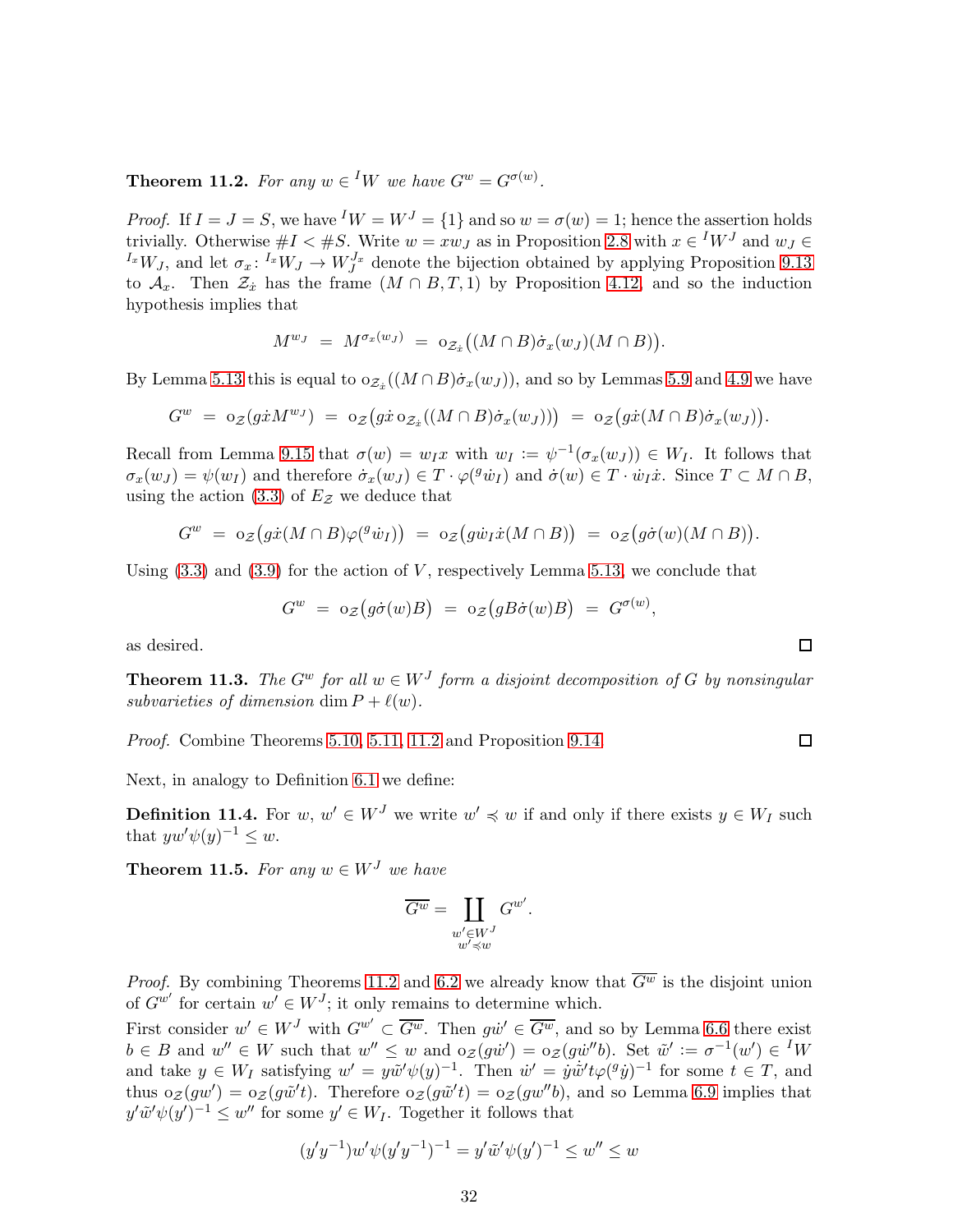**Theorem 11.2.** *For any $w \in {}^IW$ we have $G^w = G^{\sigma(w)}$.*

*Proof.* If $I = J = S$, we have ${}^IW = W^J = \{1\}$ and so $w = \sigma(w) = 1$; hence the assertion holds trivially. Otherwise $\#I < \#S$. Write $w = xw_J$ as in Proposition 2.8 with $x \in {}^IW^J$ and $w_J \in {}^{I_x}W_J$, and let $\sigma_x \colon {}^{I_x}W_J \to W_J^{J_x}$ denote the bijection obtained by applying Proposition 9.13 to $\mathcal{A}_x$. Then $\mathcal{Z}_{\dot{x}}$ has the frame $(M \cap B, T, 1)$ by Proposition 4.12, and so the induction hypothesis implies that

$$M^{w_J} \;=\; M^{\sigma_x(w_J)} \;=\; \mathrm{o}_{\mathcal{Z}_{\dot{x}}}\big((M\cap B)\dot{\sigma}_x(w_J)(M\cap B)\big).$$

By Lemma 5.13 this is equal to $\mathrm{o}_{\mathcal{Z}_{\dot{x}}}((M\cap B)\dot{\sigma}_x(w_J))$, and so by Lemmas 5.9 and 4.9 we have

$$G^w \;=\; \mathrm{o}_{\mathcal{Z}}(g\dot{x}M^{w_J}) \;=\; \mathrm{o}_{\mathcal{Z}}\big(g\dot{x}\,\mathrm{o}_{\mathcal{Z}_{\dot{x}}}((M\cap B)\dot{\sigma}_x(w_J))\big) \;=\; \mathrm{o}_{\mathcal{Z}}\big(g\dot{x}(M\cap B)\dot{\sigma}_x(w_J)\big).$$

Recall from Lemma 9.15 that $\sigma(w) = w_I x$ with $w_I := \psi^{-1}(\sigma_x(w_J)) \in W_I$. It follows that $\sigma_x(w_J) = \psi(w_I)$ and therefore $\dot{\sigma}_x(w_J) \in T\cdot\varphi({}^g\dot{w}_I)$ and $\dot{\sigma}(w) \in T\cdot\dot{w}_I\dot{x}$. Since $T \subset M\cap B$, using the action (3.3) of $E_{\mathcal{Z}}$ we deduce that

$$G^w \;=\; \mathrm{o}_{\mathcal{Z}}\big(g\dot{x}(M\cap B)\varphi({}^g\dot{w}_I)\big) \;=\; \mathrm{o}_{\mathcal{Z}}\big(g\dot{w}_I\dot{x}(M\cap B)\big) \;=\; \mathrm{o}_{\mathcal{Z}}\big(g\dot{\sigma}(w)(M\cap B)\big).$$

Using (3.3) and (3.9) for the action of $V$, respectively Lemma 5.13, we conclude that

$$G^w \;=\; \mathrm{o}_{\mathcal{Z}}\big(g\dot{\sigma}(w)B\big) \;=\; \mathrm{o}_{\mathcal{Z}}\big(gB\dot{\sigma}(w)B\big) \;=\; G^{\sigma(w)},$$

as desired. $\square$

**Theorem 11.3.** *The $G^w$ for all $w \in W^J$ form a disjoint decomposition of $G$ by nonsingular subvarieties of dimension $\dim P + \ell(w)$.*

*Proof.* Combine Theorems 5.10, 5.11, 11.2 and Proposition 9.14. $\square$

Next, in analogy to Definition 6.1 we define:

**Definition 11.4.** For $w,\, w' \in W^J$ we write $w' \preccurlyeq w$ if and only if there exists $y \in W_I$ such that $yw'\psi(y)^{-1} \le w$.

**Theorem 11.5.** *For any $w \in W^J$ we have*

$$\overline{G^w} = \coprod_{\substack{w'\in W^J\\ w'\preccurlyeq w}} G^{w'}.$$

*Proof.* By combining Theorems 11.2 and 6.2 we already know that $\overline{G^w}$ is the disjoint union of $G^{w'}$ for certain $w' \in W^J$; it only remains to determine which.

First consider $w' \in W^J$ with $G^{w'} \subset \overline{G^w}$. Then $g\dot{w}' \in \overline{G^w}$, and so by Lemma 6.6 there exist $b \in B$ and $w'' \in W$ such that $w'' \le w$ and $\mathrm{o}_{\mathcal{Z}}(g\dot{w}') = \mathrm{o}_{\mathcal{Z}}(g\dot{w}''b)$. Set $\tilde{w}' := \sigma^{-1}(w') \in {}^IW$ and take $y \in W_I$ satisfying $w' = y\tilde{w}'\psi(y)^{-1}$. Then $\dot{w}' = \dot{y}\dot{\tilde{w}}'t\varphi({}^g\dot{y})^{-1}$ for some $t \in T$, and thus $\mathrm{o}_{\mathcal{Z}}(gw') = \mathrm{o}_{\mathcal{Z}}(g\tilde{w}'t)$. Therefore $\mathrm{o}_{\mathcal{Z}}(g\tilde{w}'t) = \mathrm{o}_{\mathcal{Z}}(gw''b)$, and so Lemma 6.9 implies that $y'\tilde{w}'\psi(y')^{-1} \le w''$ for some $y' \in W_I$. Together it follows that

$$(y'y^{-1})w'\psi(y'y^{-1})^{-1} = y'\tilde{w}'\psi(y')^{-1} \le w'' \le w$$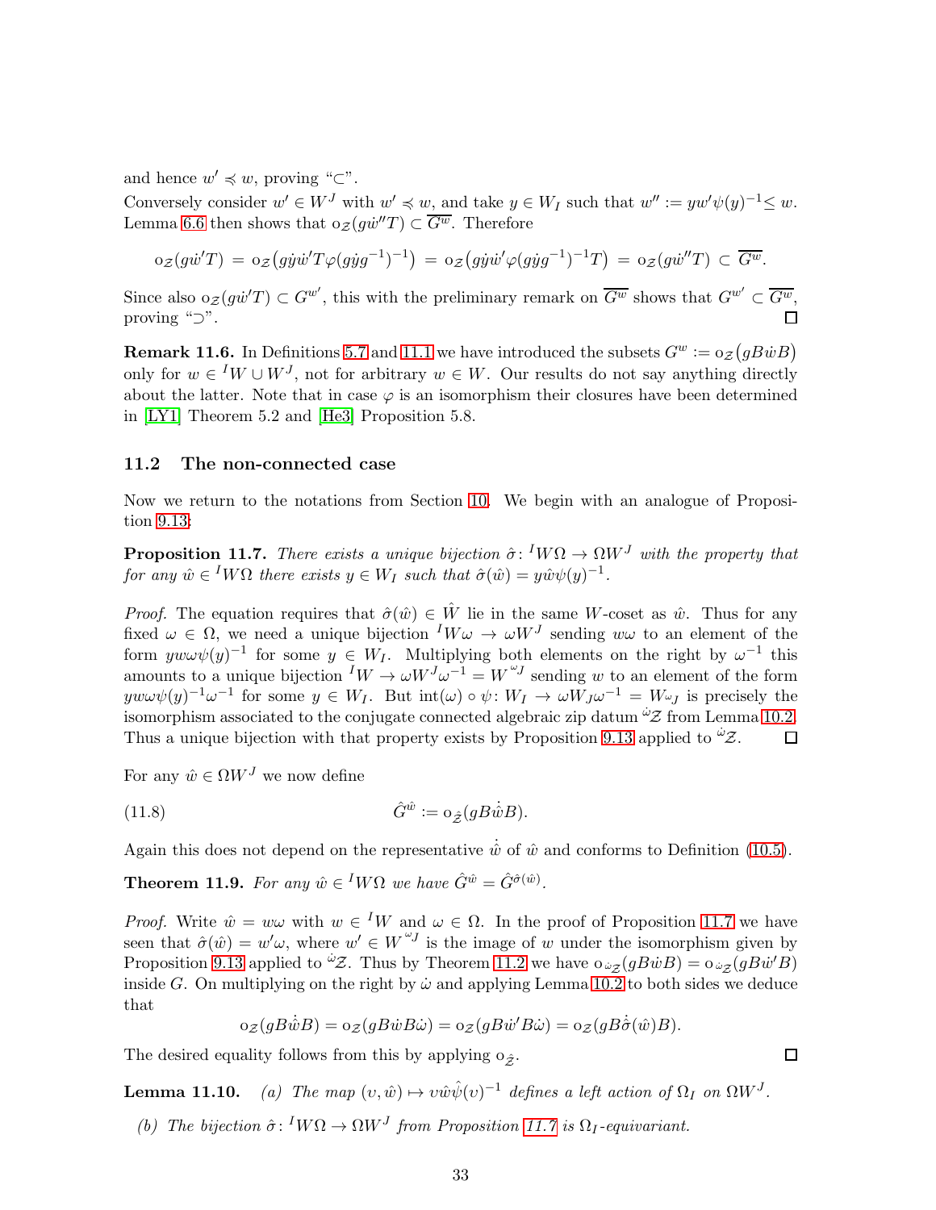and hence $w' \preccurlyeq w$, proving "$\subset$".

Conversely consider $w' \in W^J$ with $w' \preccurlyeq w$, and take $y \in W_I$ such that $w'' := yw'\psi(y)^{-1} \leq w$. Lemma 6.6 then shows that $\mathrm{o}_{\mathcal{Z}}(g\dot{w}''T) \subset \overline{G^w}$. Therefore

$$\mathrm{o}_{\mathcal{Z}}(g\dot{w}'T) \;=\; \mathrm{o}_{\mathcal{Z}}\big(g\dot{y}\dot{w}'T\varphi(g\dot{y}g^{-1})^{-1}\big) \;=\; \mathrm{o}_{\mathcal{Z}}\big(g\dot{y}\dot{w}'\varphi(g\dot{y}g^{-1})^{-1}T\big) \;=\; \mathrm{o}_{\mathcal{Z}}(g\dot{w}''T) \;\subset\; \overline{G^w}.$$

Since also $\mathrm{o}_{\mathcal{Z}}(g\dot{w}'T) \subset G^{w'}$, this with the preliminary remark on $\overline{G^w}$ shows that $G^{w'} \subset \overline{G^w}$, proving "$\supset$". $\square$

**Remark 11.6.** In Definitions 5.7 and 11.1 we have introduced the subsets $G^w := \mathrm{o}_{\mathcal{Z}}\big(gB\dot{w}B\big)$ only for $w \in {}^IW \cup W^J$, not for arbitrary $w \in W$. Our results do not say anything directly about the latter. Note that in case $\varphi$ is an isomorphism their closures have been determined in [LY1] Theorem 5.2 and [He3] Proposition 5.8.

### 11.2 The non-connected case

Now we return to the notations from Section 10. We begin with an analogue of Proposition 9.13:

**Proposition 11.7.** *There exists a unique bijection $\hat\sigma\colon {}^IW\Omega \to \Omega W^J$ with the property that for any $\hat w \in {}^IW\Omega$ there exists $y \in W_I$ such that $\hat\sigma(\hat w) = y\hat w\psi(y)^{-1}$.*

*Proof.* The equation requires that $\hat\sigma(\hat w) \in \hat W$ lie in the same $W$-coset as $\hat w$. Thus for any fixed $\omega \in \Omega$, we need a unique bijection ${}^IW\omega \to \omega W^J$ sending $w\omega$ to an element of the form $yw\omega\psi(y)^{-1}$ for some $y \in W_I$. Multiplying both elements on the right by $\omega^{-1}$ this amounts to a unique bijection ${}^IW \to \omega W^J\omega^{-1} = W^{{}^\omega J}$ sending $w$ to an element of the form $yw\omega\psi(y)^{-1}\omega^{-1}$ for some $y \in W_I$. But $\mathrm{int}(\omega)\circ\psi\colon W_I \to \omega W_J\omega^{-1} = W_{{}^\omega J}$ is precisely the isomorphism associated to the conjugate connected algebraic zip datum ${}^{\dot\omega}\mathcal{Z}$ from Lemma 10.2. Thus a unique bijection with that property exists by Proposition 9.13 applied to ${}^{\dot\omega}\mathcal{Z}$. $\square$

For any $\hat w \in \Omega W^J$ we now define

$$\hat G^{\hat w} := \mathrm{o}_{\hat{\mathcal{Z}}}(gB\dot{\hat w}B). \tag{11.8}$$

Again this does not depend on the representative $\dot{\hat w}$ of $\hat w$ and conforms to Definition (10.5).

**Theorem 11.9.** *For any $\hat w \in {}^IW\Omega$ we have $\hat G^{\hat w} = \hat G^{\hat\sigma(\hat w)}$.*

*Proof.* Write $\hat w = w\omega$ with $w \in {}^IW$ and $\omega \in \Omega$. In the proof of Proposition 11.7 we have seen that $\hat\sigma(\hat w) = w'\omega$, where $w' \in W^{{}^\omega J}$ is the image of $w$ under the isomorphism given by Proposition 9.13 applied to ${}^{\dot\omega}\mathcal{Z}$. Thus by Theorem 11.2 we have $\mathrm{o}_{{}^{\dot\omega}\mathcal{Z}}(gB\dot wB) = \mathrm{o}_{{}^{\dot\omega}\mathcal{Z}}(gB\dot w'B)$ inside $G$. On multiplying on the right by $\dot\omega$ and applying Lemma 10.2 to both sides we deduce that

$$\mathrm{o}_{\mathcal{Z}}(gB\dot{\hat w}B) = \mathrm{o}_{\mathcal{Z}}(gB\dot wB\dot\omega) = \mathrm{o}_{\mathcal{Z}}(gB\dot w'B\dot\omega) = \mathrm{o}_{\mathcal{Z}}(gB\dot{\hat\sigma}(\hat w)B).$$

The desired equality follows from this by applying $\mathrm{o}_{\hat{\mathcal{Z}}}$. $\square$

**Lemma 11.10.** *(a) The map $(\upsilon, \hat w) \mapsto \upsilon\hat w\hat\psi(\upsilon)^{-1}$ defines a left action of $\Omega_I$ on $\Omega W^J$.*

*(b) The bijection $\hat\sigma\colon {}^IW\Omega \to \Omega W^J$ from Proposition 11.7 is $\Omega_I$-equivariant.*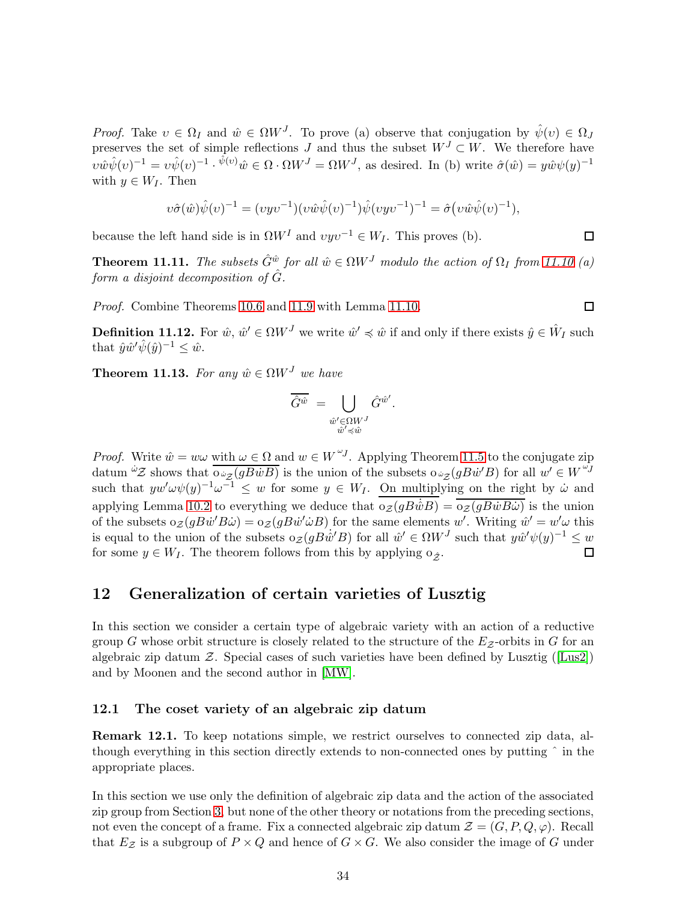*Proof.* Take $\upsilon \in \Omega_I$ and $\hat{w} \in \Omega W^J$. To prove (a) observe that conjugation by $\hat{\psi}(\upsilon) \in \Omega_J$ preserves the set of simple reflections $J$ and thus the subset $W^J \subset W$. We therefore have $\upsilon\hat{w}\hat{\psi}(\upsilon)^{-1} = \upsilon\hat{\psi}(\upsilon)^{-1} \cdot {}^{\hat{\psi}(\upsilon)}\hat{w} \in \Omega \cdot \Omega W^J = \Omega W^J$, as desired. In (b) write $\hat{\sigma}(\hat{w}) = y\hat{w}\psi(y)^{-1}$ with $y \in W_I$. Then

$$\upsilon\hat{\sigma}(\hat{w})\hat{\psi}(\upsilon)^{-1} = (\upsilon y \upsilon^{-1})(\upsilon\hat{w}\hat{\psi}(\upsilon)^{-1})\hat{\psi}(\upsilon y \upsilon^{-1})^{-1} = \hat{\sigma}\big(\upsilon\hat{w}\hat{\psi}(\upsilon)^{-1}\big),$$

because the left hand side is in $\Omega W^I$ and $\upsilon y \upsilon^{-1} \in W_I$. This proves (b). ∎

**Theorem 11.11.** *The subsets $\hat{G}^{\hat{w}}$ for all $\hat{w} \in \Omega W^J$ modulo the action of $\Omega_I$ from 11.10 (a) form a disjoint decomposition of $\hat{G}$.*

*Proof.* Combine Theorems 10.6 and 11.9 with Lemma 11.10. ∎

**Definition 11.12.** For $\hat{w}$, $\hat{w}' \in \Omega W^J$ we write $\hat{w}' \preccurlyeq \hat{w}$ if and only if there exists $\hat{y} \in \hat{W}_I$ such that $\hat{y}\hat{w}'\hat{\psi}(\hat{y})^{-1} \leq \hat{w}$.

**Theorem 11.13.** *For any $\hat{w} \in \Omega W^J$ we have*

$$\overline{\hat{G}^{\hat{w}}} = \bigcup_{\substack{\hat{w}' \in \Omega W^J \\ \hat{w}' \preccurlyeq \hat{w}}} \hat{G}^{\hat{w}'}.$$

*Proof.* Write $\hat{w} = w\omega$ with $\omega \in \Omega$ and $w \in W^{{}^\omega J}$. Applying Theorem 11.5 to the conjugate zip datum ${}^{\dot{\omega}}\mathcal{Z}$ shows that $\overline{o_{{}^{\dot{\omega}}\mathcal{Z}}(gB\dot{w}B)}$ is the union of the subsets $o_{{}^{\dot{\omega}}\mathcal{Z}}(gB\dot{w}'B)$ for all $w' \in W^{{}^\omega J}$ such that $yw'\omega\psi(y)^{-1}\omega^{-1} \leq w$ for some $y \in W_I$. On multiplying on the right by $\dot{\omega}$ and applying Lemma 10.2 to everything we deduce that $\overline{o_{\mathcal{Z}}(gB\dot{\hat{w}}B)} = \overline{o_{\mathcal{Z}}(gB\dot{w}B\dot{\omega})}$ is the union of the subsets $o_{\mathcal{Z}}(gB\dot{w}'B\dot{\omega}) = o_{\mathcal{Z}}(gB\dot{w}'\dot{\omega}B)$ for the same elements $w'$. Writing $\hat{w}' = w'\omega$ this is equal to the union of the subsets $o_{\mathcal{Z}}(gB\dot{\hat{w}}'B)$ for all $\hat{w}' \in \Omega W^J$ such that $y\hat{w}'\psi(y)^{-1} \leq w$ for some $y \in W_I$. The theorem follows from this by applying $o_{\hat{\mathcal{Z}}}$. ∎

## 12 Generalization of certain varieties of Lusztig

In this section we consider a certain type of algebraic variety with an action of a reductive group $G$ whose orbit structure is closely related to the structure of the $E_{\mathcal{Z}}$-orbits in $G$ for an algebraic zip datum $\mathcal{Z}$. Special cases of such varieties have been defined by Lusztig ([Lus2]) and by Moonen and the second author in [MW].

### 12.1 The coset variety of an algebraic zip datum

**Remark 12.1.** To keep notations simple, we restrict ourselves to connected zip data, although everything in this section directly extends to non-connected ones by putting ˆ in the appropriate places.

In this section we use only the definition of algebraic zip data and the action of the associated zip group from Section 3, but none of the other theory or notations from the preceding sections, not even the concept of a frame. Fix a connected algebraic zip datum $\mathcal{Z} = (G, P, Q, \varphi)$. Recall that $E_{\mathcal{Z}}$ is a subgroup of $P \times Q$ and hence of $G \times G$. We also consider the image of $G$ under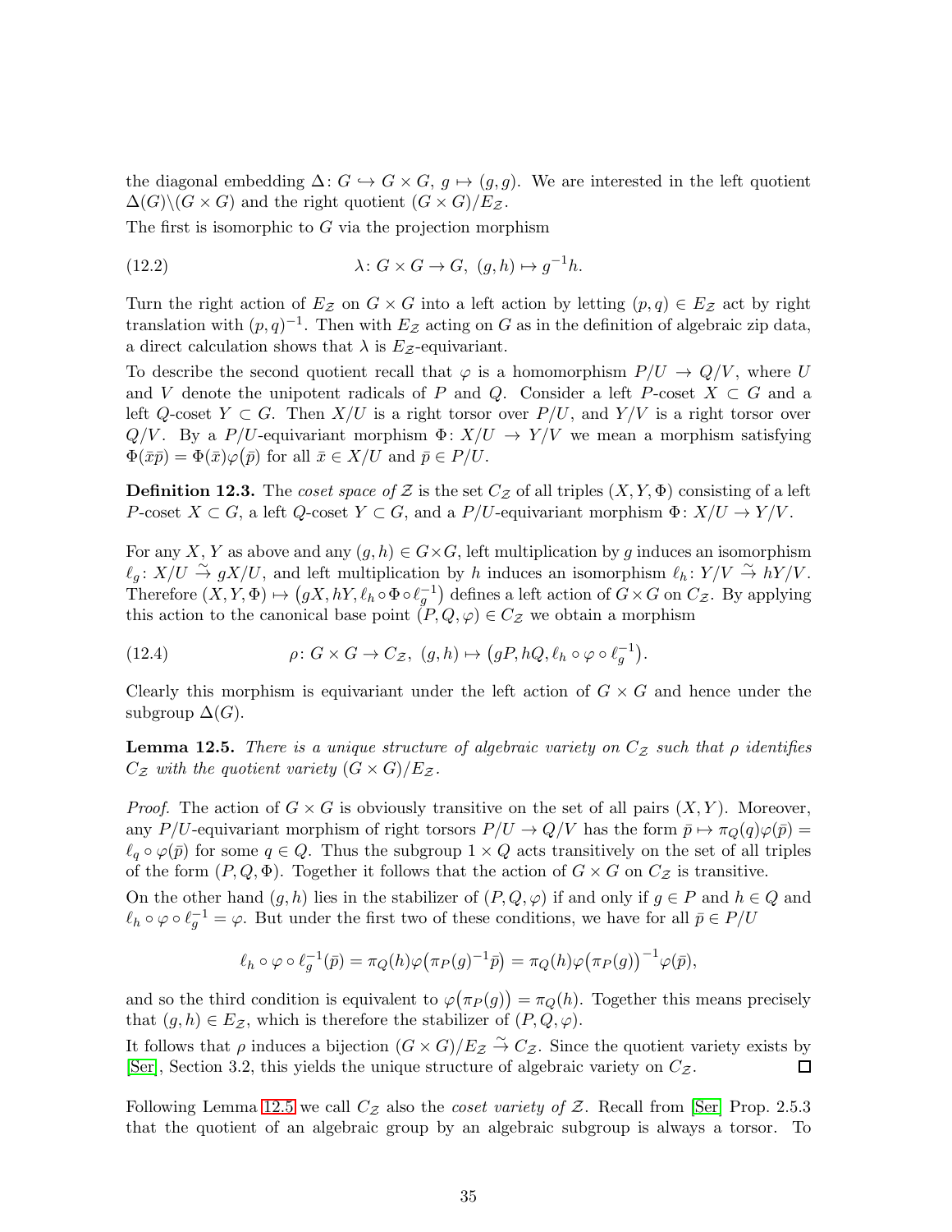the diagonal embedding $\Delta\colon G \hookrightarrow G\times G$, $g\mapsto (g,g)$. We are interested in the left quotient $\Delta(G)\backslash(G\times G)$ and the right quotient $(G\times G)/E_{\mathcal{Z}}$.

The first is isomorphic to $G$ via the projection morphism

$$\lambda\colon G\times G\to G,\ (g,h)\mapsto g^{-1}h. \tag{12.2}$$

Turn the right action of $E_{\mathcal{Z}}$ on $G\times G$ into a left action by letting $(p,q)\in E_{\mathcal{Z}}$ act by right translation with $(p,q)^{-1}$. Then with $E_{\mathcal{Z}}$ acting on $G$ as in the definition of algebraic zip data, a direct calculation shows that $\lambda$ is $E_{\mathcal{Z}}$-equivariant.

To describe the second quotient recall that $\varphi$ is a homomorphism $P/U\to Q/V$, where $U$ and $V$ denote the unipotent radicals of $P$ and $Q$. Consider a left $P$-coset $X\subset G$ and a left $Q$-coset $Y\subset G$. Then $X/U$ is a right torsor over $P/U$, and $Y/V$ is a right torsor over $Q/V$. By a $P/U$-equivariant morphism $\Phi\colon X/U\to Y/V$ we mean a morphism satisfying $\Phi(\bar{x}\bar{p})=\Phi(\bar{x})\varphi(\bar{p})$ for all $\bar{x}\in X/U$ and $\bar{p}\in P/U$.

**Definition 12.3.** The *coset space of* $\mathcal{Z}$ is the set $C_{\mathcal{Z}}$ of all triples $(X,Y,\Phi)$ consisting of a left $P$-coset $X\subset G$, a left $Q$-coset $Y\subset G$, and a $P/U$-equivariant morphism $\Phi\colon X/U\to Y/V$.

For any $X$, $Y$ as above and any $(g,h)\in G\times G$, left multiplication by $g$ induces an isomorphism $\ell_g\colon X/U \xrightarrow{\sim} gX/U$, and left multiplication by $h$ induces an isomorphism $\ell_h\colon Y/V\xrightarrow{\sim} hY/V$. Therefore $(X,Y,\Phi)\mapsto \big(gX,hY,\ell_h\circ\Phi\circ\ell_g^{-1}\big)$ defines a left action of $G\times G$ on $C_{\mathcal{Z}}$. By applying this action to the canonical base point $(P,Q,\varphi)\in C_{\mathcal{Z}}$ we obtain a morphism

$$\rho\colon G\times G\to C_{\mathcal{Z}},\ (g,h)\mapsto \big(gP,hQ,\ell_h\circ\varphi\circ\ell_g^{-1}\big). \tag{12.4}$$

Clearly this morphism is equivariant under the left action of $G\times G$ and hence under the subgroup $\Delta(G)$.

**Lemma 12.5.** *There is a unique structure of algebraic variety on $C_{\mathcal{Z}}$ such that $\rho$ identifies $C_{\mathcal{Z}}$ with the quotient variety $(G\times G)/E_{\mathcal{Z}}$.*

*Proof.* The action of $G\times G$ is obviously transitive on the set of all pairs $(X,Y)$. Moreover, any $P/U$-equivariant morphism of right torsors $P/U\to Q/V$ has the form $\bar{p}\mapsto \pi_Q(q)\varphi(\bar{p}) = \ell_q\circ\varphi(\bar{p})$ for some $q\in Q$. Thus the subgroup $1\times Q$ acts transitively on the set of all triples of the form $(P,Q,\Phi)$. Together it follows that the action of $G\times G$ on $C_{\mathcal{Z}}$ is transitive.

On the other hand $(g,h)$ lies in the stabilizer of $(P,Q,\varphi)$ if and only if $g\in P$ and $h\in Q$ and $\ell_h\circ\varphi\circ\ell_g^{-1}=\varphi$. But under the first two of these conditions, we have for all $\bar{p}\in P/U$

$$\ell_h\circ\varphi\circ\ell_g^{-1}(\bar{p}) = \pi_Q(h)\varphi\big(\pi_P(g)^{-1}\bar{p}\big) = \pi_Q(h)\varphi\big(\pi_P(g)\big)^{-1}\varphi(\bar{p}),$$

and so the third condition is equivalent to $\varphi\big(\pi_P(g)\big)=\pi_Q(h)$. Together this means precisely that $(g,h)\in E_{\mathcal{Z}}$, which is therefore the stabilizer of $(P,Q,\varphi)$.

It follows that $\rho$ induces a bijection $(G\times G)/E_{\mathcal{Z}}\xrightarrow{\sim} C_{\mathcal{Z}}$. Since the quotient variety exists by [Ser], Section 3.2, this yields the unique structure of algebraic variety on $C_{\mathcal{Z}}$. $\square$

Following Lemma 12.5 we call $C_{\mathcal{Z}}$ also the *coset variety of* $\mathcal{Z}$. Recall from [Ser] Prop. 2.5.3 that the quotient of an algebraic group by an algebraic subgroup is always a torsor. To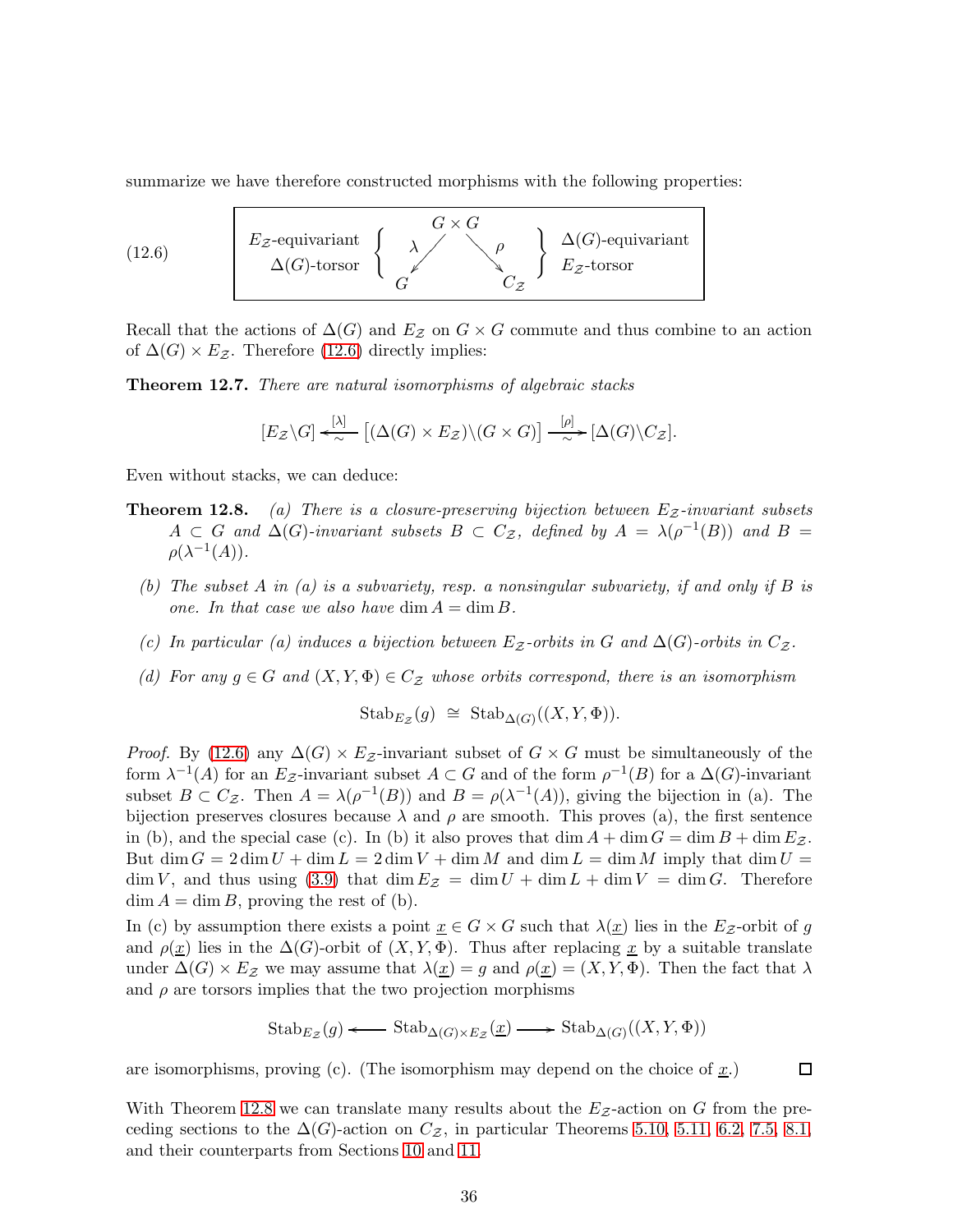summarize we have therefore constructed morphisms with the following properties:

$$
\text{(12.6)} \qquad \boxed{\begin{array}{ccc} & G\times G & \\ E_{\mathcal{Z}}\text{-equivariant} \quad \Delta(G)\text{-torsor} \left\{ \;\; \swarrow^{\lambda} \right. & & \left. \searrow^{\rho} \;\; \right\} \; \Delta(G)\text{-equivariant} \quad E_{\mathcal{Z}}\text{-torsor} \\ G & & C_{\mathcal{Z}} \end{array}}
$$

Recall that the actions of $\Delta(G)$ and $E_{\mathcal{Z}}$ on $G\times G$ commute and thus combine to an action of $\Delta(G)\times E_{\mathcal{Z}}$. Therefore (12.6) directly implies:

**Theorem 12.7.** *There are natural isomorphisms of algebraic stacks*

$$[E_{\mathcal{Z}}\backslash G] \xleftarrow[\sim]{[\lambda]} \big[(\Delta(G)\times E_{\mathcal{Z}})\backslash (G\times G)\big] \xrightarrow[\sim]{[\rho]} [\Delta(G)\backslash C_{\mathcal{Z}}].$$

Even without stacks, we can deduce:

**Theorem 12.8.** *(a) There is a closure-preserving bijection between $E_{\mathcal{Z}}$-invariant subsets $A\subset G$ and $\Delta(G)$-invariant subsets $B\subset C_{\mathcal{Z}}$, defined by $A=\lambda(\rho^{-1}(B))$ and $B=\rho(\lambda^{-1}(A))$.*

*(b) The subset $A$ in (a) is a subvariety, resp. a nonsingular subvariety, if and only if $B$ is one. In that case we also have $\dim A=\dim B$.*

*(c) In particular (a) induces a bijection between $E_{\mathcal{Z}}$-orbits in $G$ and $\Delta(G)$-orbits in $C_{\mathcal{Z}}$.*

*(d) For any $g\in G$ and $(X,Y,\Phi)\in C_{\mathcal{Z}}$ whose orbits correspond, there is an isomorphism*

$$\mathrm{Stab}_{E_{\mathcal{Z}}}(g) \;\cong\; \mathrm{Stab}_{\Delta(G)}((X,Y,\Phi)).$$

*Proof.* By (12.6) any $\Delta(G)\times E_{\mathcal{Z}}$-invariant subset of $G\times G$ must be simultaneously of the form $\lambda^{-1}(A)$ for an $E_{\mathcal{Z}}$-invariant subset $A\subset G$ and of the form $\rho^{-1}(B)$ for a $\Delta(G)$-invariant subset $B\subset C_{\mathcal{Z}}$. Then $A=\lambda(\rho^{-1}(B))$ and $B=\rho(\lambda^{-1}(A))$, giving the bijection in (a). The bijection preserves closures because $\lambda$ and $\rho$ are smooth. This proves (a), the first sentence in (b), and the special case (c). In (b) it also proves that $\dim A+\dim G=\dim B+\dim E_{\mathcal{Z}}$. But $\dim G=2\dim U+\dim L=2\dim V+\dim M$ and $\dim L=\dim M$ imply that $\dim U=\dim V$, and thus using (3.9) that $\dim E_{\mathcal{Z}}=\dim U+\dim L+\dim V=\dim G$. Therefore $\dim A=\dim B$, proving the rest of (b).

In (c) by assumption there exists a point $\underline{x}\in G\times G$ such that $\lambda(\underline{x})$ lies in the $E_{\mathcal{Z}}$-orbit of $g$ and $\rho(\underline{x})$ lies in the $\Delta(G)$-orbit of $(X,Y,\Phi)$. Thus after replacing $\underline{x}$ by a suitable translate under $\Delta(G)\times E_{\mathcal{Z}}$ we may assume that $\lambda(\underline{x})=g$ and $\rho(\underline{x})=(X,Y,\Phi)$. Then the fact that $\lambda$ and $\rho$ are torsors implies that the two projection morphisms

$$\mathrm{Stab}_{E_{\mathcal{Z}}}(g) \longleftarrow \mathrm{Stab}_{\Delta(G)\times E_{\mathcal{Z}}}(\underline{x}) \longrightarrow \mathrm{Stab}_{\Delta(G)}((X,Y,\Phi))$$

are isomorphisms, proving (c). (The isomorphism may depend on the choice of $\underline{x}$.) $\square$

With Theorem 12.8 we can translate many results about the $E_{\mathcal{Z}}$-action on $G$ from the preceding sections to the $\Delta(G)$-action on $C_{\mathcal{Z}}$, in particular Theorems 5.10, 5.11, 6.2, 7.5, 8.1, and their counterparts from Sections 10 and 11.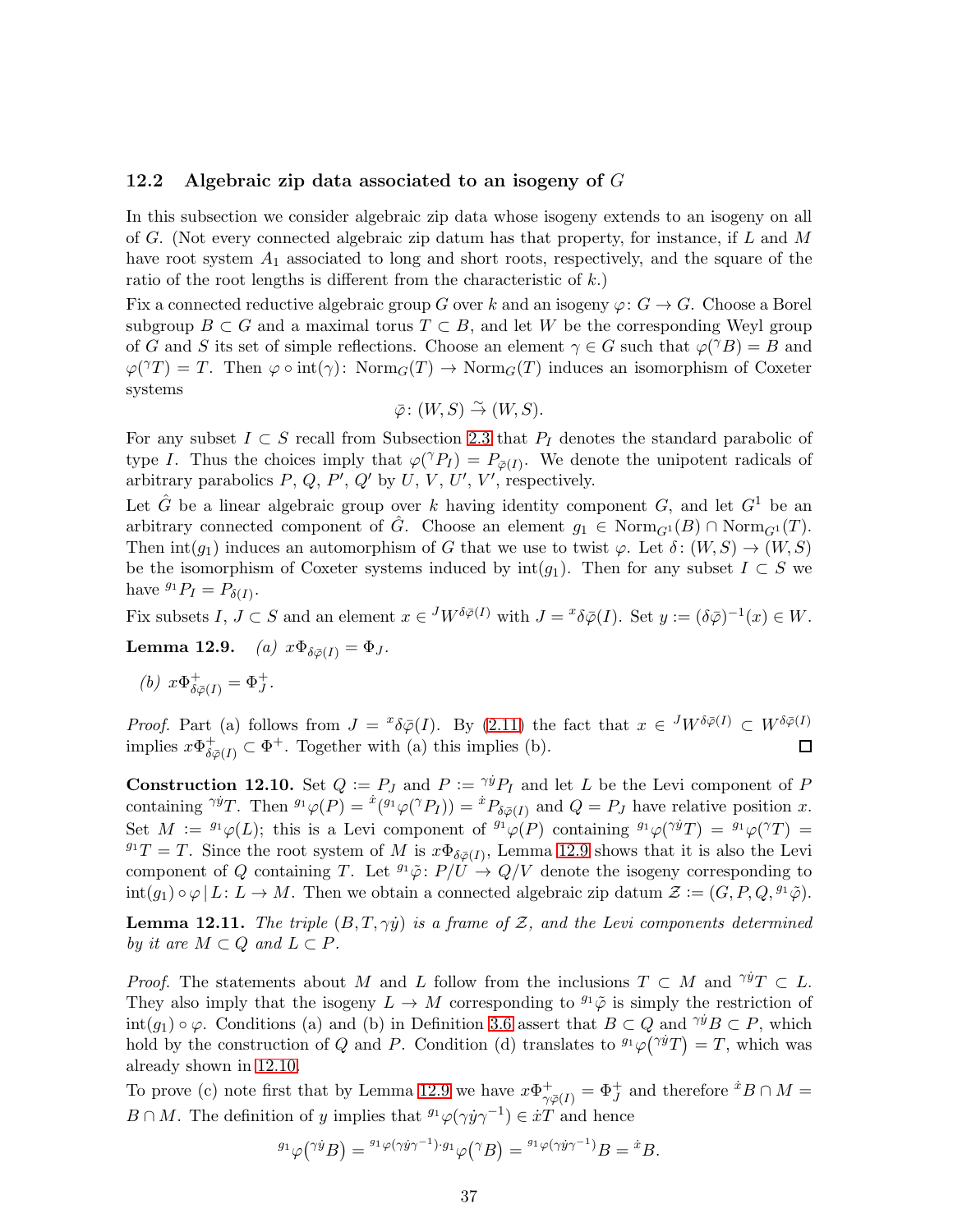### 12.2 Algebraic zip data associated to an isogeny of $G$

In this subsection we consider algebraic zip data whose isogeny extends to an isogeny on all of $G$. (Not every connected algebraic zip datum has that property, for instance, if $L$ and $M$ have root system $A_1$ associated to long and short roots, respectively, and the square of the ratio of the root lengths is different from the characteristic of $k$.)

Fix a connected reductive algebraic group $G$ over $k$ and an isogeny $\varphi\colon G \to G$. Choose a Borel subgroup $B \subset G$ and a maximal torus $T \subset B$, and let $W$ be the corresponding Weyl group of $G$ and $S$ its set of simple reflections. Choose an element $\gamma \in G$ such that $\varphi({}^{\gamma}B) = B$ and $\varphi({}^{\gamma}T) = T$. Then $\varphi \circ \mathrm{int}(\gamma)\colon \mathrm{Norm}_G(T) \to \mathrm{Norm}_G(T)$ induces an isomorphism of Coxeter systems

$$\bar{\varphi}\colon (W,S) \xrightarrow{\sim} (W,S).$$

For any subset $I \subset S$ recall from Subsection 2.3 that $P_I$ denotes the standard parabolic of type $I$. Thus the choices imply that $\varphi({}^{\gamma}P_I) = P_{\bar{\varphi}(I)}$. We denote the unipotent radicals of arbitrary parabolics $P$, $Q$, $P'$, $Q'$ by $U$, $V$, $U'$, $V'$, respectively.

Let $\hat{G}$ be a linear algebraic group over $k$ having identity component $G$, and let $G^1$ be an arbitrary connected component of $\hat{G}$. Choose an element $g_1 \in \mathrm{Norm}_{G^1}(B) \cap \mathrm{Norm}_{G^1}(T)$. Then $\mathrm{int}(g_1)$ induces an automorphism of $G$ that we use to twist $\varphi$. Let $\delta\colon (W,S) \to (W,S)$ be the isomorphism of Coxeter systems induced by $\mathrm{int}(g_1)$. Then for any subset $I \subset S$ we have ${}^{g_1}P_I = P_{\delta(I)}$.

Fix subsets $I$, $J \subset S$ and an element $x \in {}^{J}W^{\delta\bar{\varphi}(I)}$ with $J = {}^{x}\delta\bar{\varphi}(I)$. Set $y := (\delta\bar{\varphi})^{-1}(x) \in W$.

**Lemma 12.9.** *(a)* $x\Phi_{\delta\bar{\varphi}(I)} = \Phi_J$.

*(b)* $x\Phi^+_{\delta\bar{\varphi}(I)} = \Phi^+_J$.

*Proof.* Part (a) follows from $J = {}^{x}\delta\bar{\varphi}(I)$. By (2.11) the fact that $x \in {}^{J}W^{\delta\bar{\varphi}(I)} \subset W^{\delta\bar{\varphi}(I)}$ implies $x\Phi^+_{\delta\bar{\varphi}(I)} \subset \Phi^+$. Together with (a) this implies (b). $\square$

**Construction 12.10.** Set $Q := P_J$ and $P := {}^{\gamma\dot{y}}P_I$ and let $L$ be the Levi component of $P$ containing ${}^{\gamma\dot{y}}T$. Then ${}^{g_1}\varphi(P) = {}^{\dot{x}}({}^{g_1}\varphi({}^{\gamma}P_I)) = {}^{\dot{x}}P_{\delta\bar{\varphi}(I)}$ and $Q = P_J$ have relative position $x$. Set $M := {}^{g_1}\varphi(L)$; this is a Levi component of ${}^{g_1}\varphi(P)$ containing ${}^{g_1}\varphi({}^{\gamma\dot{y}}T) = {}^{g_1}\varphi({}^{\gamma}T) = {}^{g_1}T = T$. Since the root system of $M$ is $x\Phi_{\delta\bar{\varphi}(I)}$, Lemma 12.9 shows that it is also the Levi component of $Q$ containing $T$. Let ${}^{g_1}\tilde{\varphi}\colon P/U \to Q/V$ denote the isogeny corresponding to $\mathrm{int}(g_1) \circ \varphi \,|\, L\colon L \to M$. Then we obtain a connected algebraic zip datum $\mathcal{Z} := (G, P, Q, {}^{g_1}\tilde{\varphi})$.

**Lemma 12.11.** *The triple $(B, T, \gamma\dot{y})$ is a frame of $\mathcal{Z}$, and the Levi components determined by it are $M \subset Q$ and $L \subset P$.*

*Proof.* The statements about $M$ and $L$ follow from the inclusions $T \subset M$ and ${}^{\gamma\dot{y}}T \subset L$. They also imply that the isogeny $L \to M$ corresponding to ${}^{g_1}\tilde{\varphi}$ is simply the restriction of $\mathrm{int}(g_1) \circ \varphi$. Conditions (a) and (b) in Definition 3.6 assert that $B \subset Q$ and ${}^{\gamma\dot{y}}B \subset P$, which hold by the construction of $Q$ and $P$. Condition (d) translates to ${}^{g_1}\varphi\big({}^{\gamma\dot{y}}T\big) = T$, which was already shown in 12.10.

To prove (c) note first that by Lemma 12.9 we have $x\Phi^+_{\gamma\bar{\varphi}(I)} = \Phi^+_J$ and therefore ${}^{\dot{x}}B \cap M = B \cap M$. The definition of $y$ implies that ${}^{g_1}\varphi(\gamma\dot{y}\gamma^{-1}) \in \dot{x}T$ and hence

$${}^{g_1}\varphi\big({}^{\gamma\dot{y}}B\big) = {}^{{}^{g_1}\varphi(\gamma\dot{y}\gamma^{-1})\cdot {}^{g_1}}\varphi\big({}^{\gamma}B\big) = {}^{{}^{g_1}\varphi(\gamma\dot{y}\gamma^{-1})}B = {}^{\dot{x}}B.$$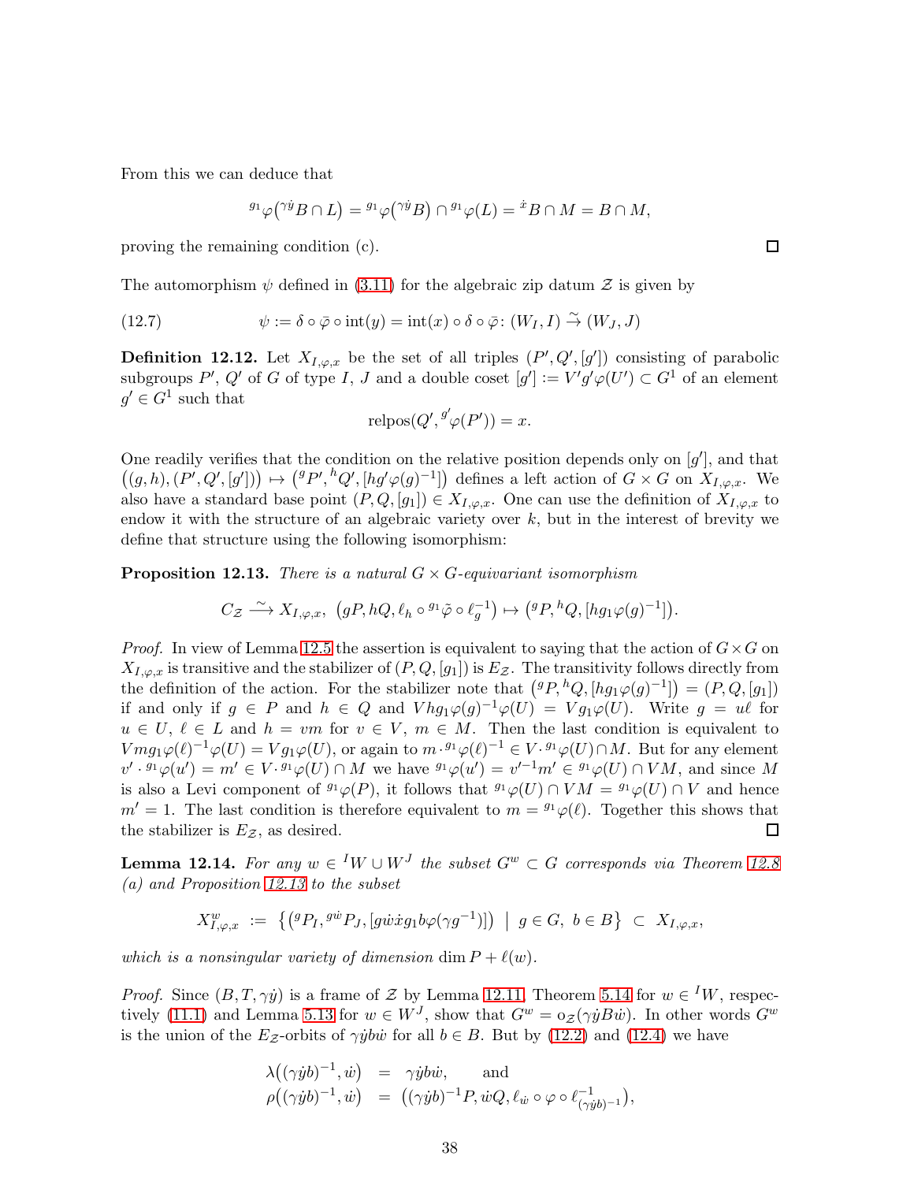From this we can deduce that

$$ {}^{g_1}\varphi\big({}^{\gamma\dot y}B \cap L\big) = {}^{g_1}\varphi\big({}^{\gamma\dot y}B\big) \cap {}^{g_1}\varphi(L) = {}^{\dot x}B \cap M = B \cap M, $$

proving the remaining condition (c). $\square$

The automorphism $\psi$ defined in (3.11) for the algebraic zip datum $\mathcal{Z}$ is given by

$$ \psi := \delta \circ \bar\varphi \circ \mathrm{int}(y) = \mathrm{int}(x) \circ \delta \circ \bar\varphi \colon (W_I, I) \xrightarrow{\sim} (W_J, J) \tag{12.7} $$

**Definition 12.12.** Let $X_{I,\varphi,x}$ be the set of all triples $(P', Q', [g'])$ consisting of parabolic subgroups $P'$, $Q'$ of $G$ of type $I$, $J$ and a double coset $[g'] := V'g'\varphi(U') \subset G^1$ of an element $g' \in G^1$ such that

$$ \mathrm{relpos}(Q', {}^{g'}\varphi(P')) = x. $$

One readily verifies that the condition on the relative position depends only on $[g']$, and that $\big((g,h),(P',Q',[g'])\big) \mapsto \big({}^{g}P', {}^{h}Q', [hg'\varphi(g)^{-1}]\big)$ defines a left action of $G \times G$ on $X_{I,\varphi,x}$. We also have a standard base point $(P, Q, [g_1]) \in X_{I,\varphi,x}$. One can use the definition of $X_{I,\varphi,x}$ to endow it with the structure of an algebraic variety over $k$, but in the interest of brevity we define that structure using the following isomorphism:

**Proposition 12.13.** *There is a natural $G \times G$-equivariant isomorphism*

$$ C_{\mathcal{Z}} \xrightarrow{\sim} X_{I,\varphi,x},\ \ \big(gP, hQ, \ell_h \circ {}^{g_1}\tilde\varphi \circ \ell_g^{-1}\big) \mapsto \big({}^{g}P, {}^{h}Q, [hg_1\varphi(g)^{-1}]\big). $$

*Proof.* In view of Lemma 12.5 the assertion is equivalent to saying that the action of $G\times G$ on $X_{I,\varphi,x}$ is transitive and the stabilizer of $(P, Q, [g_1])$ is $E_{\mathcal{Z}}$. The transitivity follows directly from the definition of the action. For the stabilizer note that $\big({}^{g}P, {}^{h}Q, [hg_1\varphi(g)^{-1}]\big) = (P, Q, [g_1])$ if and only if $g \in P$ and $h \in Q$ and $Vhg_1\varphi(g)^{-1}\varphi(U) = Vg_1\varphi(U)$. Write $g = u\ell$ for $u \in U$, $\ell \in L$ and $h = vm$ for $v \in V$, $m \in M$. Then the last condition is equivalent to $Vmg_1\varphi(\ell)^{-1}\varphi(U) = Vg_1\varphi(U)$, or again to $m \cdot {}^{g_1}\varphi(\ell)^{-1} \in V \cdot {}^{g_1}\varphi(U) \cap M$. But for any element $v' \cdot {}^{g_1}\varphi(u') = m' \in V \cdot {}^{g_1}\varphi(U) \cap M$ we have ${}^{g_1}\varphi(u') = v'^{-1}m' \in {}^{g_1}\varphi(U) \cap VM$, and since $M$ is also a Levi component of ${}^{g_1}\varphi(P)$, it follows that ${}^{g_1}\varphi(U) \cap VM = {}^{g_1}\varphi(U) \cap V$ and hence $m' = 1$. The last condition is therefore equivalent to $m = {}^{g_1}\varphi(\ell)$. Together this shows that the stabilizer is $E_{\mathcal{Z}}$, as desired. $\square$

**Lemma 12.14.** *For any $w \in {}^IW \cup W^J$ the subset $G^w \subset G$ corresponds via Theorem 12.8 (a) and Proposition 12.13 to the subset*

$$ X^w_{I,\varphi,x} := \big\{ \big({}^{g}P_I, {}^{g\dot w}P_J, [g\dot w\dot x g_1 b\varphi(\gamma g^{-1})]\big) \ \big|\ g \in G,\ b \in B \big\} \subset X_{I,\varphi,x}, $$

*which is a nonsingular variety of dimension $\dim P + \ell(w)$.*

*Proof.* Since $(B, T, \gamma\dot y)$ is a frame of $\mathcal{Z}$ by Lemma 12.11, Theorem 5.14 for $w \in {}^IW$, respectively (11.1) and Lemma 5.13 for $w \in W^J$, show that $G^w = o_{\mathcal{Z}}(\gamma\dot yB\dot w)$. In other words $G^w$ is the union of the $E_{\mathcal{Z}}$-orbits of $\gamma\dot y b\dot w$ for all $b \in B$. But by (12.2) and (12.4) we have

$$ \begin{aligned} \lambda\big((\gamma\dot y b)^{-1}, \dot w\big) &= \gamma\dot y b\dot w, \qquad \text{and} \\ \rho\big((\gamma\dot y b)^{-1}, \dot w\big) &= \big((\gamma\dot y b)^{-1}P, \dot wQ, \ell_{\dot w} \circ \varphi \circ \ell^{-1}_{(\gamma\dot y b)^{-1}}\big), \end{aligned} $$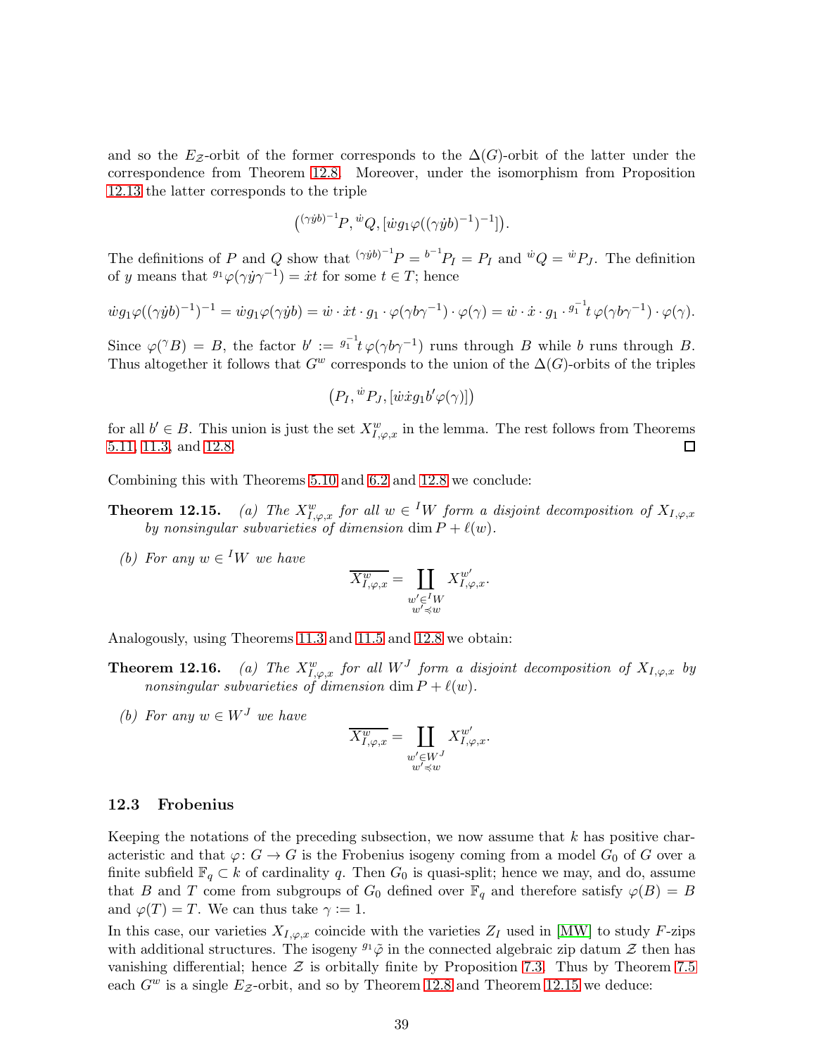and so the $E_{\mathcal{Z}}$-orbit of the former corresponds to the $\Delta(G)$-orbit of the latter under the correspondence from Theorem 12.8. Moreover, under the isomorphism from Proposition 12.13 the latter corresponds to the triple

$$\big({}^{(\gamma\dot{y}b)^{-1}}P, {}^{\dot{w}}Q, [\dot{w}g_1\varphi((\gamma\dot{y}b)^{-1})^{-1}]\big).$$

The definitions of $P$ and $Q$ show that ${}^{(\gamma\dot{y}b)^{-1}}P = {}^{b^{-1}}P_I = P_I$ and ${}^{\dot{w}}Q = {}^{\dot{w}}P_J$. The definition of $y$ means that ${}^{g_1}\varphi(\gamma\dot{y}\gamma^{-1}) = \dot{x}t$ for some $t \in T$; hence

$$\dot{w}g_1\varphi((\gamma\dot{y}b)^{-1})^{-1} = \dot{w}g_1\varphi(\gamma\dot{y}b) = \dot{w}\cdot\dot{x}t\cdot g_1\cdot\varphi(\gamma b\gamma^{-1})\cdot\varphi(\gamma) = \dot{w}\cdot\dot{x}\cdot g_1\cdot {}^{g_1^{-1}}t\,\varphi(\gamma b\gamma^{-1})\cdot\varphi(\gamma).$$

Since $\varphi({}^{\gamma}B) = B$, the factor $b' := {}^{g_1^{-1}}t\,\varphi(\gamma b\gamma^{-1})$ runs through $B$ while $b$ runs through $B$. Thus altogether it follows that $G^w$ corresponds to the union of the $\Delta(G)$-orbits of the triples

$$\big(P_I, {}^{\dot{w}}P_J, [\dot{w}\dot{x}g_1b'\varphi(\gamma)]\big)$$

for all $b' \in B$. This union is just the set $X^w_{I,\varphi,x}$ in the lemma. The rest follows from Theorems 5.11, 11.3, and 12.8. ☐

Combining this with Theorems 5.10 and 6.2 and 12.8 we conclude:

**Theorem 12.15.** *(a) The $X^w_{I,\varphi,x}$ for all $w \in {}^I W$ form a disjoint decomposition of $X_{I,\varphi,x}$ by nonsingular subvarieties of dimension $\dim P + \ell(w)$.*

*(b) For any $w \in {}^I W$ we have*

$$\overline{X^w_{I,\varphi,x}} = \coprod_{\substack{w' \in {}^I W \\ w' \preccurlyeq w}} X^{w'}_{I,\varphi,x}.$$

Analogously, using Theorems 11.3 and 11.5 and 12.8 we obtain:

**Theorem 12.16.** *(a) The $X^w_{I,\varphi,x}$ for all $W^J$ form a disjoint decomposition of $X_{I,\varphi,x}$ by nonsingular subvarieties of dimension $\dim P + \ell(w)$.*

*(b) For any $w \in W^J$ we have*

$$\overline{X^w_{I,\varphi,x}} = \coprod_{\substack{w' \in W^J \\ w' \preccurlyeq w}} X^{w'}_{I,\varphi,x}.$$

### 12.3 Frobenius

Keeping the notations of the preceding subsection, we now assume that $k$ has positive characteristic and that $\varphi\colon G \to G$ is the Frobenius isogeny coming from a model $G_0$ of $G$ over a finite subfield $\mathbb{F}_q \subset k$ of cardinality $q$. Then $G_0$ is quasi-split; hence we may, and do, assume that $B$ and $T$ come from subgroups of $G_0$ defined over $\mathbb{F}_q$ and therefore satisfy $\varphi(B) = B$ and $\varphi(T) = T$. We can thus take $\gamma := 1$.

In this case, our varieties $X_{I,\varphi,x}$ coincide with the varieties $Z_I$ used in [MW] to study $F$-zips with additional structures. The isogeny ${}^{g_1}\tilde{\varphi}$ in the connected algebraic zip datum $\mathcal{Z}$ then has vanishing differential; hence $\mathcal{Z}$ is orbitally finite by Proposition 7.3. Thus by Theorem 7.5 each $G^w$ is a single $E_{\mathcal{Z}}$-orbit, and so by Theorem 12.8 and Theorem 12.15 we deduce: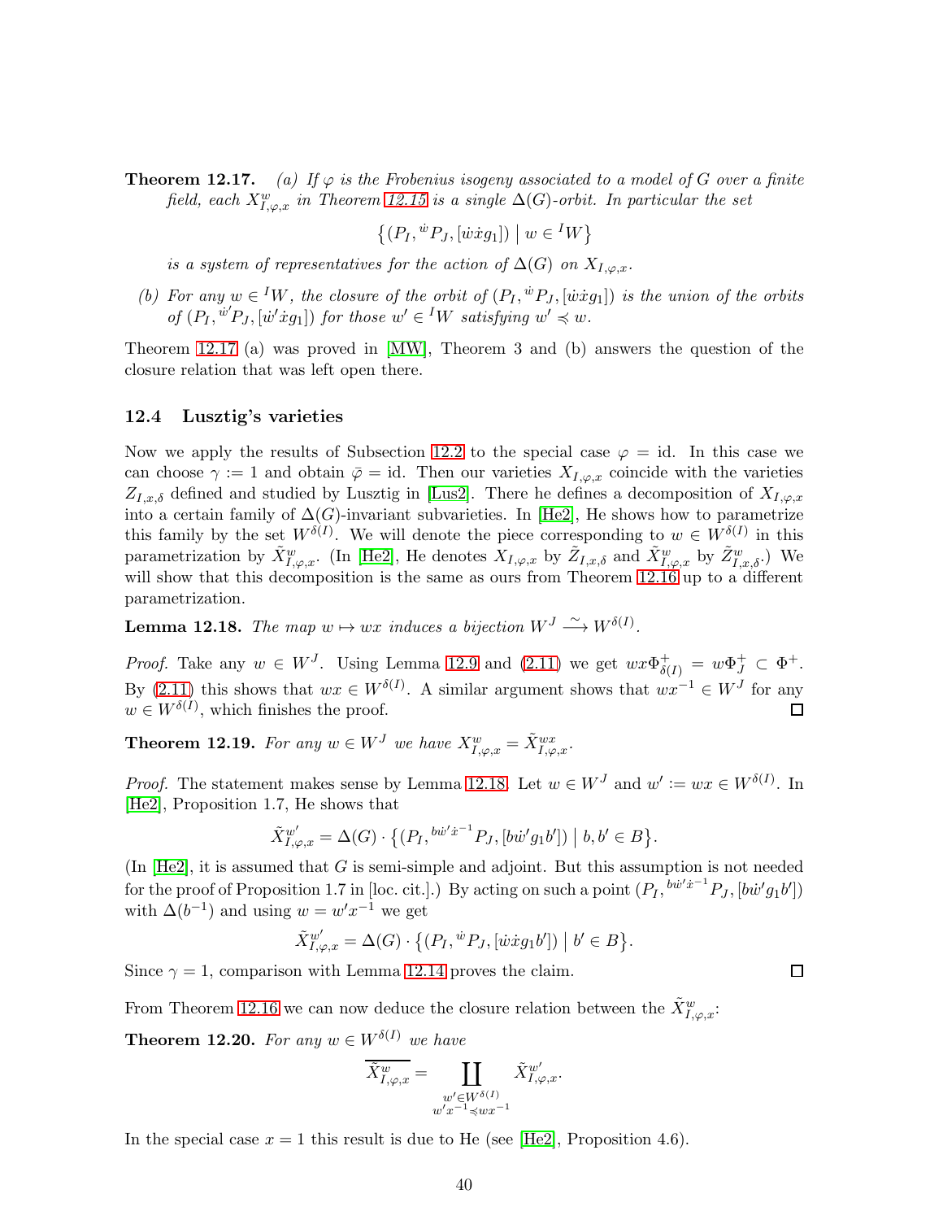**Theorem 12.17.** *(a) If $\varphi$ is the Frobenius isogeny associated to a model of $G$ over a finite field, each $X^w_{I,\varphi,x}$ in Theorem 12.15 is a single $\Delta(G)$-orbit. In particular the set*

$$\big\{(P_I, {}^{\dot w}P_J, [\dot w \dot x g_1]) \;\big|\; w \in {}^IW\big\}$$

*is a system of representatives for the action of $\Delta(G)$ on $X_{I,\varphi,x}$.*

*(b) For any $w \in {}^IW$, the closure of the orbit of $(P_I, {}^{\dot w}P_J, [\dot w \dot x g_1])$ is the union of the orbits of $(P_I, {}^{\dot w'}P_J, [\dot w' \dot x g_1])$ for those $w' \in {}^IW$ satisfying $w' \preccurlyeq w$.*

Theorem 12.17 (a) was proved in [MW], Theorem 3 and (b) answers the question of the closure relation that was left open there.

### 12.4 Lusztig's varieties

Now we apply the results of Subsection 12.2 to the special case $\varphi = \mathrm{id}$. In this case we can choose $\gamma := 1$ and obtain $\bar\varphi = \mathrm{id}$. Then our varieties $X_{I,\varphi,x}$ coincide with the varieties $Z_{I,x,\delta}$ defined and studied by Lusztig in [Lus2]. There he defines a decomposition of $X_{I,\varphi,x}$ into a certain family of $\Delta(G)$-invariant subvarieties. In [He2], He shows how to parametrize this family by the set $W^{\delta(I)}$. We will denote the piece corresponding to $w \in W^{\delta(I)}$ in this parametrization by $\tilde X^w_{I,\varphi,x}$. (In [He2], He denotes $X_{I,\varphi,x}$ by $\tilde Z_{I,x,\delta}$ and $\tilde X^w_{I,\varphi,x}$ by $\tilde Z^w_{I,x,\delta}$.) We will show that this decomposition is the same as ours from Theorem 12.16 up to a different parametrization.

**Lemma 12.18.** *The map $w \mapsto wx$ induces a bijection $W^J \xrightarrow{\sim} W^{\delta(I)}$.*

*Proof.* Take any $w \in W^J$. Using Lemma 12.9 and (2.11) we get $wx\Phi^+_{\delta(I)} = w\Phi^+_J \subset \Phi^+$. By (2.11) this shows that $wx \in W^{\delta(I)}$. A similar argument shows that $wx^{-1} \in W^J$ for any $w \in W^{\delta(I)}$, which finishes the proof. ◻

**Theorem 12.19.** *For any $w \in W^J$ we have $X^w_{I,\varphi,x} = \tilde X^{wx}_{I,\varphi,x}$.*

*Proof.* The statement makes sense by Lemma 12.18. Let $w \in W^J$ and $w' := wx \in W^{\delta(I)}$. In [He2], Proposition 1.7, He shows that

$$\tilde X^{w'}_{I,\varphi,x} = \Delta(G) \cdot \big\{(P_I, {}^{b\dot w' \dot x^{-1}}P_J, [b\dot w' g_1 b']) \;\big|\; b, b' \in B\big\}.$$

(In [He2], it is assumed that $G$ is semi-simple and adjoint. But this assumption is not needed for the proof of Proposition 1.7 in [loc. cit.].) By acting on such a point $(P_I, {}^{b\dot w'\dot x^{-1}}P_J, [b\dot w' g_1 b'])$ with $\Delta(b^{-1})$ and using $w = w'x^{-1}$ we get

$$\tilde X^{w'}_{I,\varphi,x} = \Delta(G) \cdot \big\{(P_I, {}^{\dot w}P_J, [\dot w \dot x g_1 b']) \;\big|\; b' \in B\big\}.$$

Since $\gamma = 1$, comparison with Lemma 12.14 proves the claim. ◻

From Theorem 12.16 we can now deduce the closure relation between the $\tilde X^w_{I,\varphi,x}$:

**Theorem 12.20.** *For any $w \in W^{\delta(I)}$ we have*

$$\overline{\tilde X^w_{I,\varphi,x}} = \coprod_{\substack{w' \in W^{\delta(I)} \\ w'x^{-1} \preccurlyeq wx^{-1}}} \tilde X^{w'}_{I,\varphi,x}.$$

In the special case $x = 1$ this result is due to He (see [He2], Proposition 4.6).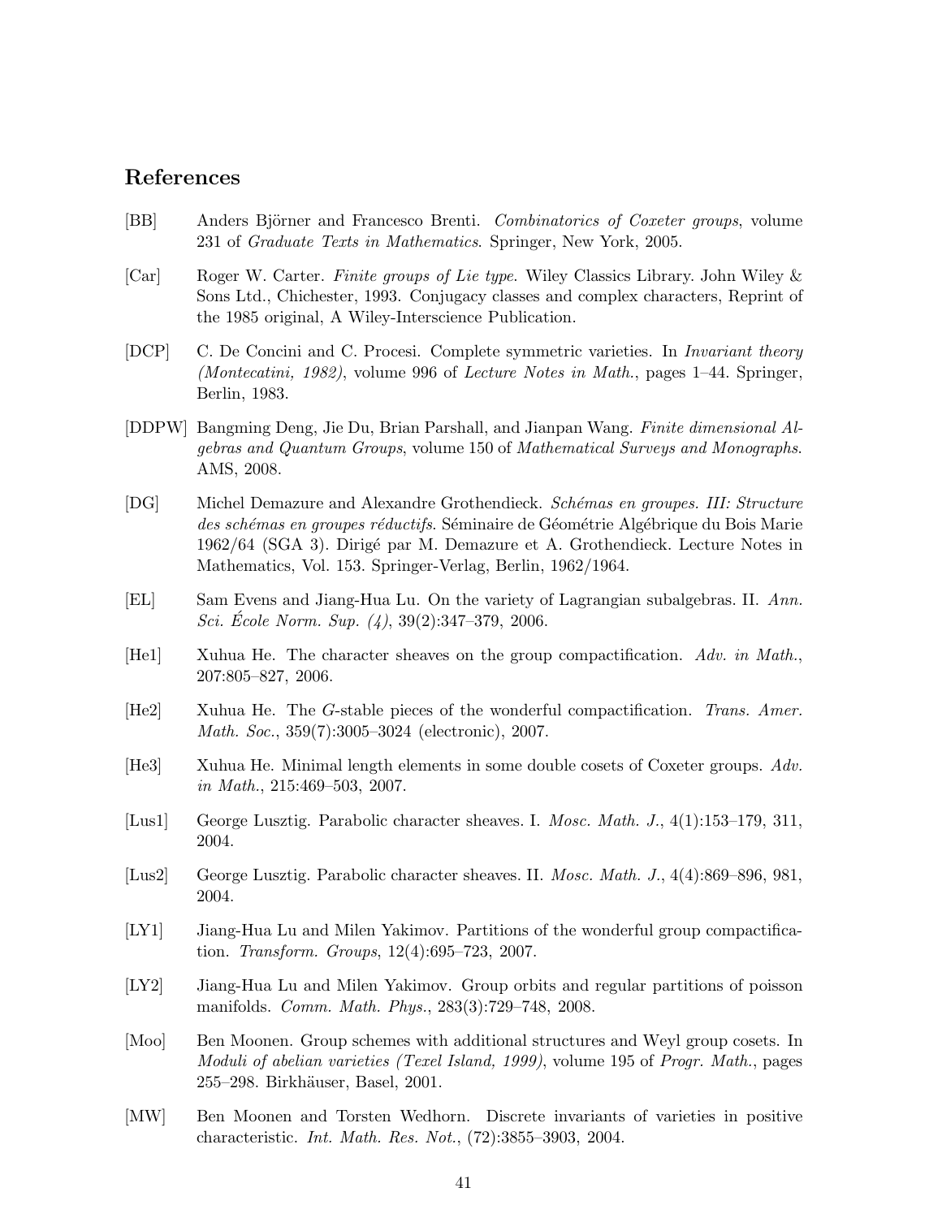## References

[BB] Anders Björner and Francesco Brenti. *Combinatorics of Coxeter groups*, volume 231 of *Graduate Texts in Mathematics*. Springer, New York, 2005.

[Car] Roger W. Carter. *Finite groups of Lie type*. Wiley Classics Library. John Wiley & Sons Ltd., Chichester, 1993. Conjugacy classes and complex characters, Reprint of the 1985 original, A Wiley-Interscience Publication.

[DCP] C. De Concini and C. Procesi. Complete symmetric varieties. In *Invariant theory (Montecatini, 1982)*, volume 996 of *Lecture Notes in Math.*, pages 1–44. Springer, Berlin, 1983.

[DDPW] Bangming Deng, Jie Du, Brian Parshall, and Jianpan Wang. *Finite dimensional Algebras and Quantum Groups*, volume 150 of *Mathematical Surveys and Monographs*. AMS, 2008.

[DG] Michel Demazure and Alexandre Grothendieck. *Schémas en groupes. III: Structure des schémas en groupes réductifs*. Séminaire de Géométrie Algébrique du Bois Marie 1962/64 (SGA 3). Dirigé par M. Demazure et A. Grothendieck. Lecture Notes in Mathematics, Vol. 153. Springer-Verlag, Berlin, 1962/1964.

[EL] Sam Evens and Jiang-Hua Lu. On the variety of Lagrangian subalgebras. II. *Ann. Sci. École Norm. Sup. (4)*, 39(2):347–379, 2006.

[He1] Xuhua He. The character sheaves on the group compactification. *Adv. in Math.*, 207:805–827, 2006.

[He2] Xuhua He. The $G$-stable pieces of the wonderful compactification. *Trans. Amer. Math. Soc.*, 359(7):3005–3024 (electronic), 2007.

[He3] Xuhua He. Minimal length elements in some double cosets of Coxeter groups. *Adv. in Math.*, 215:469–503, 2007.

[Lus1] George Lusztig. Parabolic character sheaves. I. *Mosc. Math. J.*, 4(1):153–179, 311, 2004.

[Lus2] George Lusztig. Parabolic character sheaves. II. *Mosc. Math. J.*, 4(4):869–896, 981, 2004.

[LY1] Jiang-Hua Lu and Milen Yakimov. Partitions of the wonderful group compactification. *Transform. Groups*, 12(4):695–723, 2007.

[LY2] Jiang-Hua Lu and Milen Yakimov. Group orbits and regular partitions of poisson manifolds. *Comm. Math. Phys.*, 283(3):729–748, 2008.

[Moo] Ben Moonen. Group schemes with additional structures and Weyl group cosets. In *Moduli of abelian varieties (Texel Island, 1999)*, volume 195 of *Progr. Math.*, pages 255–298. Birkhäuser, Basel, 2001.

[MW] Ben Moonen and Torsten Wedhorn. Discrete invariants of varieties in positive characteristic. *Int. Math. Res. Not.*, (72):3855–3903, 2004.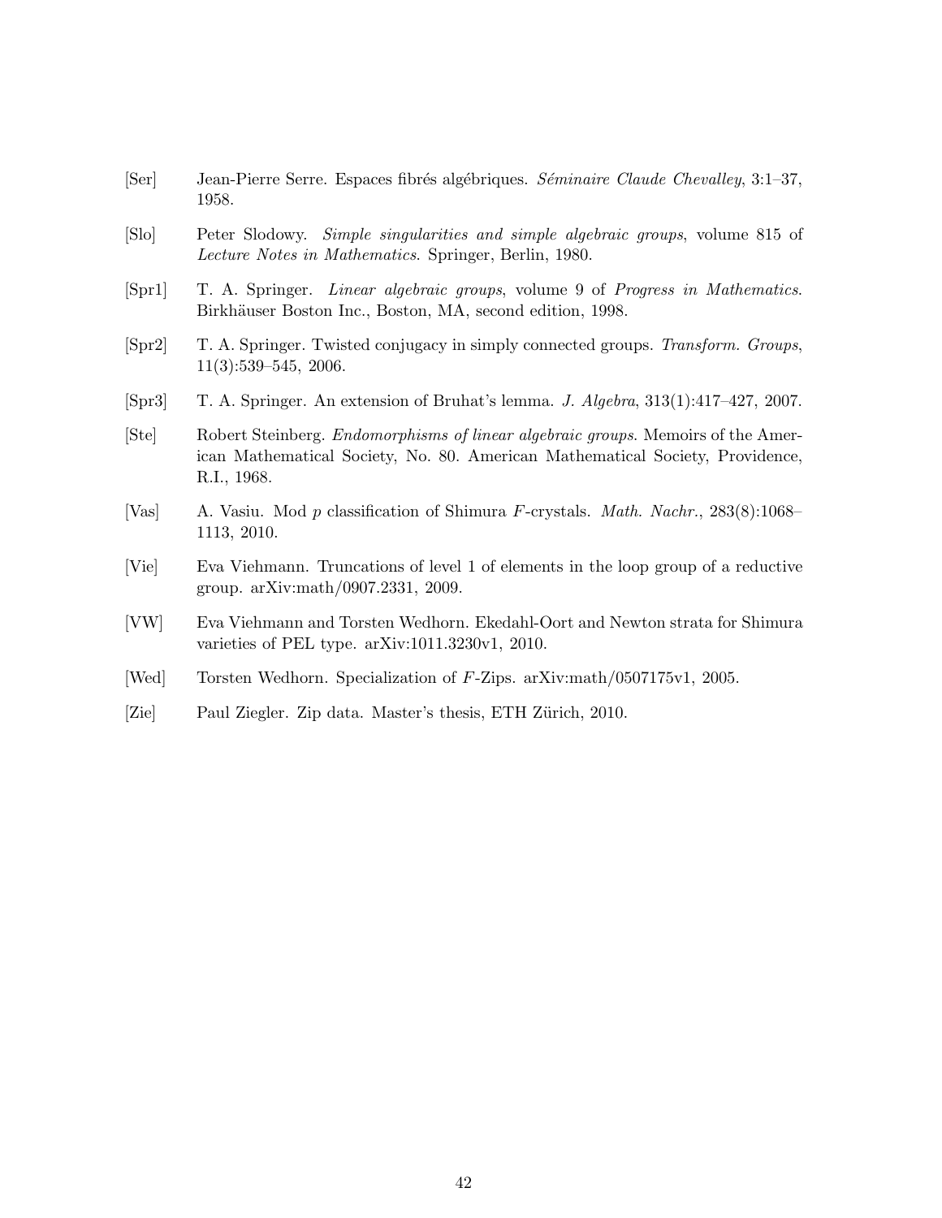[Ser] Jean-Pierre Serre. Espaces fibrés algébriques. *Séminaire Claude Chevalley*, 3:1–37, 1958.

[Slo] Peter Slodowy. *Simple singularities and simple algebraic groups*, volume 815 of *Lecture Notes in Mathematics*. Springer, Berlin, 1980.

[Spr1] T. A. Springer. *Linear algebraic groups*, volume 9 of *Progress in Mathematics*. Birkhäuser Boston Inc., Boston, MA, second edition, 1998.

[Spr2] T. A. Springer. Twisted conjugacy in simply connected groups. *Transform. Groups*, 11(3):539–545, 2006.

[Spr3] T. A. Springer. An extension of Bruhat's lemma. *J. Algebra*, 313(1):417–427, 2007.

[Ste] Robert Steinberg. *Endomorphisms of linear algebraic groups*. Memoirs of the American Mathematical Society, No. 80. American Mathematical Society, Providence, R.I., 1968.

[Vas] A. Vasiu. Mod $p$ classification of Shimura $F$-crystals. *Math. Nachr.*, 283(8):1068–1113, 2010.

[Vie] Eva Viehmann. Truncations of level 1 of elements in the loop group of a reductive group. arXiv:math/0907.2331, 2009.

[VW] Eva Viehmann and Torsten Wedhorn. Ekedahl-Oort and Newton strata for Shimura varieties of PEL type. arXiv:1011.3230v1, 2010.

[Wed] Torsten Wedhorn. Specialization of $F$-Zips. arXiv:math/0507175v1, 2005.

[Zie] Paul Ziegler. Zip data. Master's thesis, ETH Zürich, 2010.